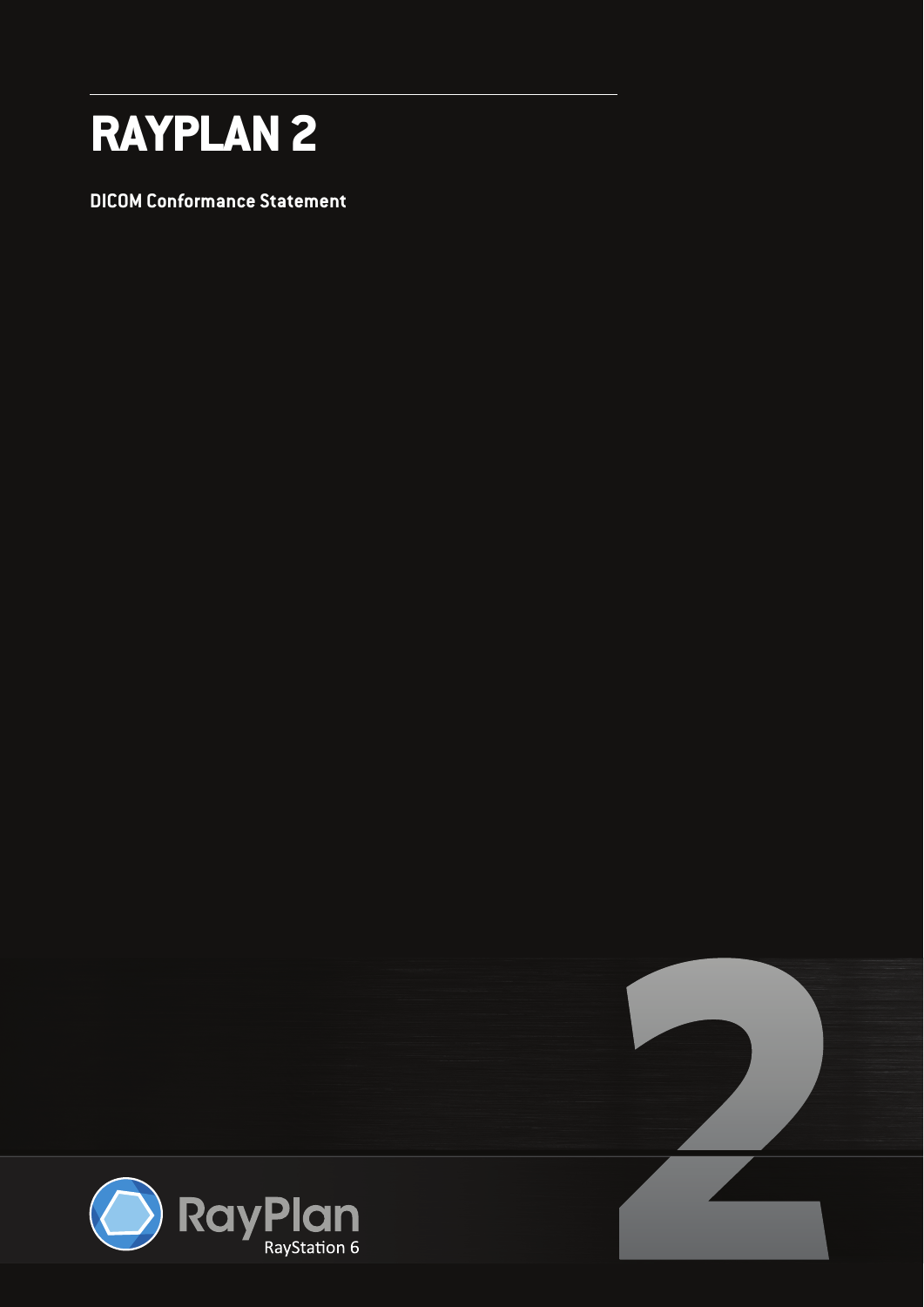# RAYPLAN 2

**DICOM Conformance Statement**

RayPlan

RayStation 6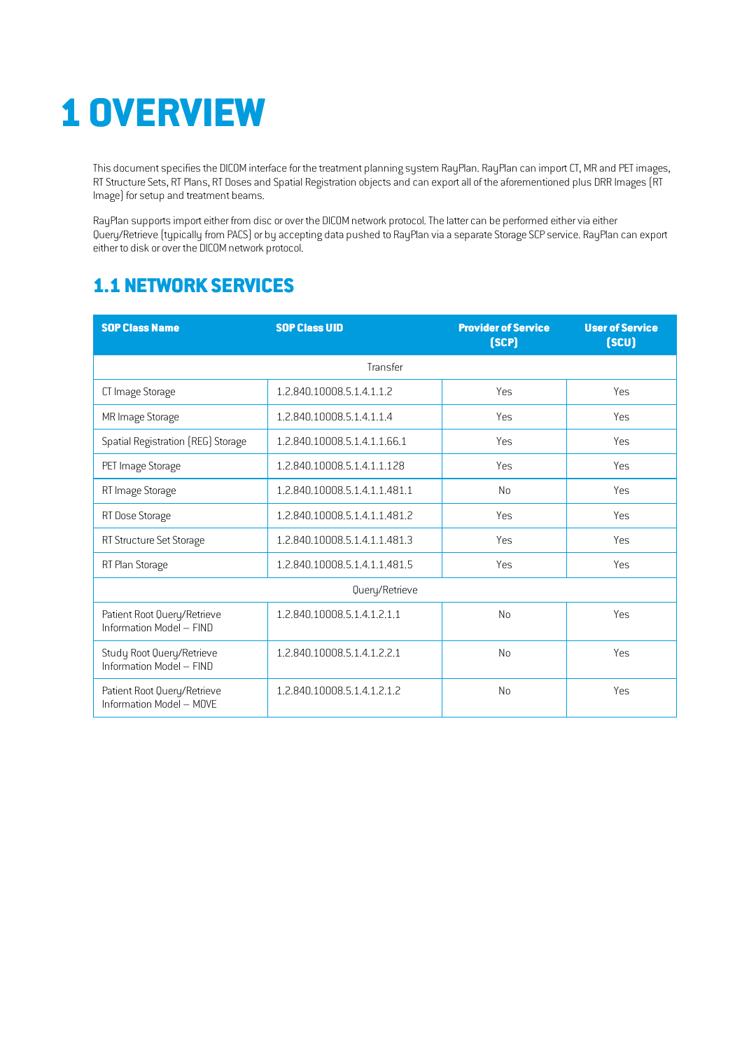# 1 OVERVIEW

This document specifies the DICOM interface for the treatment planning system RayPlan. RayPlan can import CT, MR and PET images, RT Structure Sets, RT Plans, RT Doses and Spatial Registration objects and can export all of the aforementioned plus DRR Images (RT Image) for setup and treatment beams.

RayPlan supports import either from disc or over the DICOM network protocol. The latter can be performed either via either Query/Retrieve (typically from PACS) or by accepting data pushed to RayPlan via a separate Storage SCP service. RayPlan can export either to disk or over the DICOM network protocol.

## 1.1 NETWORK SERVICES

| SOP Class Name | SOP Class UID | Provider of Service (SCP) | User of Service (SCU) |
|---|---|---|---|
| Transfer | | | |
| CT Image Storage | 1.2.840.10008.5.1.4.1.1.2 | Yes | Yes |
| MR Image Storage | 1.2.840.10008.5.1.4.1.1.4 | Yes | Yes |
| Spatial Registration (REG) Storage | 1.2.840.10008.5.1.4.1.1.66.1 | Yes | Yes |
| PET Image Storage | 1.2.840.10008.5.1.4.1.1.128 | Yes | Yes |
| RT Image Storage | 1.2.840.10008.5.1.4.1.1.481.1 | No | Yes |
| RT Dose Storage | 1.2.840.10008.5.1.4.1.1.481.2 | Yes | Yes |
| RT Structure Set Storage | 1.2.840.10008.5.1.4.1.1.481.3 | Yes | Yes |
| RT Plan Storage | 1.2.840.10008.5.1.4.1.1.481.5 | Yes | Yes |
| Query/Retrieve | | | |
| Patient Root Query/Retrieve Information Model – FIND | 1.2.840.10008.5.1.4.1.2.1.1 | No | Yes |
| Study Root Query/Retrieve Information Model – FIND | 1.2.840.10008.5.1.4.1.2.2.1 | No | Yes |
| Patient Root Query/Retrieve Information Model – MOVE | 1.2.840.10008.5.1.4.1.2.1.2 | No | Yes |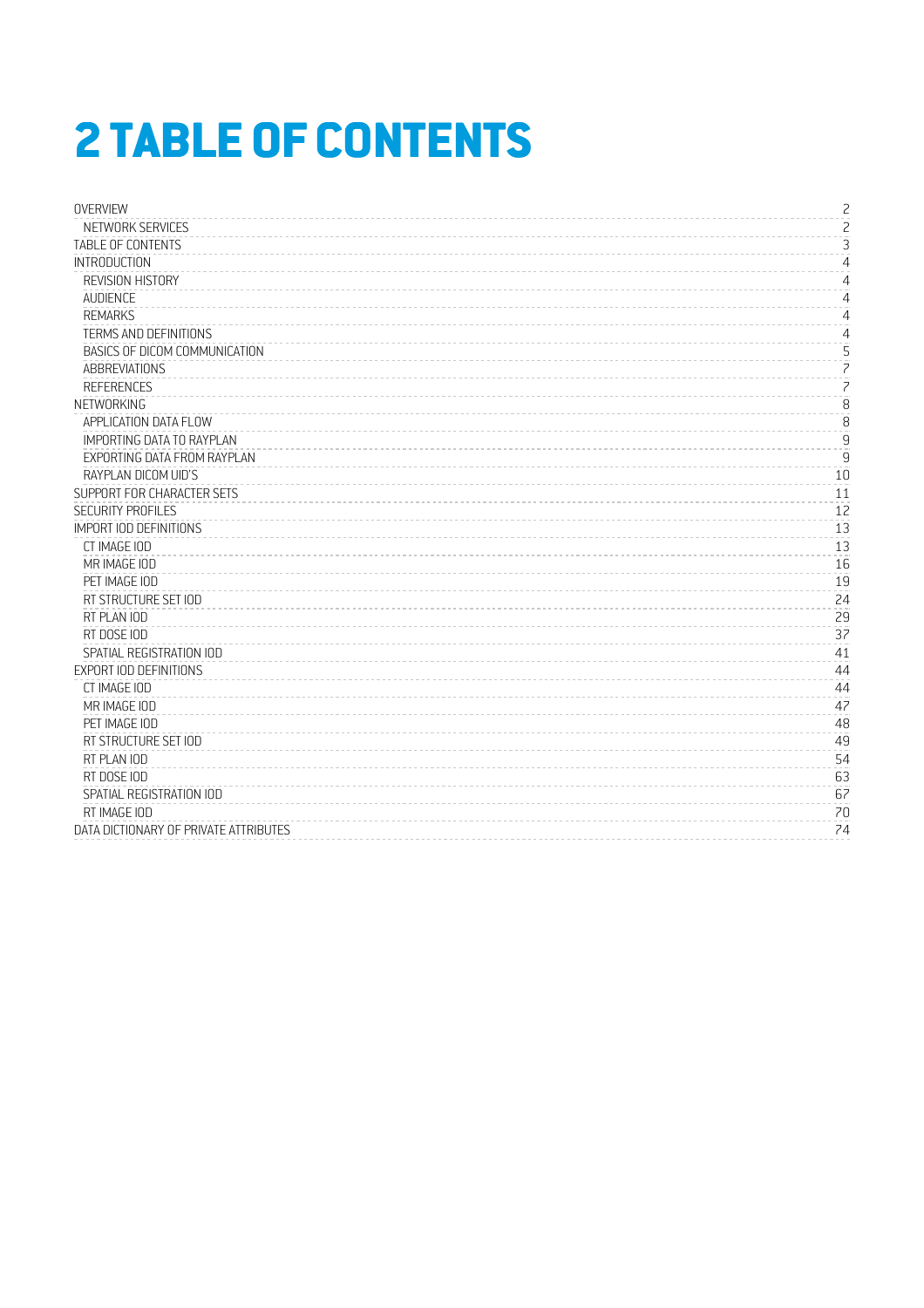# 2 TABLE OF CONTENTS

- OVERVIEW ..... 2
  - NETWORK SERVICES ..... 2
- TABLE OF CONTENTS ..... 3
- INTRODUCTION ..... 4
  - REVISION HISTORY ..... 4
  - AUDIENCE ..... 4
  - REMARKS ..... 4
  - TERMS AND DEFINITIONS ..... 4
  - BASICS OF DICOM COMMUNICATION ..... 5
  - ABBREVIATIONS ..... 7
  - REFERENCES ..... 7
- NETWORKING ..... 8
  - APPLICATION DATA FLOW ..... 8
  - IMPORTING DATA TO RAYPLAN ..... 9
  - EXPORTING DATA FROM RAYPLAN ..... 9
  - RAYPLAN DICOM UID'S ..... 10
- SUPPORT FOR CHARACTER SETS ..... 11
- SECURITY PROFILES ..... 12
- IMPORT IOD DEFINITIONS ..... 13
  - CT IMAGE IOD ..... 13
  - MR IMAGE IOD ..... 16
  - PET IMAGE IOD ..... 19
  - RT STRUCTURE SET IOD ..... 24
  - RT PLAN IOD ..... 29
  - RT DOSE IOD ..... 37
  - SPATIAL REGISTRATION IOD ..... 41
- EXPORT IOD DEFINITIONS ..... 44
  - CT IMAGE IOD ..... 44
  - MR IMAGE IOD ..... 47
  - PET IMAGE IOD ..... 48
  - RT STRUCTURE SET IOD ..... 49
  - RT PLAN IOD ..... 54
  - RT DOSE IOD ..... 63
  - SPATIAL REGISTRATION IOD ..... 67
  - RT IMAGE IOD ..... 70
- DATA DICTIONARY OF PRIVATE ATTRIBUTES ..... 74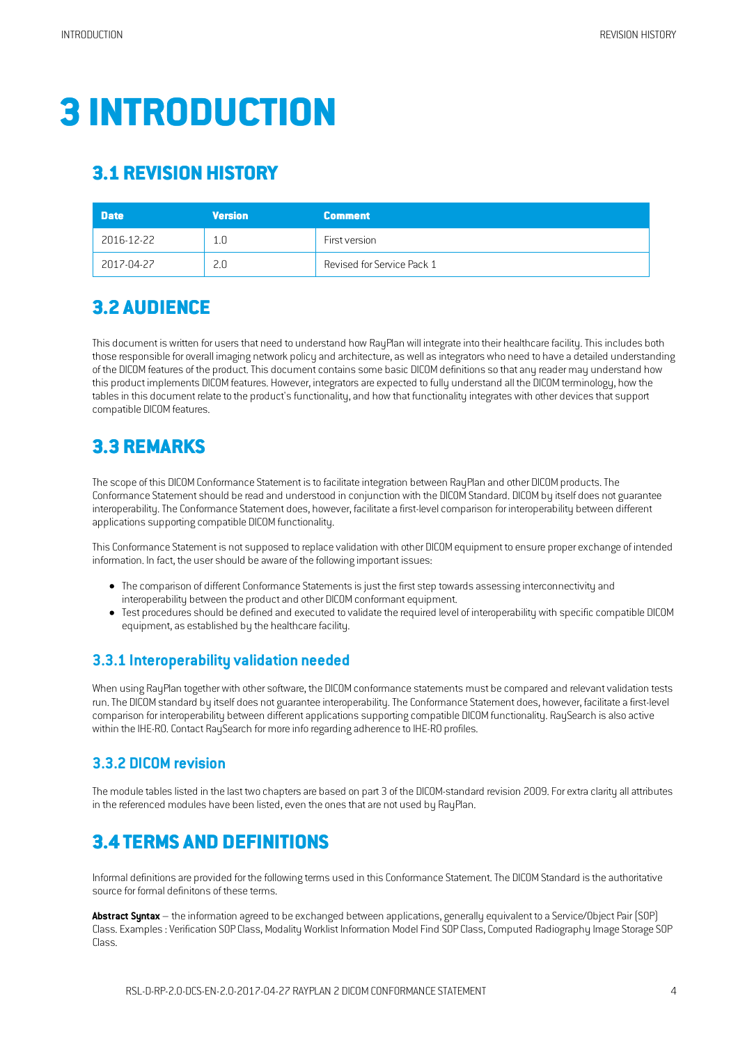# 3 INTRODUCTION

## 3.1 REVISION HISTORY

| Date | Version | Comment |
|---|---|---|
| 2016-12-22 | 1.0 | First version |
| 2017-04-27 | 2.0 | Revised for Service Pack 1 |

## 3.2 AUDIENCE

This document is written for users that need to understand how RayPlan will integrate into their healthcare facility. This includes both those responsible for overall imaging network policy and architecture, as well as integrators who need to have a detailed understanding of the DICOM features of the product. This document contains some basic DICOM definitions so that any reader may understand how this product implements DICOM features. However, integrators are expected to fully understand all the DICOM terminology, how the tables in this document relate to the product's functionality, and how that functionality integrates with other devices that support compatible DICOM features.

## 3.3 REMARKS

The scope of this DICOM Conformance Statement is to facilitate integration between RayPlan and other DICOM products. The Conformance Statement should be read and understood in conjunction with the DICOM Standard. DICOM by itself does not guarantee interoperability. The Conformance Statement does, however, facilitate a first-level comparison for interoperability between different applications supporting compatible DICOM functionality.

This Conformance Statement is not supposed to replace validation with other DICOM equipment to ensure proper exchange of intended information. In fact, the user should be aware of the following important issues:

- The comparison of different Conformance Statements is just the first step towards assessing interconnectivity and interoperability between the product and other DICOM conformant equipment.
- Test procedures should be defined and executed to validate the required level of interoperability with specific compatible DICOM equipment, as established by the healthcare facility.

### 3.3.1 Interoperability validation needed

When using RayPlan together with other software, the DICOM conformance statements must be compared and relevant validation tests run. The DICOM standard by itself does not guarantee interoperability. The Conformance Statement does, however, facilitate a first-level comparison for interoperability between different applications supporting compatible DICOM functionality. RaySearch is also active within the IHE-RO. Contact RaySearch for more info regarding adherence to IHE-RO profiles.

### 3.3.2 DICOM revision

The module tables listed in the last two chapters are based on part 3 of the DICOM-standard revision 2009. For extra clarity all attributes in the referenced modules have been listed, even the ones that are not used by RayPlan.

## 3.4 TERMS AND DEFINITIONS

Informal definitions are provided for the following terms used in this Conformance Statement. The DICOM Standard is the authoritative source for formal definitons of these terms.

**Abstract Syntax** – the information agreed to be exchanged between applications, generally equivalent to a Service/Object Pair (SOP) Class. Examples : Verification SOP Class, Modality Worklist Information Model Find SOP Class, Computed Radiography Image Storage SOP Class.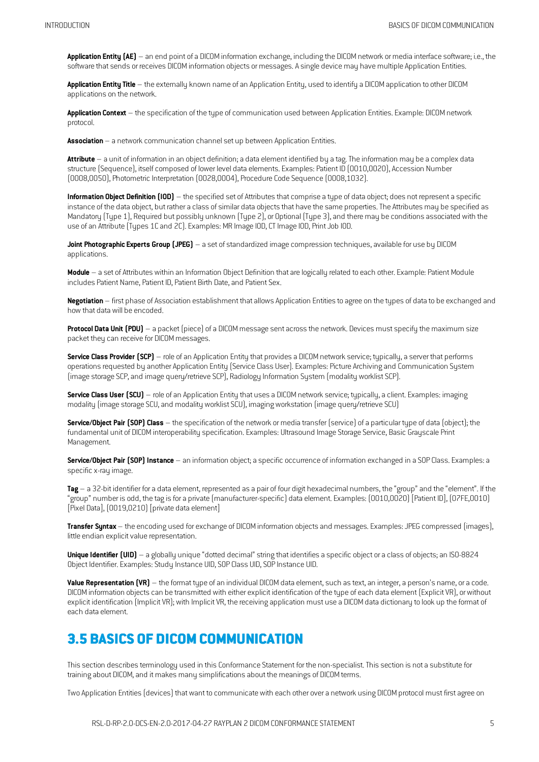**Application Entity (AE)** – an end point of a DICOM information exchange, including the DICOM network or media interface software; i.e., the software that sends or receives DICOM information objects or messages. A single device may have multiple Application Entities.

**Application Entity Title** – the externally known name of an Application Entity, used to identify a DICOM application to other DICOM applications on the network.

**Application Context** – the specification of the type of communication used between Application Entities. Example: DICOM network protocol.

**Association** – a network communication channel set up between Application Entities.

**Attribute** – a unit of information in an object definition; a data element identified by a tag. The information may be a complex data structure (Sequence), itself composed of lower level data elements. Examples: Patient ID (0010,0020), Accession Number (0008,0050), Photometric Interpretation (0028,0004), Procedure Code Sequence (0008,1032).

**Information Object Definition (IOD)** – the specified set of Attributes that comprise a type of data object; does not represent a specific instance of the data object, but rather a class of similar data objects that have the same properties. The Attributes may be specified as Mandatory (Type 1), Required but possibly unknown (Type 2), or Optional (Type 3), and there may be conditions associated with the use of an Attribute (Types 1C and 2C). Examples: MR Image IOD, CT Image IOD, Print Job IOD.

**Joint Photographic Experts Group (JPEG)** – a set of standardized image compression techniques, available for use by DICOM applications.

**Module** – a set of Attributes within an Information Object Definition that are logically related to each other. Example: Patient Module includes Patient Name, Patient ID, Patient Birth Date, and Patient Sex.

**Negotiation** – first phase of Association establishment that allows Application Entities to agree on the types of data to be exchanged and how that data will be encoded.

**Protocol Data Unit (PDU)** – a packet (piece) of a DICOM message sent across the network. Devices must specify the maximum size packet they can receive for DICOM messages.

**Service Class Provider (SCP)** – role of an Application Entity that provides a DICOM network service; typically, a server that performs operations requested by another Application Entity (Service Class User). Examples: Picture Archiving and Communication System (image storage SCP, and image query/retrieve SCP), Radiology Information System (modality worklist SCP).

**Service Class User (SCU)** – role of an Application Entity that uses a DICOM network service; typically, a client. Examples: imaging modality (image storage SCU, and modality worklist SCU), imaging workstation (image query/retrieve SCU)

**Service/Object Pair (SOP) Class** – the specification of the network or media transfer (service) of a particular type of data (object); the fundamental unit of DICOM interoperability specification. Examples: Ultrasound Image Storage Service, Basic Grayscale Print Management.

**Service/Object Pair (SOP) Instance** – an information object; a specific occurrence of information exchanged in a SOP Class. Examples: a specific x-ray image.

**Tag** – a 32-bit identifier for a data element, represented as a pair of four digit hexadecimal numbers, the "group" and the "element". If the "group" number is odd, the tag is for a private (manufacturer-specific) data element. Examples: (0010,0020) [Patient ID], (07FE,0010) [Pixel Data], (0019,0210) [private data element]

**Transfer Syntax** – the encoding used for exchange of DICOM information objects and messages. Examples: JPEG compressed (images), little endian explicit value representation.

**Unique Identifier (UID)** – a globally unique "dotted decimal" string that identifies a specific object or a class of objects; an ISO-8824 Object Identifier. Examples: Study Instance UID, SOP Class UID, SOP Instance UID.

**Value Representation (VR)** – the format type of an individual DICOM data element, such as text, an integer, a person's name, or a code. DICOM information objects can be transmitted with either explicit identification of the type of each data element (Explicit VR), or without explicit identification (Implicit VR); with Implicit VR, the receiving application must use a DICOM data dictionary to look up the format of each data element.

## 3.5 BASICS OF DICOM COMMUNICATION

This section describes terminology used in this Conformance Statement for the non-specialist. This section is not a substitute for training about DICOM, and it makes many simplifications about the meanings of DICOM terms.

Two Application Entities (devices) that want to communicate with each other over a network using DICOM protocol must first agree on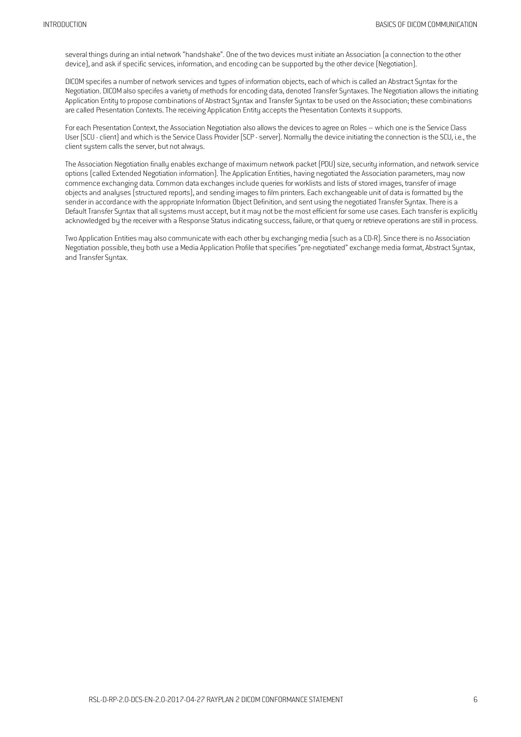several things during an intial network "handshake". One of the two devices must initiate an Association (a connection to the other device), and ask if specific services, information, and encoding can be supported by the other device (Negotiation).

DICOM specifes a number of network services and types of information objects, each of which is called an Abstract Syntax for the Negotiation. DICOM also specifes a variety of methods for encoding data, denoted Transfer Syntaxes. The Negotiation allows the initiating Application Entity to propose combinations of Abstract Syntax and Transfer Syntax to be used on the Association; these combinations are called Presentation Contexts. The receiving Application Entity accepts the Presentation Contexts it supports.

For each Presentation Context, the Association Negotiation also allows the devices to agree on Roles – which one is the Service Class User (SCU - client) and which is the Service Class Provider (SCP - server). Normally the device initiating the connection is the SCU, i.e., the client system calls the server, but not always.

The Association Negotiation finally enables exchange of maximum network packet (PDU) size, security information, and network service options (called Extended Negotiation information). The Application Entities, having negotiated the Association parameters, may now commence exchanging data. Common data exchanges include queries for worklists and lists of stored images, transfer of image objects and analyses (structured reports), and sending images to film printers. Each exchangeable unit of data is formatted by the sender in accordance with the appropriate Information Object Definition, and sent using the negotiated Transfer Syntax. There is a Default Transfer Syntax that all systems must accept, but it may not be the most efficient for some use cases. Each transfer is explicitly acknowledged by the receiver with a Response Status indicating success, failure, or that query or retrieve operations are still in process.

Two Application Entities may also communicate with each other by exchanging media (such as a CD-R). Since there is no Association Negotiation possible, they both use a Media Application Profile that specifies "pre-negotiated" exchange media format, Abstract Syntax, and Transfer Syntax.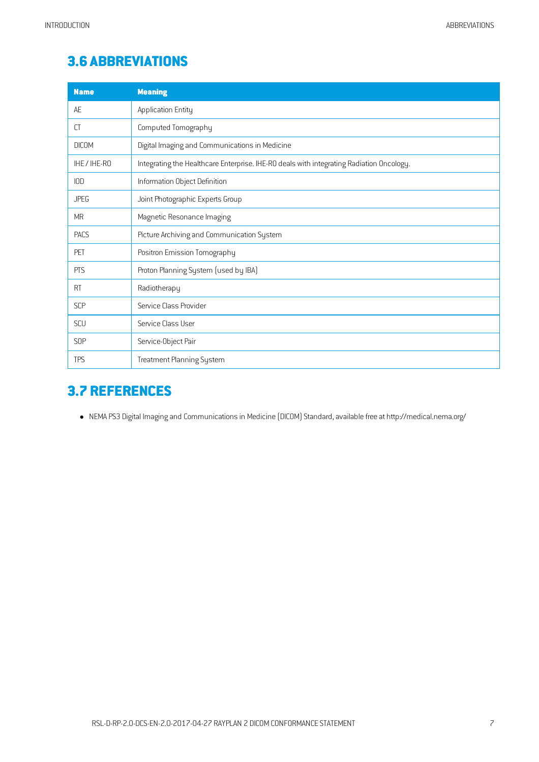## 3.6 ABBREVIATIONS

| Name | Meaning |
|---|---|
| AE | Application Entity |
| CT | Computed Tomography |
| DICOM | Digital Imaging and Communications in Medicine |
| IHE / IHE-RO | Integrating the Healthcare Enterprise. IHE-RO deals with integrating Radiation Oncology. |
| IOD | Information Object Definition |
| JPEG | Joint Photographic Experts Group |
| MR | Magnetic Resonance Imaging |
| PACS | Picture Archiving and Communication System |
| PET | Positron Emission Tomography |
| PTS | Proton Planning System (used by IBA) |
| RT | Radiotherapy |
| SCP | Service Class Provider |
| SCU | Service Class User |
| SOP | Service-Object Pair |
| TPS | Treatment Planning System |

## 3.7 REFERENCES

- NEMA PS3 Digital Imaging and Communications in Medicine (DICOM) Standard, available free at http://medical.nema.org/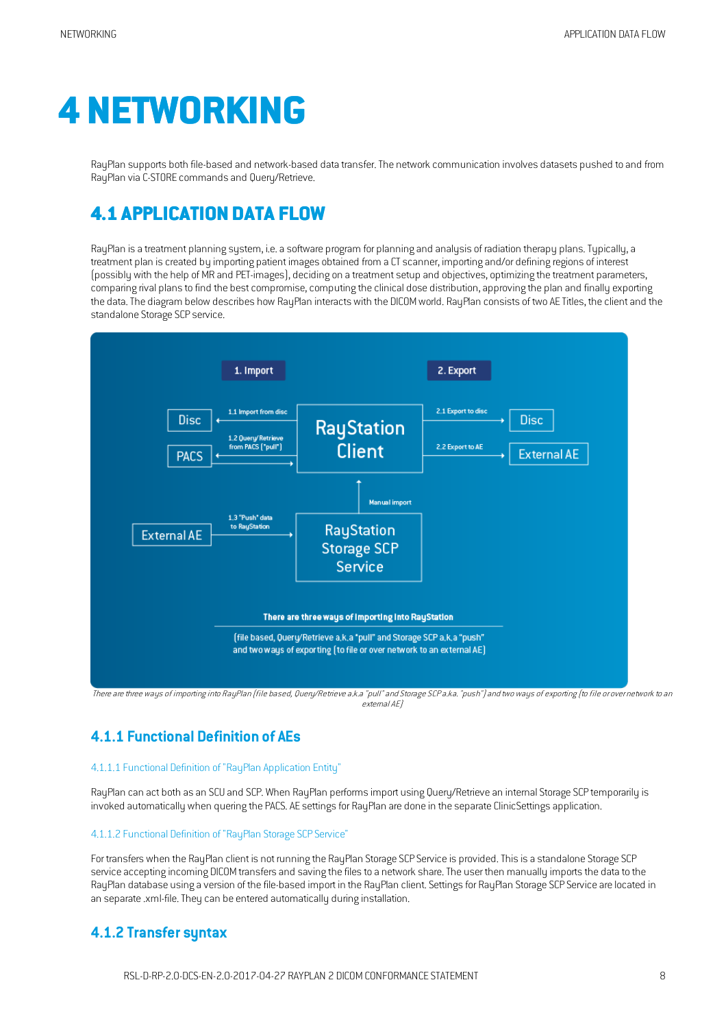# 4 NETWORKING

RayPlan supports both file-based and network-based data transfer. The network communication involves datasets pushed to and from RayPlan via C-STORE commands and Query/Retrieve.

## 4.1 APPLICATION DATA FLOW

RayPlan is a treatment planning system, i.e. a software program for planning and analysis of radiation therapy plans. Typically, a treatment plan is created by importing patient images obtained from a CT scanner, importing and/or defining regions of interest (possibly with the help of MR and PET-images), deciding on a treatment setup and objectives, optimizing the treatment parameters, comparing rival plans to find the best compromise, computing the clinical dose distribution, approving the plan and finally exporting the data. The diagram below describes how RayPlan interacts with the DICOM world. RayPlan consists of two AE Titles, the client and the standalone Storage SCP service.

1. Import | 2. Export

Disc | 1.1 Import from disc | RayStation Client | 2.1 Export to disc | Disc

PACS | 1.2 Query/Retrieve from PACS ("pull") | 2.2 Export to AE | External AE

Manual import

External AE | 1.3 "Push" data to RayStation | RayStation Storage SCP Service

There are three ways of importing into RayStation

(file based, Query/Retrieve a.k.a "pull" and Storage SCP a.k.a "push" and two ways of exporting (to file or over network to an external AE)

*There are three ways of importing into RayPlan (file based, Query/Retrieve a.k.a "pull" and Storage SCP a.ka. "push") and two ways of exporting (to file or over network to an external AE)*

### 4.1.1 Functional Definition of AEs

#### 4.1.1.1 Functional Definition of "RayPlan Application Entity"

RayPlan can act both as an SCU and SCP. When RayPlan performs import using Query/Retrieve an internal Storage SCP temporarily is invoked automatically when quering the PACS. AE settings for RayPlan are done in the separate ClinicSettings application.

#### 4.1.1.2 Functional Definition of "RayPlan Storage SCP Service"

For transfers when the RayPlan client is not running the RayPlan Storage SCP Service is provided. This is a standalone Storage SCP service accepting incoming DICOM transfers and saving the files to a network share. The user then manually imports the data to the RayPlan database using a version of the file-based import in the RayPlan client. Settings for RayPlan Storage SCP Service are located in an separate .xml-file. They can be entered automatically during installation.

### 4.1.2 Transfer syntax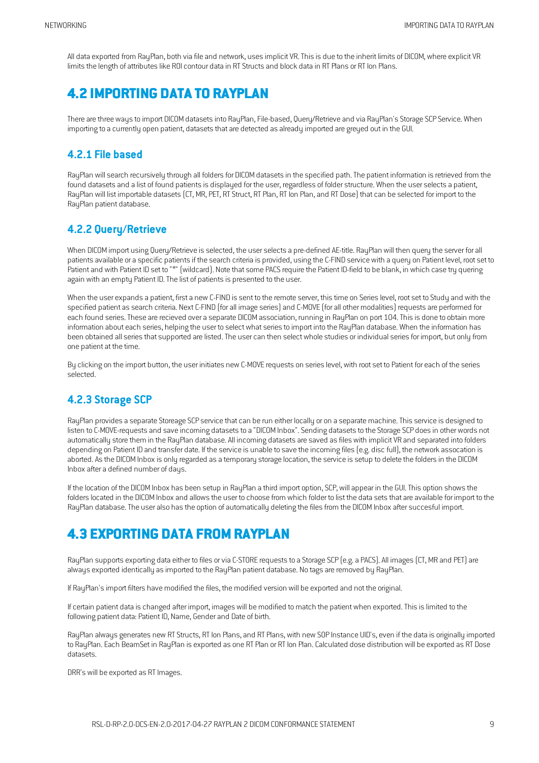All data exported from RayPlan, both via file and network, uses implicit VR. This is due to the inherit limits of DICOM, where explicit VR limits the length of attributes like ROI contour data in RT Structs and block data in RT Plans or RT Ion Plans.

## 4.2 IMPORTING DATA TO RAYPLAN

There are three ways to import DICOM datasets into RayPlan, File-based, Query/Retrieve and via RayPlan's Storage SCP Service. When importing to a currently open patient, datasets that are detected as already imported are greyed out in the GUI.

### 4.2.1 File based

RayPlan will search recursively through all folders for DICOM datasets in the specified path. The patient information is retrieved from the found datasets and a list of found patients is displayed for the user, regardless of folder structure. When the user selects a patient, RayPlan will list importable datasets (CT, MR, PET, RT Struct, RT Plan, RT Ion Plan, and RT Dose) that can be selected for import to the RayPlan patient database.

### 4.2.2 Query/Retrieve

When DICOM import using Query/Retrieve is selected, the user selects a pre-defined AE-title. RayPlan will then query the server for all patients available or a specific patients if the search criteria is provided, using the C-FIND service with a query on Patient level, root set to Patient and with Patient ID set to "*" (wildcard). Note that some PACS require the Patient ID-field to be blank, in which case try quering again with an empty Patient ID. The list of patients is presented to the user.

When the user expands a patient, first a new C-FIND is sent to the remote server, this time on Series level, root set to Study and with the specified patient as search criteria. Next C-FIND (for all image series) and C-MOVE (for all other modalities) requests are performed for each found series. These are recieved over a separate DICOM association, running in RayPlan on port 104. This is done to obtain more information about each series, helping the user to select what series to import into the RayPlan database. When the information has been obtained all series that supported are listed. The user can then select whole studies or individual series for import, but only from one patient at the time.

By clicking on the import button, the user initiates new C-MOVE requests on series level, with root set to Patient for each of the series selected.

### 4.2.3 Storage SCP

RayPlan provides a separate Storeage SCP service that can be run either locally or on a separate machine. This service is designed to listen to C-MOVE-requests and save incoming datasets to a "DICOM Inbox". Sending datasets to the Storage SCP does in other words not automatically store them in the RayPlan database. All incoming datasets are saved as files with implicit VR and separated into folders depending on Patient ID and transfer date. If the service is unable to save the incoming files (e.g. disc full), the network assocation is aborted. As the DICOM Inbox is only regarded as a temporary storage location, the service is setup to delete the folders in the DICOM Inbox after a defined number of days.

If the location of the DICOM Inbox has been setup in RayPlan a third import option, SCP, will appear in the GUI. This option shows the folders located in the DICOM Inbox and allows the user to choose from which folder to list the data sets that are available for import to the RayPlan database. The user also has the option of automatically deleting the files from the DICOM Inbox after succesful import.

## 4.3 EXPORTING DATA FROM RAYPLAN

RayPlan supports exporting data either to files or via C-STORE requests to a Storage SCP (e.g. a PACS). All images (CT, MR and PET) are always exported identically as imported to the RayPlan patient database. No tags are removed by RayPlan.

If RayPlan's import filters have modified the files, the modified version will be exported and not the original.

If certain patient data is changed after import, images will be modified to match the patient when exported. This is limited to the following patient data: Patient ID, Name, Gender and Date of birth.

RayPlan always generates new RT Structs, RT Ion Plans, and RT Plans, with new SOP Instance UID's, even if the data is originally imported to RayPlan. Each BeamSet in RayPlan is exported as one RT Plan or RT Ion Plan. Calculated dose distribution will be exported as RT Dose datasets.

DRR's will be exported as RT Images.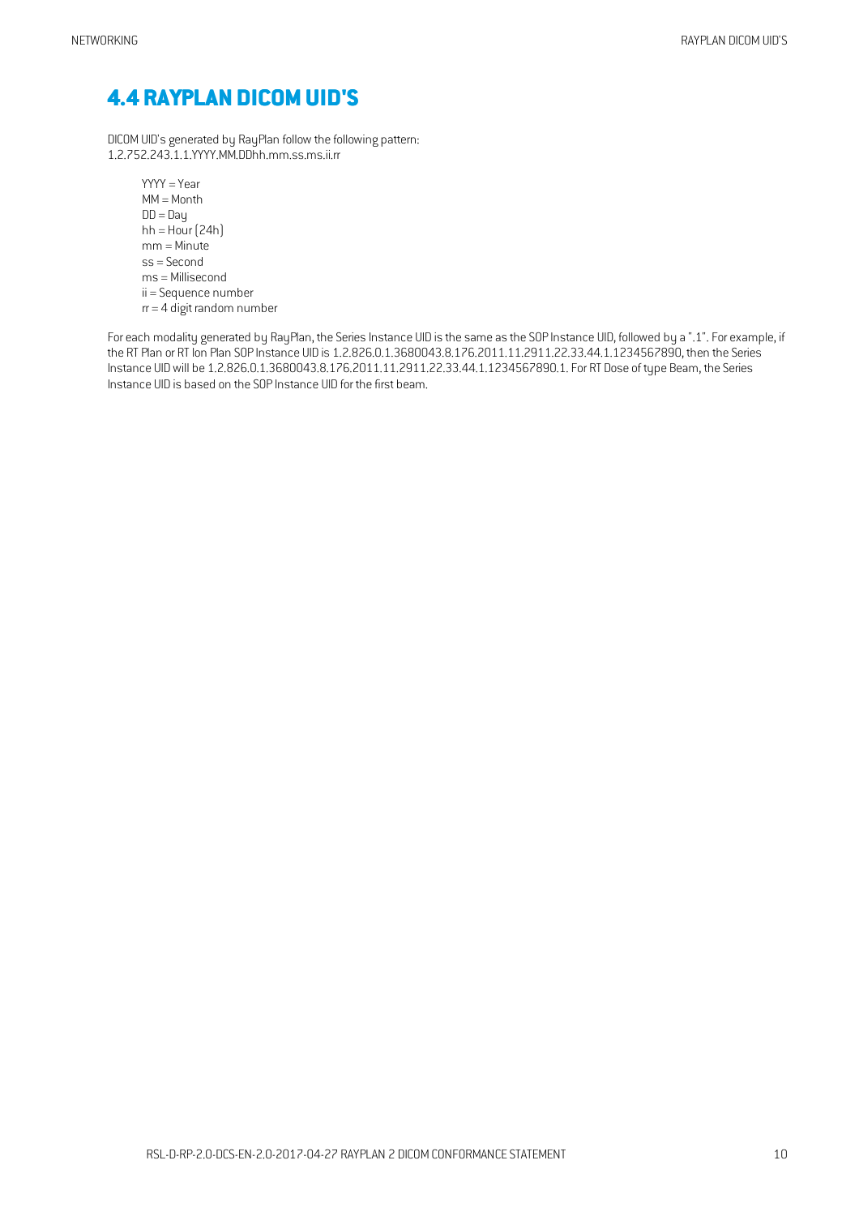## 4.4 RAYPLAN DICOM UID'S

DICOM UID's generated by RayPlan follow the following pattern:
1.2.752.243.1.1.YYYY.MM.DDhh.mm.ss.ms.ii.rr

- YYYY = Year
- MM = Month
- DD = Day
- hh = Hour (24h)
- mm = Minute
- ss = Second
- ms = Millisecond
- ii = Sequence number
- rr = 4 digit random number

For each modality generated by RayPlan, the Series Instance UID is the same as the SOP Instance UID, followed by a ".1". For example, if the RT Plan or RT Ion Plan SOP Instance UID is 1.2.826.0.1.3680043.8.176.2011.11.2911.22.33.44.1.1234567890, then the Series Instance UID will be 1.2.826.0.1.3680043.8.176.2011.11.2911.22.33.44.1.1234567890.1. For RT Dose of type Beam, the Series Instance UID is based on the SOP Instance UID for the first beam.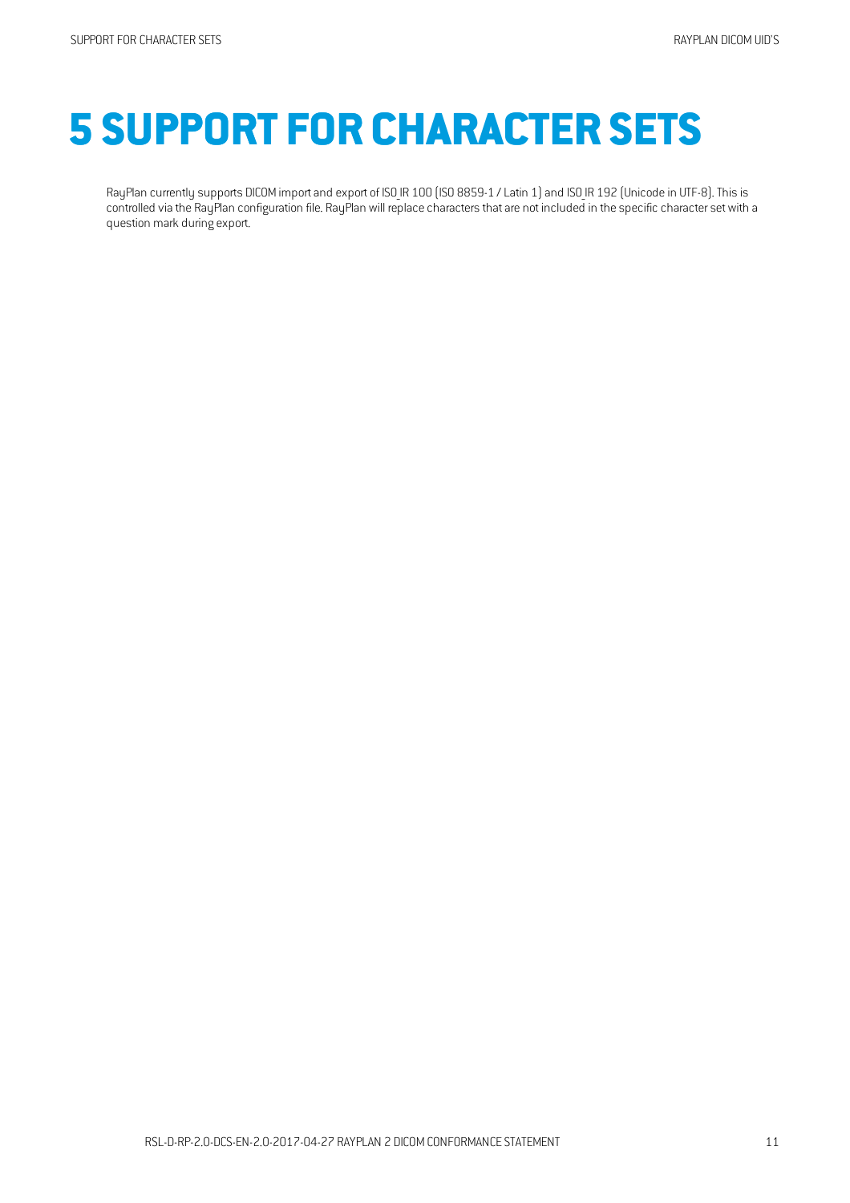# 5 SUPPORT FOR CHARACTER SETS

RayPlan currently supports DICOM import and export of ISO_IR 100 (ISO 8859-1 / Latin 1) and ISO_IR 192 (Unicode in UTF-8). This is controlled via the RayPlan configuration file. RayPlan will replace characters that are not included in the specific character set with a question mark during export.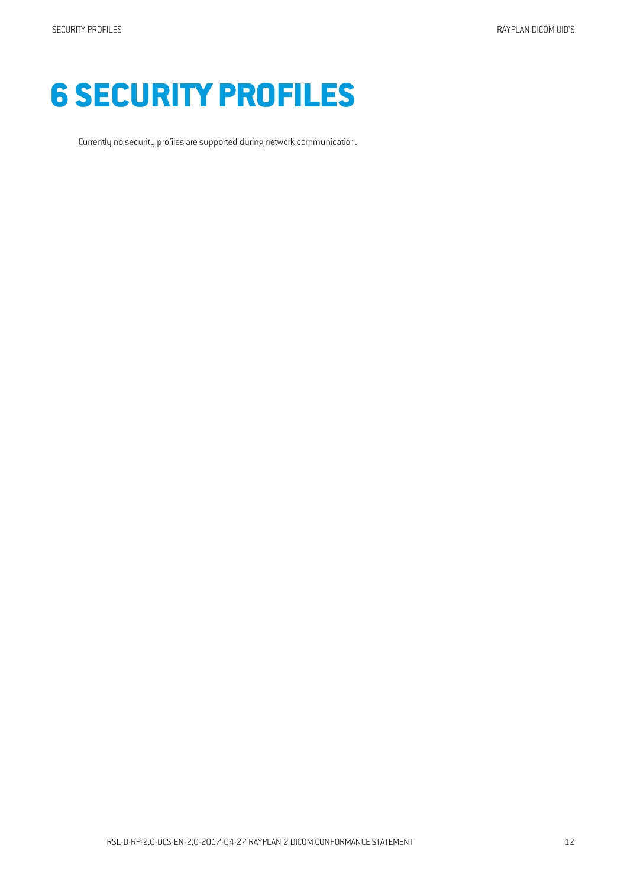# 6 SECURITY PROFILES

Currently no security profiles are supported during network communication.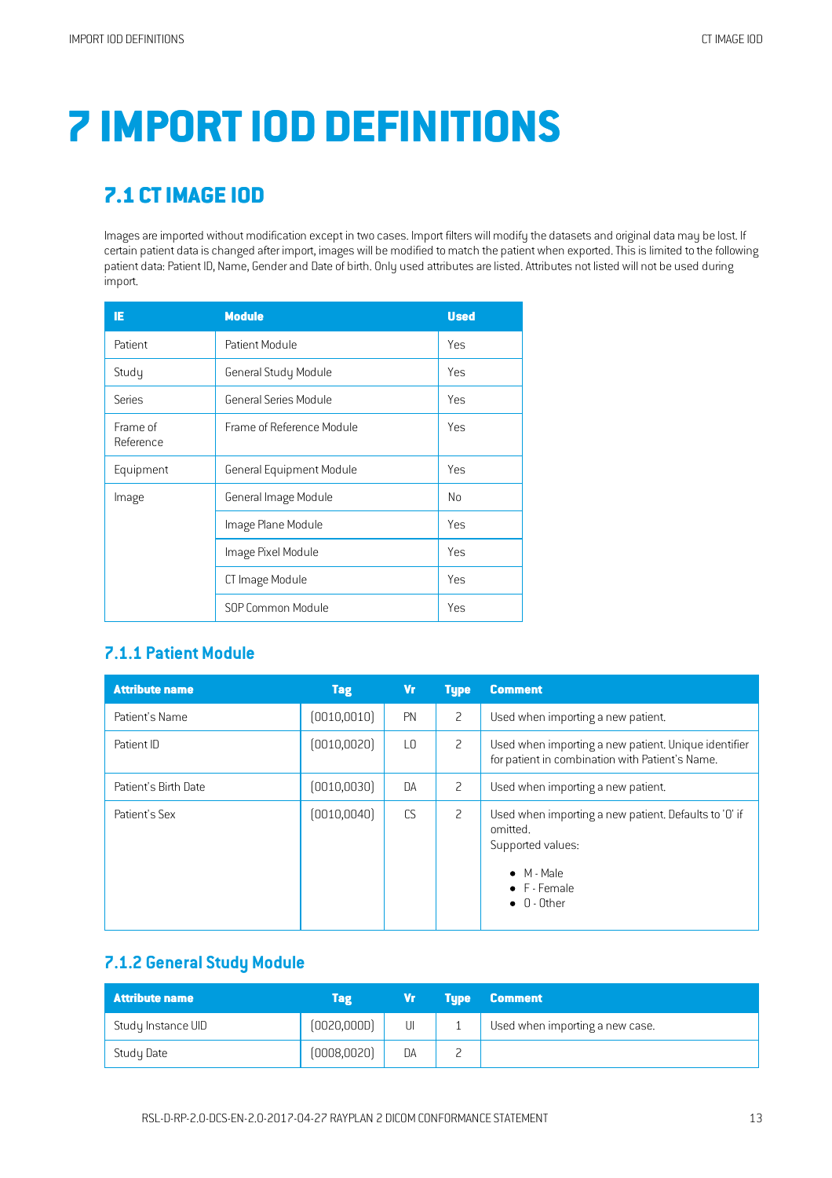# 7 IMPORT IOD DEFINITIONS

## 7.1 CT IMAGE IOD

Images are imported without modification except in two cases. Import filters will modify the datasets and original data may be lost. If certain patient data is changed after import, images will be modified to match the patient when exported. This is limited to the following patient data: Patient ID, Name, Gender and Date of birth. Only used attributes are listed. Attributes not listed will not be used during import.

| IE | Module | Used |
|---|---|---|
| Patient | Patient Module | Yes |
| Study | General Study Module | Yes |
| Series | General Series Module | Yes |
| Frame of Reference | Frame of Reference Module | Yes |
| Equipment | General Equipment Module | Yes |
| Image | General Image Module | No |
| | Image Plane Module | Yes |
| | Image Pixel Module | Yes |
| | CT Image Module | Yes |
| | SOP Common Module | Yes |

### 7.1.1 Patient Module

| Attribute name | Tag | Vr | Type | Comment |
|---|---|---|---|---|
| Patient's Name | (0010,0010) | PN | 2 | Used when importing a new patient. |
| Patient ID | (0010,0020) | LO | 2 | Used when importing a new patient. Unique identifier for patient in combination with Patient's Name. |
| Patient's Birth Date | (0010,0030) | DA | 2 | Used when importing a new patient. |
| Patient's Sex | (0010,0040) | CS | 2 | Used when importing a new patient. Defaults to 'O' if omitted.<br>Supported values:<br>• M - Male<br>• F - Female<br>• O - Other |

### 7.1.2 General Study Module

| Attribute name | Tag | Vr | Type | Comment |
|---|---|---|---|---|
| Study Instance UID | (0020,000D) | UI | 1 | Used when importing a new case. |
| Study Date | (0008,0020) | DA | 2 | |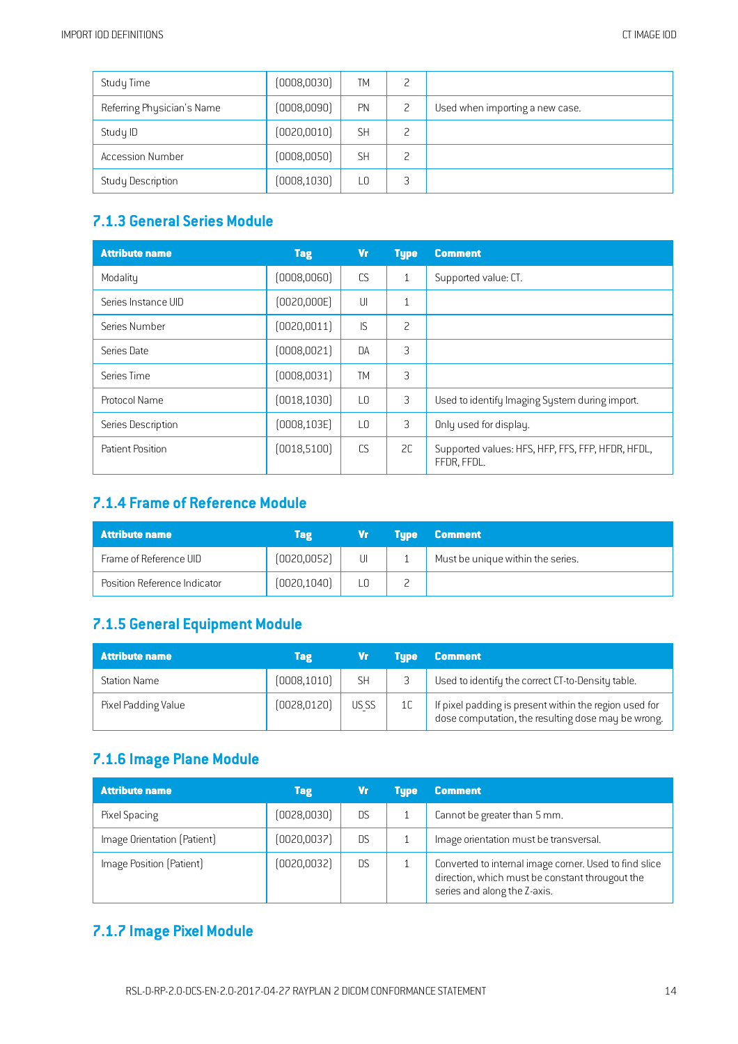| Study Time | (0008,0030) | TM | 2 | |
|---|---|---|---|---|
| Referring Physician's Name | (0008,0090) | PN | 2 | Used when importing a new case. |
| Study ID | (0020,0010) | SH | 2 | |
| Accession Number | (0008,0050) | SH | 2 | |
| Study Description | (0008,1030) | LO | 3 | |

## 7.1.3 General Series Module

| Attribute name | Tag | Vr | Type | Comment |
|---|---|---|---|---|
| Modality | (0008,0060) | CS | 1 | Supported value: CT. |
| Series Instance UID | (0020,000E) | UI | 1 | |
| Series Number | (0020,0011) | IS | 2 | |
| Series Date | (0008,0021) | DA | 3 | |
| Series Time | (0008,0031) | TM | 3 | |
| Protocol Name | (0018,1030) | LO | 3 | Used to identify Imaging System during import. |
| Series Description | (0008,103E) | LO | 3 | Only used for display. |
| Patient Position | (0018,5100) | CS | 2C | Supported values: HFS, HFP, FFS, FFP, HFDR, HFDL, FFDR, FFDL. |

## 7.1.4 Frame of Reference Module

| Attribute name | Tag | Vr | Type | Comment |
|---|---|---|---|---|
| Frame of Reference UID | (0020,0052) | UI | 1 | Must be unique within the series. |
| Position Reference Indicator | (0020,1040) | LO | 2 | |

## 7.1.5 General Equipment Module

| Attribute name | Tag | Vr | Type | Comment |
|---|---|---|---|---|
| Station Name | (0008,1010) | SH | 3 | Used to identify the correct CT-to-Density table. |
| Pixel Padding Value | (0028,0120) | US SS | 1C | If pixel padding is present within the region used for dose computation, the resulting dose may be wrong. |

## 7.1.6 Image Plane Module

| Attribute name | Tag | Vr | Type | Comment |
|---|---|---|---|---|
| Pixel Spacing | (0028,0030) | DS | 1 | Cannot be greater than 5 mm. |
| Image Orientation (Patient) | (0020,0037) | DS | 1 | Image orientation must be transversal. |
| Image Position (Patient) | (0020,0032) | DS | 1 | Converted to internal image corner. Used to find slice direction, which must be constant througout the series and along the Z-axis. |

## 7.1.7 Image Pixel Module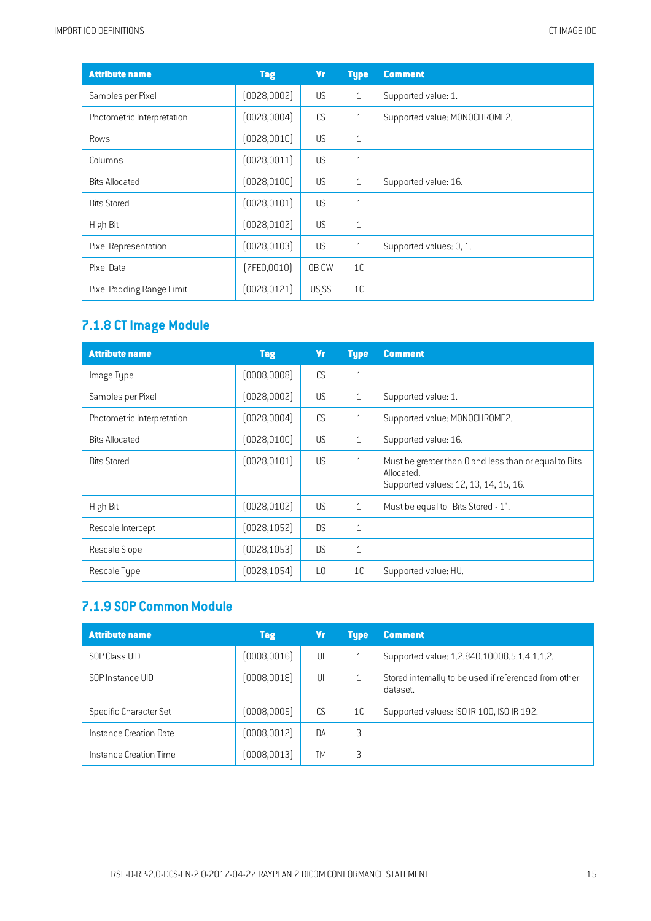| Attribute name | Tag | Vr | Type | Comment |
|---|---|---|---|---|
| Samples per Pixel | (0028,0002) | US | 1 | Supported value: 1. |
| Photometric Interpretation | (0028,0004) | CS | 1 | Supported value: MONOCHROME2. |
| Rows | (0028,0010) | US | 1 | |
| Columns | (0028,0011) | US | 1 | |
| Bits Allocated | (0028,0100) | US | 1 | Supported value: 16. |
| Bits Stored | (0028,0101) | US | 1 | |
| High Bit | (0028,0102) | US | 1 | |
| Pixel Representation | (0028,0103) | US | 1 | Supported values: 0, 1. |
| Pixel Data | (7FE0,0010) | OB_OW | 1C | |
| Pixel Padding Range Limit | (0028,0121) | US_SS | 1C | |

## 7.1.8 CT Image Module

| Attribute name | Tag | Vr | Type | Comment |
|---|---|---|---|---|
| Image Type | (0008,0008) | CS | 1 | |
| Samples per Pixel | (0028,0002) | US | 1 | Supported value: 1. |
| Photometric Interpretation | (0028,0004) | CS | 1 | Supported value: MONOCHROME2. |
| Bits Allocated | (0028,0100) | US | 1 | Supported value: 16. |
| Bits Stored | (0028,0101) | US | 1 | Must be greater than 0 and less than or equal to Bits Allocated.<br>Supported values: 12, 13, 14, 15, 16. |
| High Bit | (0028,0102) | US | 1 | Must be equal to "Bits Stored - 1". |
| Rescale Intercept | (0028,1052) | DS | 1 | |
| Rescale Slope | (0028,1053) | DS | 1 | |
| Rescale Type | (0028,1054) | LO | 1C | Supported value: HU. |

## 7.1.9 SOP Common Module

| Attribute name | Tag | Vr | Type | Comment |
|---|---|---|---|---|
| SOP Class UID | (0008,0016) | UI | 1 | Supported value: 1.2.840.10008.5.1.4.1.1.2. |
| SOP Instance UID | (0008,0018) | UI | 1 | Stored internally to be used if referenced from other dataset. |
| Specific Character Set | (0008,0005) | CS | 1C | Supported values: ISO_IR 100, ISO_IR 192. |
| Instance Creation Date | (0008,0012) | DA | 3 | |
| Instance Creation Time | (0008,0013) | TM | 3 | |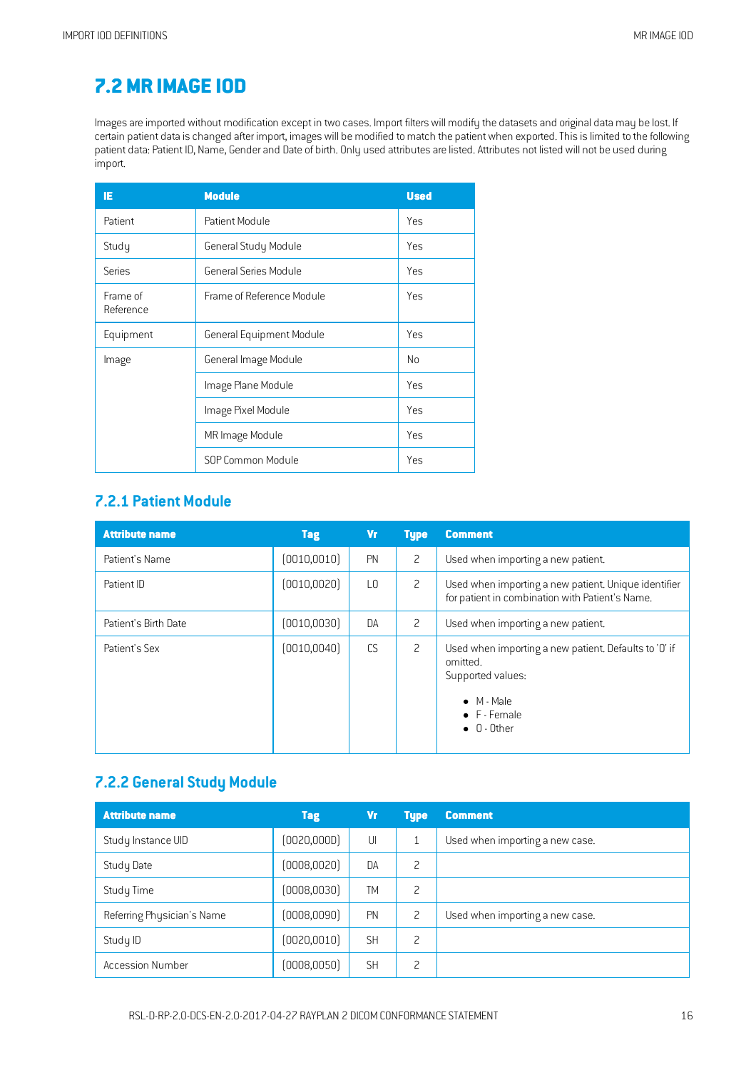## 7.2 MR IMAGE IOD

Images are imported without modification except in two cases. Import filters will modify the datasets and original data may be lost. If certain patient data is changed after import, images will be modified to match the patient when exported. This is limited to the following patient data: Patient ID, Name, Gender and Date of birth. Only used attributes are listed. Attributes not listed will not be used during import.

| IE | Module | Used |
|---|---|---|
| Patient | Patient Module | Yes |
| Study | General Study Module | Yes |
| Series | General Series Module | Yes |
| Frame of Reference | Frame of Reference Module | Yes |
| Equipment | General Equipment Module | Yes |
| Image | General Image Module | No |
| | Image Plane Module | Yes |
| | Image Pixel Module | Yes |
| | MR Image Module | Yes |
| | SOP Common Module | Yes |

### 7.2.1 Patient Module

| Attribute name | Tag | Vr | Type | Comment |
|---|---|---|---|---|
| Patient's Name | (0010,0010) | PN | 2 | Used when importing a new patient. |
| Patient ID | (0010,0020) | LO | 2 | Used when importing a new patient. Unique identifier for patient in combination with Patient's Name. |
| Patient's Birth Date | (0010,0030) | DA | 2 | Used when importing a new patient. |
| Patient's Sex | (0010,0040) | CS | 2 | Used when importing a new patient. Defaults to 'O' if omitted.<br>Supported values:<br>• M - Male<br>• F - Female<br>• O - Other |

### 7.2.2 General Study Module

| Attribute name | Tag | Vr | Type | Comment |
|---|---|---|---|---|
| Study Instance UID | (0020,000D) | UI | 1 | Used when importing a new case. |
| Study Date | (0008,0020) | DA | 2 | |
| Study Time | (0008,0030) | TM | 2 | |
| Referring Physician's Name | (0008,0090) | PN | 2 | Used when importing a new case. |
| Study ID | (0020,0010) | SH | 2 | |
| Accession Number | (0008,0050) | SH | 2 | |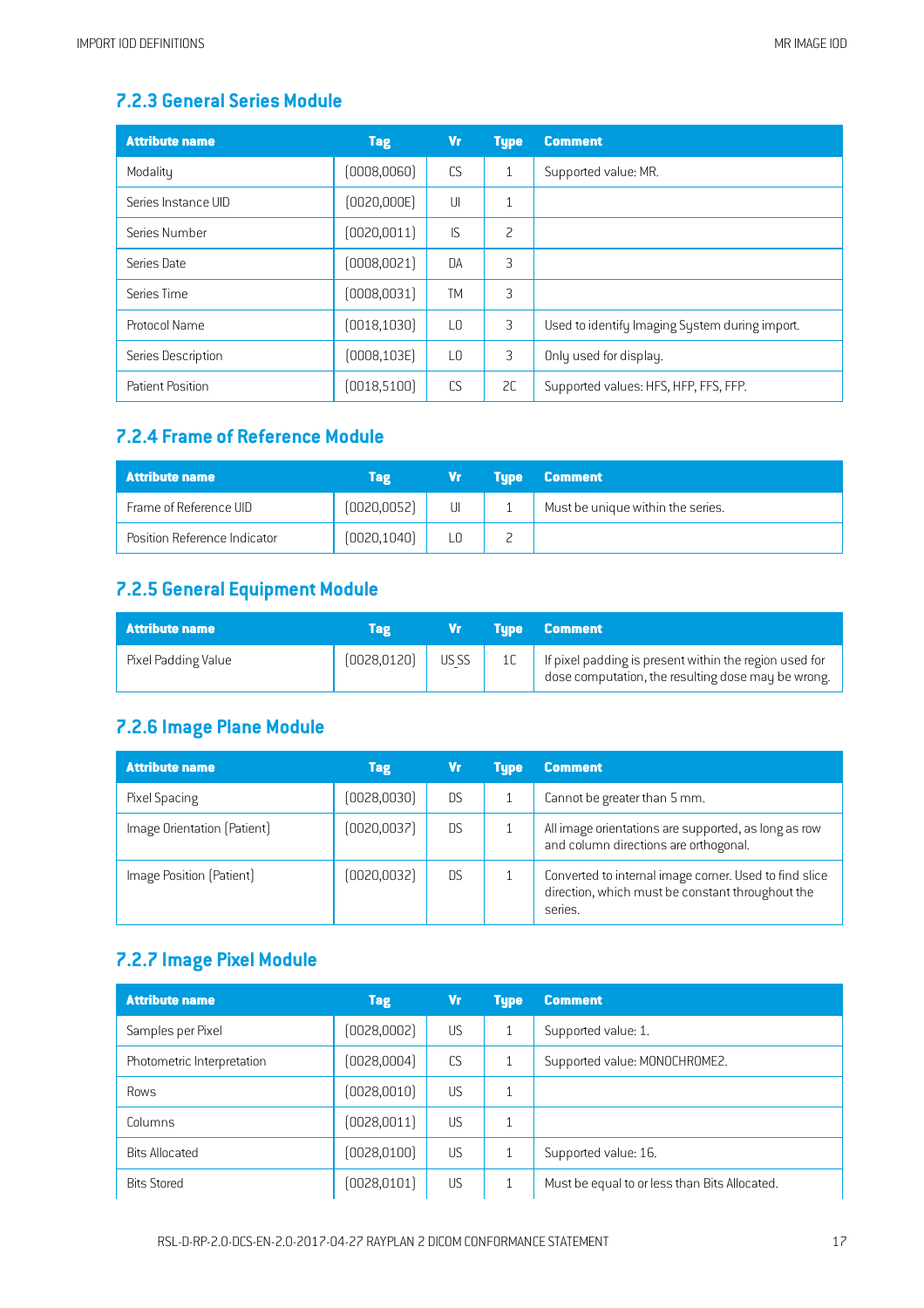### 7.2.3 General Series Module

| Attribute name | Tag | Vr | Type | Comment |
|---|---|---|---|---|
| Modality | (0008,0060) | CS | 1 | Supported value: MR. |
| Series Instance UID | (0020,000E) | UI | 1 | |
| Series Number | (0020,0011) | IS | 2 | |
| Series Date | (0008,0021) | DA | 3 | |
| Series Time | (0008,0031) | TM | 3 | |
| Protocol Name | (0018,1030) | LO | 3 | Used to identify Imaging System during import. |
| Series Description | (0008,103E) | LO | 3 | Only used for display. |
| Patient Position | (0018,5100) | CS | 2C | Supported values: HFS, HFP, FFS, FFP. |

### 7.2.4 Frame of Reference Module

| Attribute name | Tag | Vr | Type | Comment |
|---|---|---|---|---|
| Frame of Reference UID | (0020,0052) | UI | 1 | Must be unique within the series. |
| Position Reference Indicator | (0020,1040) | LO | 2 | |

### 7.2.5 General Equipment Module

| Attribute name | Tag | Vr | Type | Comment |
|---|---|---|---|---|
| Pixel Padding Value | (0028,0120) | US SS | 1C | If pixel padding is present within the region used for dose computation, the resulting dose may be wrong. |

### 7.2.6 Image Plane Module

| Attribute name | Tag | Vr | Type | Comment |
|---|---|---|---|---|
| Pixel Spacing | (0028,0030) | DS | 1 | Cannot be greater than 5 mm. |
| Image Orientation (Patient) | (0020,0037) | DS | 1 | All image orientations are supported, as long as row and column directions are orthogonal. |
| Image Position (Patient) | (0020,0032) | DS | 1 | Converted to internal image corner. Used to find slice direction, which must be constant throughout the series. |

### 7.2.7 Image Pixel Module

| Attribute name | Tag | Vr | Type | Comment |
|---|---|---|---|---|
| Samples per Pixel | (0028,0002) | US | 1 | Supported value: 1. |
| Photometric Interpretation | (0028,0004) | CS | 1 | Supported value: MONOCHROME2. |
| Rows | (0028,0010) | US | 1 | |
| Columns | (0028,0011) | US | 1 | |
| Bits Allocated | (0028,0100) | US | 1 | Supported value: 16. |
| Bits Stored | (0028,0101) | US | 1 | Must be equal to or less than Bits Allocated. |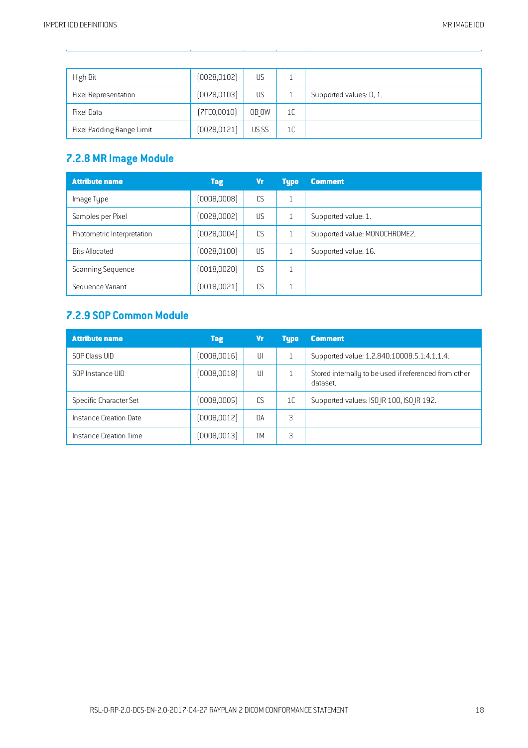| High Bit | (0028,0102) | US | 1 | |
|---|---|---|---|---|
| Pixel Representation | (0028,0103) | US | 1 | Supported values: 0, 1. |
| Pixel Data | (7FE0,0010) | OB_OW | 1C | |
| Pixel Padding Range Limit | (0028,0121) | US_SS | 1C | |

## 7.2.8 MR Image Module

| Attribute name | Tag | Vr | Type | Comment |
|---|---|---|---|---|
| Image Type | (0008,0008) | CS | 1 | |
| Samples per Pixel | (0028,0002) | US | 1 | Supported value: 1. |
| Photometric Interpretation | (0028,0004) | CS | 1 | Supported value: MONOCHROME2. |
| Bits Allocated | (0028,0100) | US | 1 | Supported value: 16. |
| Scanning Sequence | (0018,0020) | CS | 1 | |
| Sequence Variant | (0018,0021) | CS | 1 | |

## 7.2.9 SOP Common Module

| Attribute name | Tag | Vr | Type | Comment |
|---|---|---|---|---|
| SOP Class UID | (0008,0016) | UI | 1 | Supported value: 1.2.840.10008.5.1.4.1.1.4. |
| SOP Instance UID | (0008,0018) | UI | 1 | Stored internally to be used if referenced from other dataset. |
| Specific Character Set | (0008,0005) | CS | 1C | Supported values: ISO_IR 100, ISO_IR 192. |
| Instance Creation Date | (0008,0012) | DA | 3 | |
| Instance Creation Time | (0008,0013) | TM | 3 | |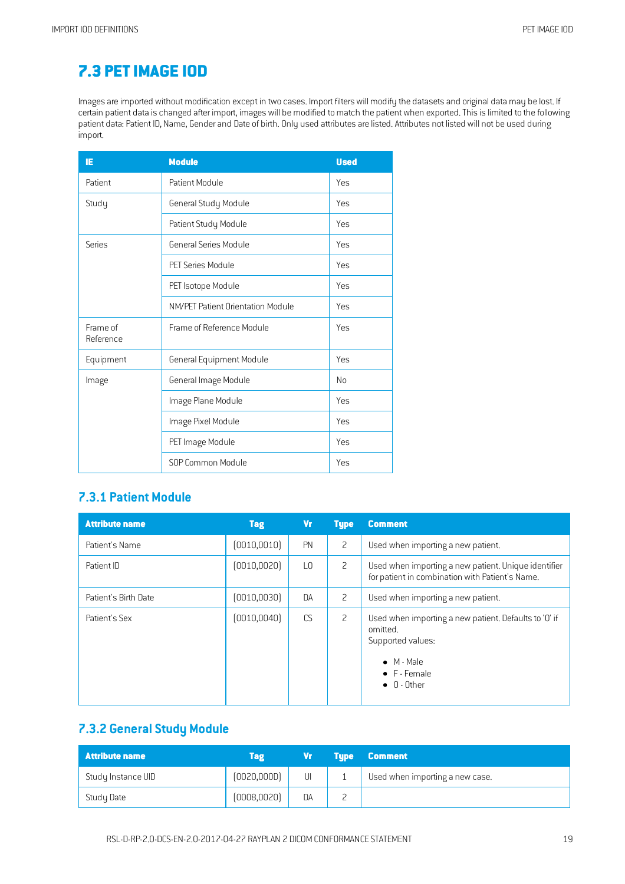## 7.3 PET IMAGE IOD

Images are imported without modification except in two cases. Import filters will modify the datasets and original data may be lost. If certain patient data is changed after import, images will be modified to match the patient when exported. This is limited to the following patient data: Patient ID, Name, Gender and Date of birth. Only used attributes are listed. Attributes not listed will not be used during import.

| IE | Module | Used |
|---|---|---|
| Patient | Patient Module | Yes |
| Study | General Study Module | Yes |
| | Patient Study Module | Yes |
| Series | General Series Module | Yes |
| | PET Series Module | Yes |
| | PET Isotope Module | Yes |
| | NM/PET Patient Orientation Module | Yes |
| Frame of Reference | Frame of Reference Module | Yes |
| Equipment | General Equipment Module | Yes |
| Image | General Image Module | No |
| | Image Plane Module | Yes |
| | Image Pixel Module | Yes |
| | PET Image Module | Yes |
| | SOP Common Module | Yes |

### 7.3.1 Patient Module

| Attribute name | Tag | Vr | Type | Comment |
|---|---|---|---|---|
| Patient's Name | (0010,0010) | PN | 2 | Used when importing a new patient. |
| Patient ID | (0010,0020) | LO | 2 | Used when importing a new patient. Unique identifier for patient in combination with Patient's Name. |
| Patient's Birth Date | (0010,0030) | DA | 2 | Used when importing a new patient. |
| Patient's Sex | (0010,0040) | CS | 2 | Used when importing a new patient. Defaults to 'O' if omitted.<br>Supported values:<br>• M - Male<br>• F - Female<br>• O - Other |

### 7.3.2 General Study Module

| Attribute name | Tag | Vr | Type | Comment |
|---|---|---|---|---|
| Study Instance UID | (0020,000D) | UI | 1 | Used when importing a new case. |
| Study Date | (0008,0020) | DA | 2 | |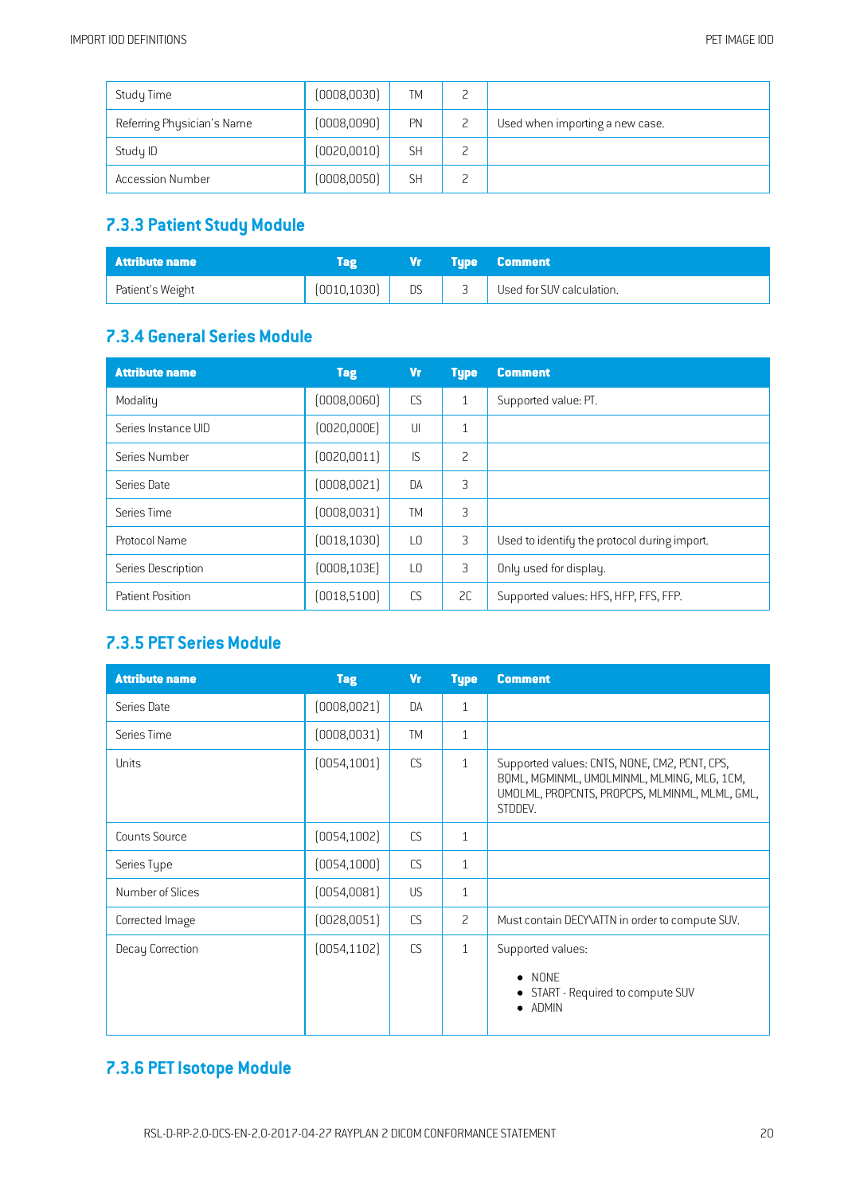| Study Time | (0008,0030) | TM | 2 | |
|---|---|---|---|---|
| Referring Physician's Name | (0008,0090) | PN | 2 | Used when importing a new case. |
| Study ID | (0020,0010) | SH | 2 | |
| Accession Number | (0008,0050) | SH | 2 | |

## 7.3.3 Patient Study Module

| Attribute name | Tag | Vr | Type | Comment |
|---|---|---|---|---|
| Patient's Weight | (0010,1030) | DS | 3 | Used for SUV calculation. |

## 7.3.4 General Series Module

| Attribute name | Tag | Vr | Type | Comment |
|---|---|---|---|---|
| Modality | (0008,0060) | CS | 1 | Supported value: PT. |
| Series Instance UID | (0020,000E) | UI | 1 | |
| Series Number | (0020,0011) | IS | 2 | |
| Series Date | (0008,0021) | DA | 3 | |
| Series Time | (0008,0031) | TM | 3 | |
| Protocol Name | (0018,1030) | LO | 3 | Used to identify the protocol during import. |
| Series Description | (0008,103E) | LO | 3 | Only used for display. |
| Patient Position | (0018,5100) | CS | 2C | Supported values: HFS, HFP, FFS, FFP. |

## 7.3.5 PET Series Module

| Attribute name | Tag | Vr | Type | Comment |
|---|---|---|---|---|
| Series Date | (0008,0021) | DA | 1 | |
| Series Time | (0008,0031) | TM | 1 | |
| Units | (0054,1001) | CS | 1 | Supported values: CNTS, NONE, CM2, PCNT, CPS, BQML, MGMINML, UMOLMINML, MLMING, MLG, 1CM, UMOLML, PROPCNTS, PROPCPS, MLMINML, MLML, GML, STDDEV. |
| Counts Source | (0054,1002) | CS | 1 | |
| Series Type | (0054,1000) | CS | 1 | |
| Number of Slices | (0054,0081) | US | 1 | |
| Corrected Image | (0028,0051) | CS | 2 | Must contain DECY\ATTN in order to compute SUV. |
| Decay Correction | (0054,1102) | CS | 1 | Supported values:<br>• NONE<br>• START - Required to compute SUV<br>• ADMIN |

## 7.3.6 PET Isotope Module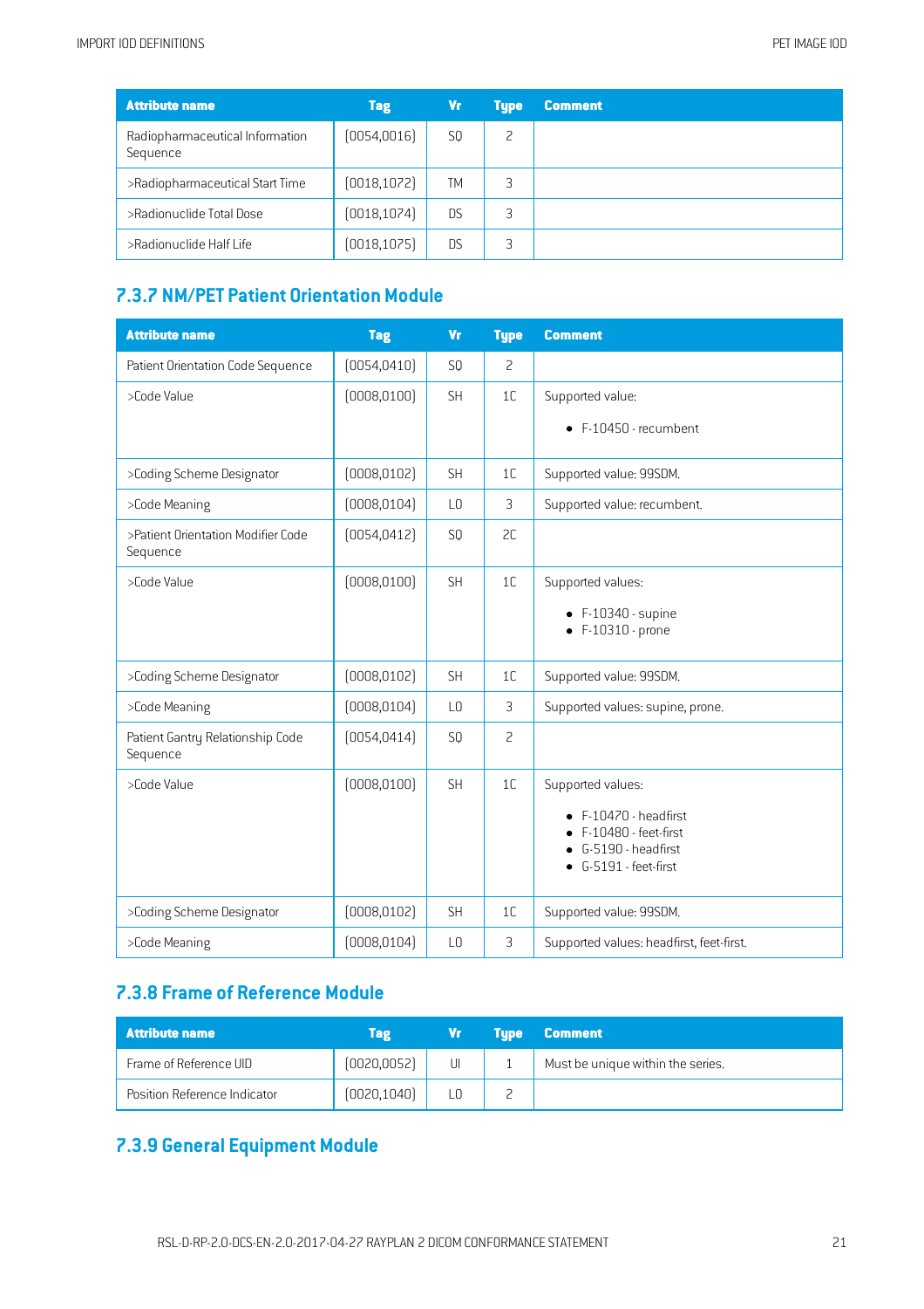| Attribute name | Tag | Vr | Type | Comment |
|---|---|---|---|---|
| Radiopharmaceutical Information Sequence | (0054,0016) | SQ | 2 | |
| >Radiopharmaceutical Start Time | (0018,1072) | TM | 3 | |
| >Radionuclide Total Dose | (0018,1074) | DS | 3 | |
| >Radionuclide Half Life | (0018,1075) | DS | 3 | |

## 7.3.7 NM/PET Patient Orientation Module

| Attribute name | Tag | Vr | Type | Comment |
|---|---|---|---|---|
| Patient Orientation Code Sequence | (0054,0410) | SQ | 2 | |
| >Code Value | (0008,0100) | SH | 1C | Supported value:<br>• F-10450 - recumbent |
| >Coding Scheme Designator | (0008,0102) | SH | 1C | Supported value: 99SDM. |
| >Code Meaning | (0008,0104) | LO | 3 | Supported value: recumbent. |
| >Patient Orientation Modifier Code Sequence | (0054,0412) | SQ | 2C | |
| >Code Value | (0008,0100) | SH | 1C | Supported values:<br>• F-10340 - supine<br>• F-10310 - prone |
| >Coding Scheme Designator | (0008,0102) | SH | 1C | Supported value: 99SDM. |
| >Code Meaning | (0008,0104) | LO | 3 | Supported values: supine, prone. |
| Patient Gantry Relationship Code Sequence | (0054,0414) | SQ | 2 | |
| >Code Value | (0008,0100) | SH | 1C | Supported values:<br>• F-10470 - headfirst<br>• F-10480 - feet-first<br>• G-5190 - headfirst<br>• G-5191 - feet-first |
| >Coding Scheme Designator | (0008,0102) | SH | 1C | Supported value: 99SDM. |
| >Code Meaning | (0008,0104) | LO | 3 | Supported values: headfirst, feet-first. |

## 7.3.8 Frame of Reference Module

| Attribute name | Tag | Vr | Type | Comment |
|---|---|---|---|---|
| Frame of Reference UID | (0020,0052) | UI | 1 | Must be unique within the series. |
| Position Reference Indicator | (0020,1040) | LO | 2 | |

## 7.3.9 General Equipment Module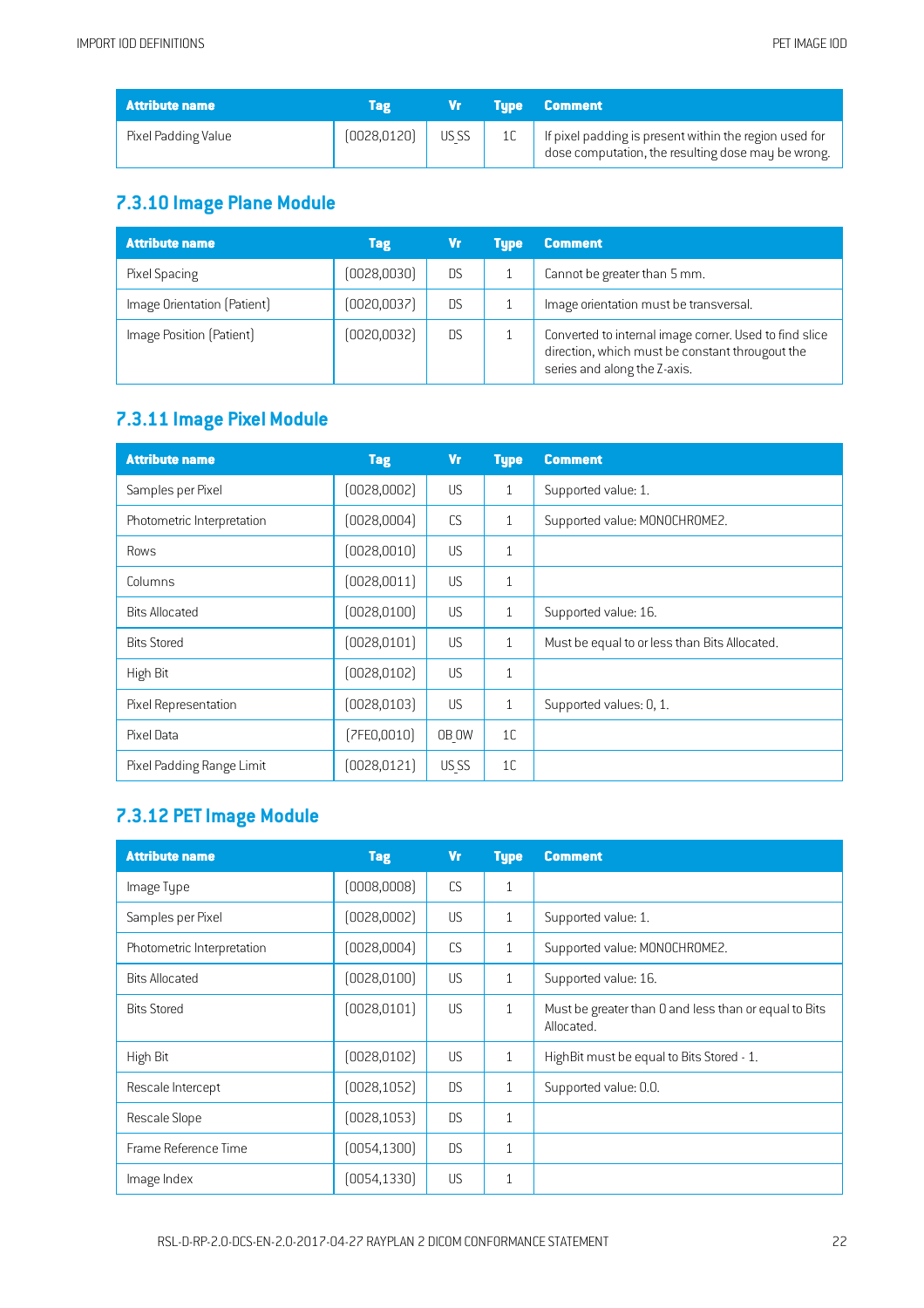| Attribute name | Tag | Vr | Type | Comment |
|---|---|---|---|---|
| Pixel Padding Value | (0028,0120) | US SS | 1C | If pixel padding is present within the region used for dose computation, the resulting dose may be wrong. |

### 7.3.10 Image Plane Module

| Attribute name | Tag | Vr | Type | Comment |
|---|---|---|---|---|
| Pixel Spacing | (0028,0030) | DS | 1 | Cannot be greater than 5 mm. |
| Image Orientation (Patient) | (0020,0037) | DS | 1 | Image orientation must be transversal. |
| Image Position (Patient) | (0020,0032) | DS | 1 | Converted to internal image corner. Used to find slice direction, which must be constant througout the series and along the Z-axis. |

### 7.3.11 Image Pixel Module

| Attribute name | Tag | Vr | Type | Comment |
|---|---|---|---|---|
| Samples per Pixel | (0028,0002) | US | 1 | Supported value: 1. |
| Photometric Interpretation | (0028,0004) | CS | 1 | Supported value: MONOCHROME2. |
| Rows | (0028,0010) | US | 1 | |
| Columns | (0028,0011) | US | 1 | |
| Bits Allocated | (0028,0100) | US | 1 | Supported value: 16. |
| Bits Stored | (0028,0101) | US | 1 | Must be equal to or less than Bits Allocated. |
| High Bit | (0028,0102) | US | 1 | |
| Pixel Representation | (0028,0103) | US | 1 | Supported values: 0, 1. |
| Pixel Data | (7FE0,0010) | OB OW | 1C | |
| Pixel Padding Range Limit | (0028,0121) | US SS | 1C | |

### 7.3.12 PET Image Module

| Attribute name | Tag | Vr | Type | Comment |
|---|---|---|---|---|
| Image Type | (0008,0008) | CS | 1 | |
| Samples per Pixel | (0028,0002) | US | 1 | Supported value: 1. |
| Photometric Interpretation | (0028,0004) | CS | 1 | Supported value: MONOCHROME2. |
| Bits Allocated | (0028,0100) | US | 1 | Supported value: 16. |
| Bits Stored | (0028,0101) | US | 1 | Must be greater than 0 and less than or equal to Bits Allocated. |
| High Bit | (0028,0102) | US | 1 | HighBit must be equal to Bits Stored - 1. |
| Rescale Intercept | (0028,1052) | DS | 1 | Supported value: 0.0. |
| Rescale Slope | (0028,1053) | DS | 1 | |
| Frame Reference Time | (0054,1300) | DS | 1 | |
| Image Index | (0054,1330) | US | 1 | |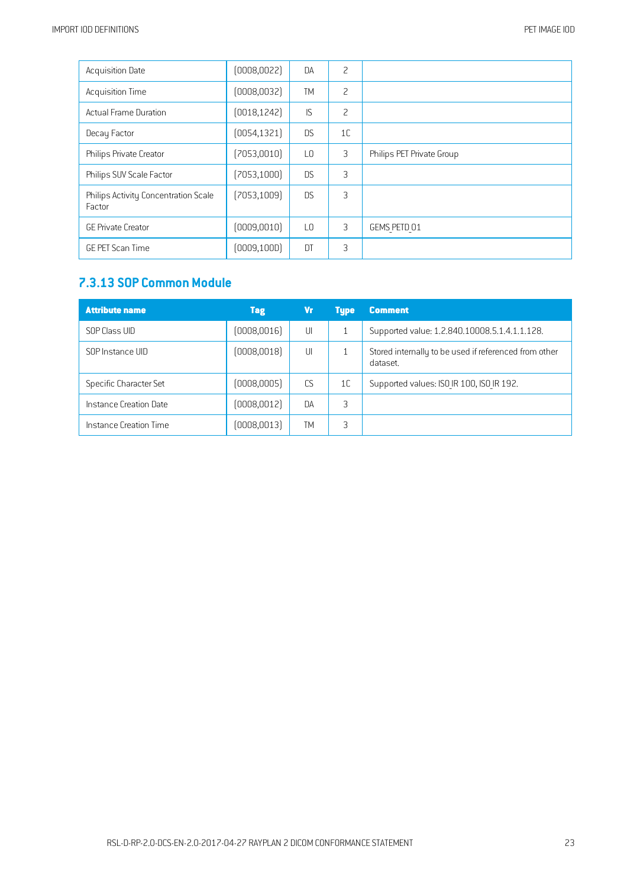| | | | | |
|---|---|---|---|---|
| Acquisition Date | (0008,0022) | DA | 2 | |
| Acquisition Time | (0008,0032) | TM | 2 | |
| Actual Frame Duration | (0018,1242) | IS | 2 | |
| Decay Factor | (0054,1321) | DS | 1C | |
| Philips Private Creator | (7053,0010) | LO | 3 | Philips PET Private Group |
| Philips SUV Scale Factor | (7053,1000) | DS | 3 | |
| Philips Activity Concentration Scale Factor | (7053,1009) | DS | 3 | |
| GE Private Creator | (0009,0010) | LO | 3 | GEMS_PETD_01 |
| GE PET Scan Time | (0009,100D) | DT | 3 | |

### 7.3.13 SOP Common Module

| Attribute name | Tag | Vr | Type | Comment |
|---|---|---|---|---|
| SOP Class UID | (0008,0016) | UI | 1 | Supported value: 1.2.840.10008.5.1.4.1.1.128. |
| SOP Instance UID | (0008,0018) | UI | 1 | Stored internally to be used if referenced from other dataset. |
| Specific Character Set | (0008,0005) | CS | 1C | Supported values: ISO_IR 100, ISO_IR 192. |
| Instance Creation Date | (0008,0012) | DA | 3 | |
| Instance Creation Time | (0008,0013) | TM | 3 | |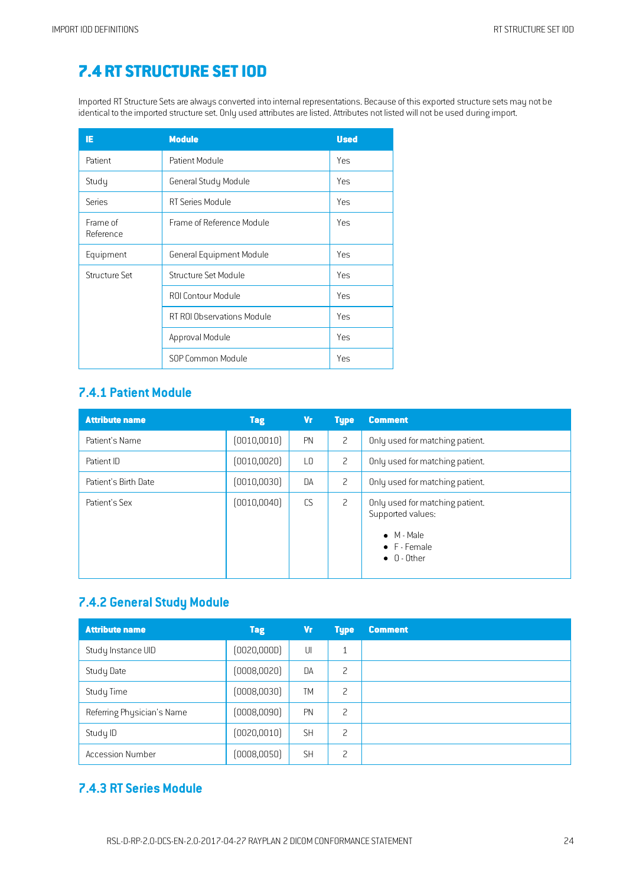# 7.4 RT STRUCTURE SET IOD

Imported RT Structure Sets are always converted into internal representations. Because of this exported structure sets may not be identical to the imported structure set. Only used attributes are listed. Attributes not listed will not be used during import.

| IE | Module | Used |
|---|---|---|
| Patient | Patient Module | Yes |
| Study | General Study Module | Yes |
| Series | RT Series Module | Yes |
| Frame of Reference | Frame of Reference Module | Yes |
| Equipment | General Equipment Module | Yes |
| Structure Set | Structure Set Module | Yes |
| | ROI Contour Module | Yes |
| | RT ROI Observations Module | Yes |
| | Approval Module | Yes |
| | SOP Common Module | Yes |

## 7.4.1 Patient Module

| Attribute name | Tag | Vr | Type | Comment |
|---|---|---|---|---|
| Patient's Name | (0010,0010) | PN | 2 | Only used for matching patient. |
| Patient ID | (0010,0020) | LO | 2 | Only used for matching patient. |
| Patient's Birth Date | (0010,0030) | DA | 2 | Only used for matching patient. |
| Patient's Sex | (0010,0040) | CS | 2 | Only used for matching patient. Supported values: <br>• M - Male <br>• F - Female <br>• O - Other |

## 7.4.2 General Study Module

| Attribute name | Tag | Vr | Type | Comment |
|---|---|---|---|---|
| Study Instance UID | (0020,000D) | UI | 1 | |
| Study Date | (0008,0020) | DA | 2 | |
| Study Time | (0008,0030) | TM | 2 | |
| Referring Physician's Name | (0008,0090) | PN | 2 | |
| Study ID | (0020,0010) | SH | 2 | |
| Accession Number | (0008,0050) | SH | 2 | |

## 7.4.3 RT Series Module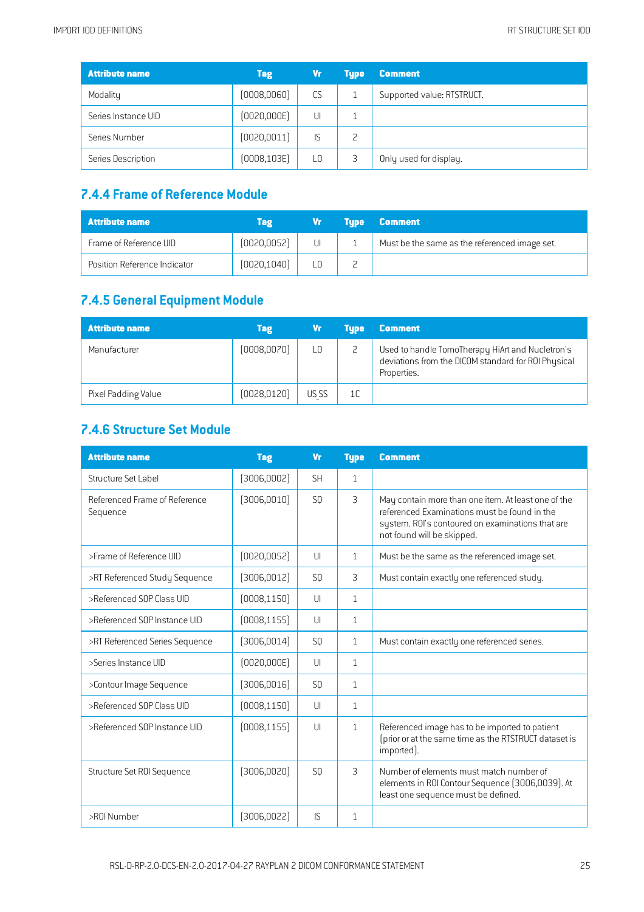| Attribute name | Tag | Vr | Type | Comment |
|---|---|---|---|---|
| Modality | (0008,0060) | CS | 1 | Supported value: RTSTRUCT. |
| Series Instance UID | (0020,000E) | UI | 1 | |
| Series Number | (0020,0011) | IS | 2 | |
| Series Description | (0008,103E) | LO | 3 | Only used for display. |

## 7.4.4 Frame of Reference Module

| Attribute name | Tag | Vr | Type | Comment |
|---|---|---|---|---|
| Frame of Reference UID | (0020,0052) | UI | 1 | Must be the same as the referenced image set. |
| Position Reference Indicator | (0020,1040) | LO | 2 | |

## 7.4.5 General Equipment Module

| Attribute name | Tag | Vr | Type | Comment |
|---|---|---|---|---|
| Manufacturer | (0008,0070) | LO | 2 | Used to handle TomoTherapy HiArt and Nucletron's deviations from the DICOM standard for ROI Physical Properties. |
| Pixel Padding Value | (0028,0120) | US SS | 1C | |

## 7.4.6 Structure Set Module

| Attribute name | Tag | Vr | Type | Comment |
|---|---|---|---|---|
| Structure Set Label | (3006,0002) | SH | 1 | |
| Referenced Frame of Reference Sequence | (3006,0010) | SQ | 3 | May contain more than one item. At least one of the referenced Examinations must be found in the system. ROI's contoured on examinations that are not found will be skipped. |
| >Frame of Reference UID | (0020,0052) | UI | 1 | Must be the same as the referenced image set. |
| >RT Referenced Study Sequence | (3006,0012) | SQ | 3 | Must contain exactly one referenced study. |
| >Referenced SOP Class UID | (0008,1150) | UI | 1 | |
| >Referenced SOP Instance UID | (0008,1155) | UI | 1 | |
| >RT Referenced Series Sequence | (3006,0014) | SQ | 1 | Must contain exactly one referenced series. |
| >Series Instance UID | (0020,000E) | UI | 1 | |
| >Contour Image Sequence | (3006,0016) | SQ | 1 | |
| >Referenced SOP Class UID | (0008,1150) | UI | 1 | |
| >Referenced SOP Instance UID | (0008,1155) | UI | 1 | Referenced image has to be imported to patient (prior or at the same time as the RTSTRUCT dataset is imported). |
| Structure Set ROI Sequence | (3006,0020) | SQ | 3 | Number of elements must match number of elements in ROI Contour Sequence (3006,0039). At least one sequence must be defined. |
| >ROI Number | (3006,0022) | IS | 1 | |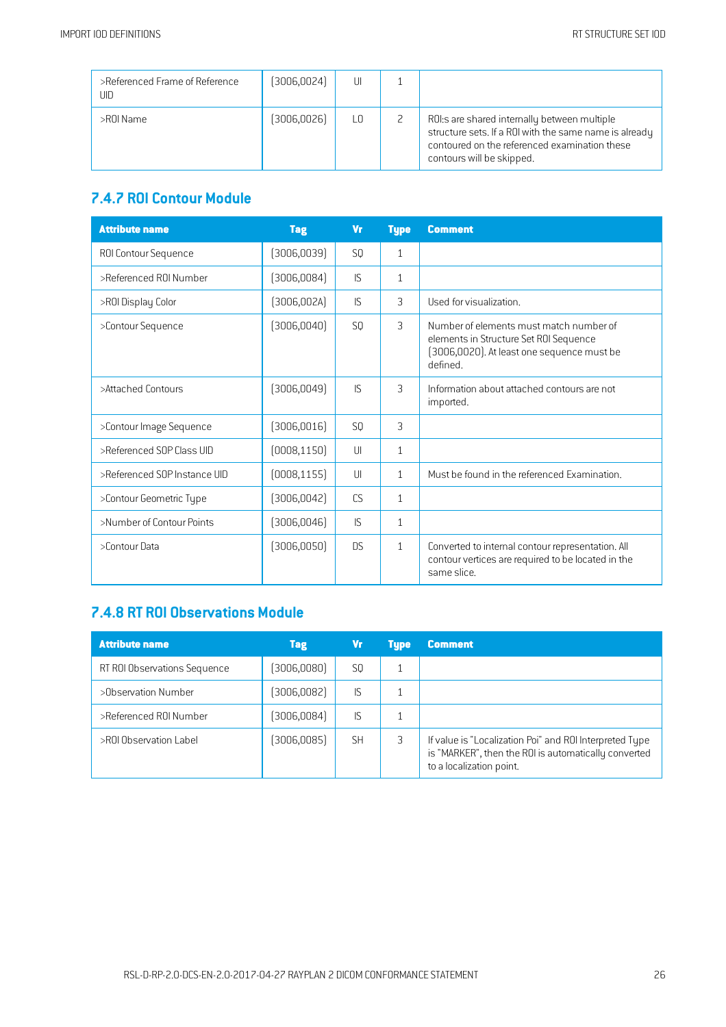| | | | | |
|---|---|---|---|---|
| >Referenced Frame of Reference UID | (3006,0024) | UI | 1 | |
| >ROI Name | (3006,0026) | LO | 2 | ROI:s are shared internally between multiple structure sets. If a ROI with the same name is already contoured on the referenced examination these contours will be skipped. |

## 7.4.7 ROI Contour Module

| Attribute name | Tag | Vr | Type | Comment |
|---|---|---|---|---|
| ROI Contour Sequence | (3006,0039) | SQ | 1 | |
| >Referenced ROI Number | (3006,0084) | IS | 1 | |
| >ROI Display Color | (3006,002A) | IS | 3 | Used for visualization. |
| >Contour Sequence | (3006,0040) | SQ | 3 | Number of elements must match number of elements in Structure Set ROI Sequence (3006,0020). At least one sequence must be defined. |
| >Attached Contours | (3006,0049) | IS | 3 | Information about attached contours are not imported. |
| >Contour Image Sequence | (3006,0016) | SQ | 3 | |
| >Referenced SOP Class UID | (0008,1150) | UI | 1 | |
| >Referenced SOP Instance UID | (0008,1155) | UI | 1 | Must be found in the referenced Examination. |
| >Contour Geometric Type | (3006,0042) | CS | 1 | |
| >Number of Contour Points | (3006,0046) | IS | 1 | |
| >Contour Data | (3006,0050) | DS | 1 | Converted to internal contour representation. All contour vertices are required to be located in the same slice. |

## 7.4.8 RT ROI Observations Module

| Attribute name | Tag | Vr | Type | Comment |
|---|---|---|---|---|
| RT ROI Observations Sequence | (3006,0080) | SQ | 1 | |
| >Observation Number | (3006,0082) | IS | 1 | |
| >Referenced ROI Number | (3006,0084) | IS | 1 | |
| >ROI Observation Label | (3006,0085) | SH | 3 | If value is "Localization Poi" and ROI Interpreted Type is "MARKER", then the ROI is automatically converted to a localization point. |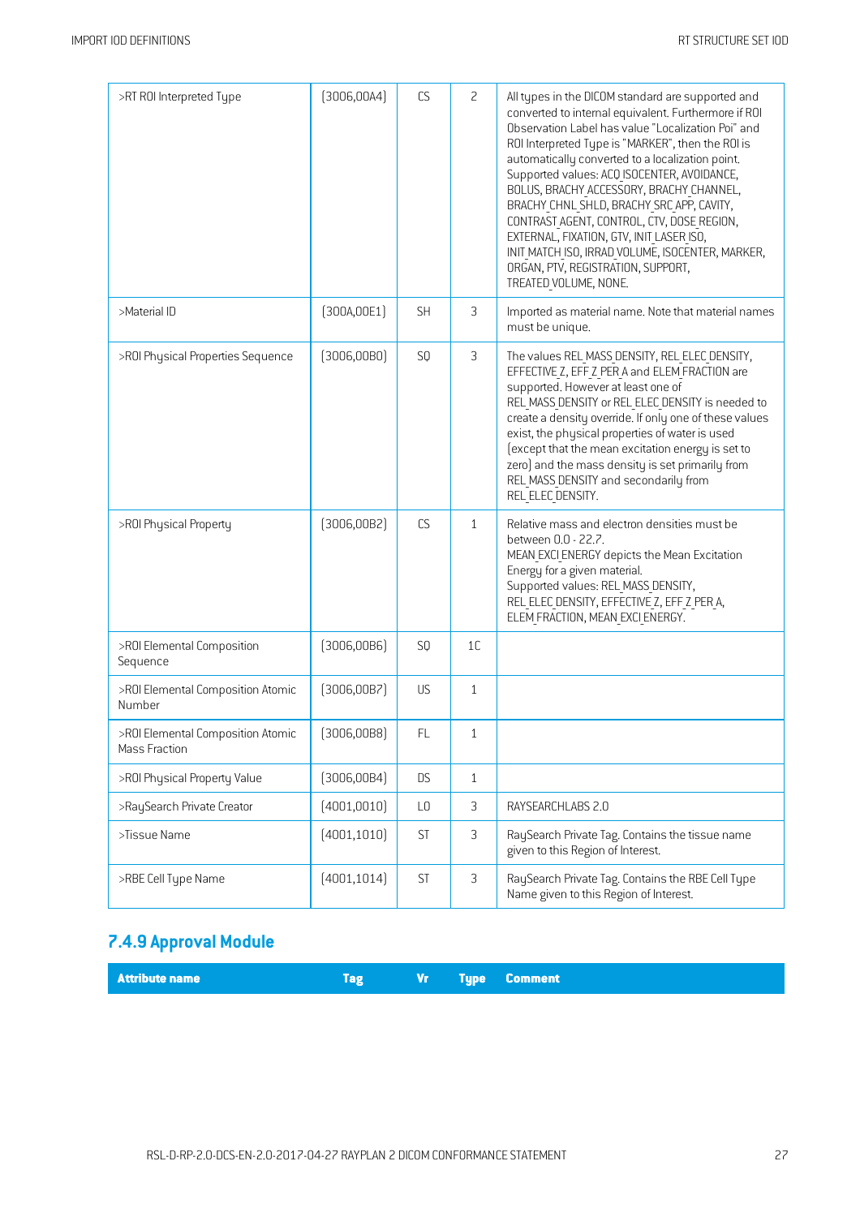| >RT ROI Interpreted Type | (3006,00A4) | CS | 2 | All types in the DICOM standard are supported and converted to internal equivalent. Furthermore if ROI Observation Label has value "Localization Poi" and ROI Interpreted Type is "MARKER", then the ROI is automatically converted to a localization point. Supported values: ACQ_ISOCENTER, AVOIDANCE, BOLUS, BRACHY_ACCESSORY, BRACHY_CHANNEL, BRACHY_CHNL_SHLD, BRACHY_SRC_APP, CAVITY, CONTRAST_AGENT, CONTROL, CTV, DOSE_REGION, EXTERNAL, FIXATION, GTV, INIT_LASER_ISO, INIT_MATCH_ISO, IRRAD_VOLUME, ISOCENTER, MARKER, ORGAN, PTV, REGISTRATION, SUPPORT, TREATED_VOLUME, NONE. |
|---|---|---|---|---|
| >Material ID | (300A,00E1) | SH | 3 | Imported as material name. Note that material names must be unique. |
| >ROI Physical Properties Sequence | (3006,00B0) | SQ | 3 | The values REL_MASS_DENSITY, REL_ELEC_DENSITY, EFFECTIVE_Z, EFF_Z_PER_A and ELEM_FRACTION are supported. However at least one of REL_MASS_DENSITY or REL_ELEC_DENSITY is needed to create a density override. If only one of these values exist, the physical properties of water is used (except that the mean excitation energy is set to zero) and the mass density is set primarily from REL_MASS_DENSITY and secondarily from REL_ELEC_DENSITY. |
| >ROI Physical Property | (3006,00B2) | CS | 1 | Relative mass and electron densities must be between 0.0 - 22.7. MEAN_EXCI_ENERGY depicts the Mean Excitation Energy for a given material. Supported values: REL_MASS_DENSITY, REL_ELEC_DENSITY, EFFECTIVE_Z, EFF_Z_PER_A, ELEM_FRACTION, MEAN_EXCI_ENERGY. |
| >ROI Elemental Composition Sequence | (3006,00B6) | SQ | 1C | |
| >ROI Elemental Composition Atomic Number | (3006,00B7) | US | 1 | |
| >ROI Elemental Composition Atomic Mass Fraction | (3006,00B8) | FL | 1 | |
| >ROI Physical Property Value | (3006,00B4) | DS | 1 | |
| >RaySearch Private Creator | (4001,0010) | LO | 3 | RAYSEARCHLABS 2.0 |
| >Tissue Name | (4001,1010) | ST | 3 | RaySearch Private Tag. Contains the tissue name given to this Region of Interest. |
| >RBE Cell Type Name | (4001,1014) | ST | 3 | RaySearch Private Tag. Contains the RBE Cell Type Name given to this Region of Interest. |

## 7.4.9 Approval Module

| Attribute name | Tag | Vr | Type | Comment |
|---|---|---|---|---|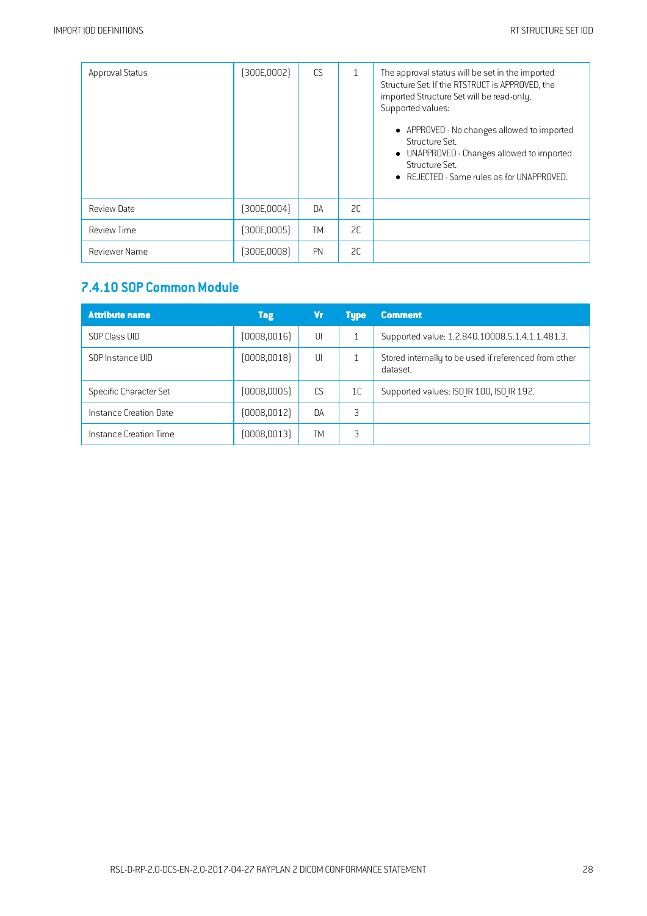| | | | | |
|---|---|---|---|---|
| Approval Status | (300E,0002) | CS | 1 | The approval status will be set in the imported Structure Set. If the RTSTRUCT is APPROVED, the imported Structure Set will be read-only. Supported values: <br>• APPROVED - No changes allowed to imported Structure Set. <br>• UNAPPROVED - Changes allowed to imported Structure Set. <br>• REJECTED - Same rules as for UNAPPROVED. |
| Review Date | (300E,0004) | DA | 2C | |
| Review Time | (300E,0005) | TM | 2C | |
| Reviewer Name | (300E,0008) | PN | 2C | |

### 7.4.10 SOP Common Module

| Attribute name | Tag | Vr | Type | Comment |
|---|---|---|---|---|
| SOP Class UID | (0008,0016) | UI | 1 | Supported value: 1.2.840.10008.5.1.4.1.1.481.3. |
| SOP Instance UID | (0008,0018) | UI | 1 | Stored internally to be used if referenced from other dataset. |
| Specific Character Set | (0008,0005) | CS | 1C | Supported values: ISO_IR 100, ISO_IR 192. |
| Instance Creation Date | (0008,0012) | DA | 3 | |
| Instance Creation Time | (0008,0013) | TM | 3 | |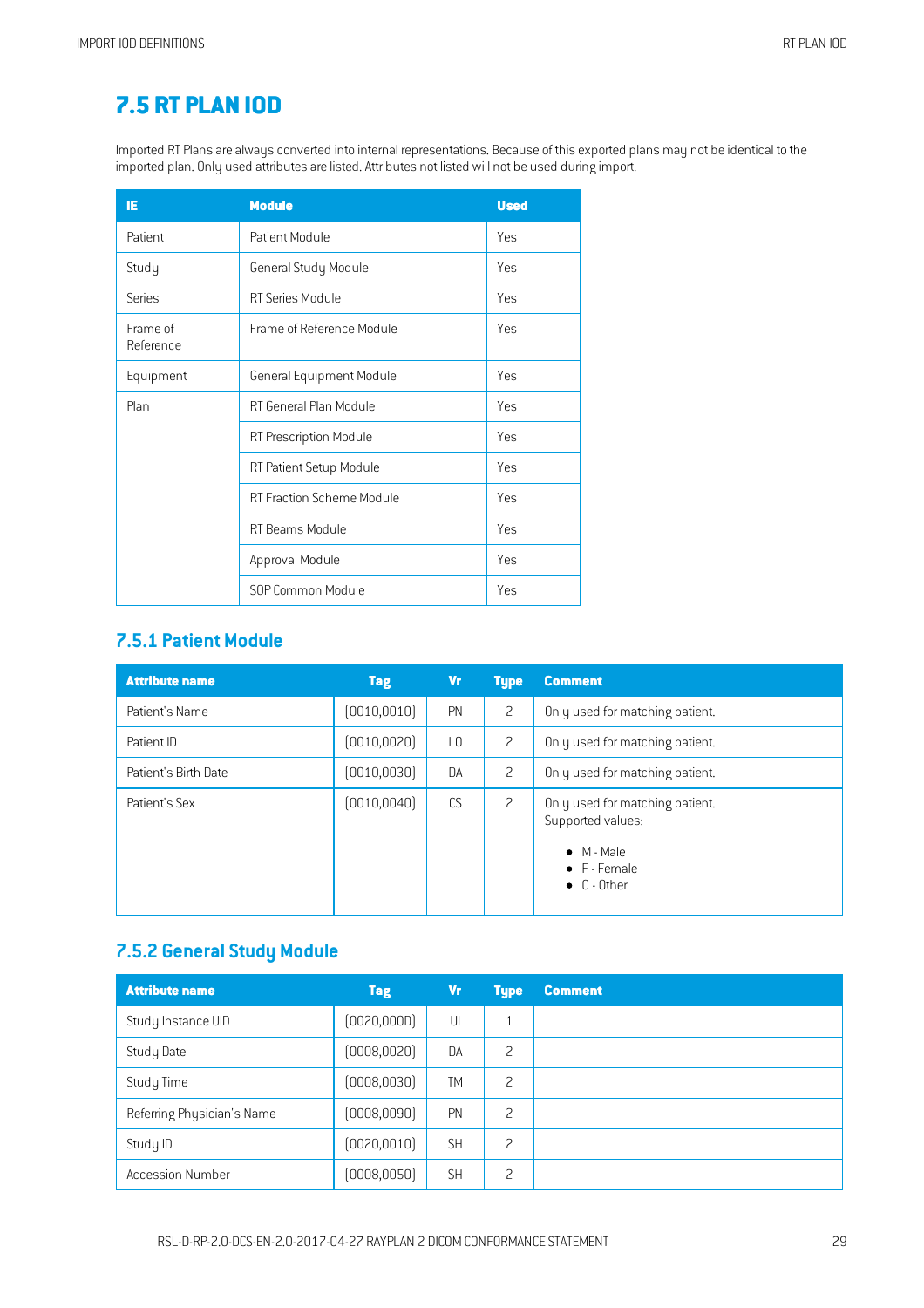# 7.5 RT PLAN IOD

Imported RT Plans are always converted into internal representations. Because of this exported plans may not be identical to the imported plan. Only used attributes are listed. Attributes not listed will not be used during import.

| IE | Module | Used |
|---|---|---|
| Patient | Patient Module | Yes |
| Study | General Study Module | Yes |
| Series | RT Series Module | Yes |
| Frame of Reference | Frame of Reference Module | Yes |
| Equipment | General Equipment Module | Yes |
| Plan | RT General Plan Module | Yes |
| | RT Prescription Module | Yes |
| | RT Patient Setup Module | Yes |
| | RT Fraction Scheme Module | Yes |
| | RT Beams Module | Yes |
| | Approval Module | Yes |
| | SOP Common Module | Yes |

## 7.5.1 Patient Module

| Attribute name | Tag | Vr | Type | Comment |
|---|---|---|---|---|
| Patient's Name | (0010,0010) | PN | 2 | Only used for matching patient. |
| Patient ID | (0010,0020) | LO | 2 | Only used for matching patient. |
| Patient's Birth Date | (0010,0030) | DA | 2 | Only used for matching patient. |
| Patient's Sex | (0010,0040) | CS | 2 | Only used for matching patient. Supported values: <br>• M - Male <br>• F - Female <br>• O - Other |

## 7.5.2 General Study Module

| Attribute name | Tag | Vr | Type | Comment |
|---|---|---|---|---|
| Study Instance UID | (0020,000D) | UI | 1 | |
| Study Date | (0008,0020) | DA | 2 | |
| Study Time | (0008,0030) | TM | 2 | |
| Referring Physician's Name | (0008,0090) | PN | 2 | |
| Study ID | (0020,0010) | SH | 2 | |
| Accession Number | (0008,0050) | SH | 2 | |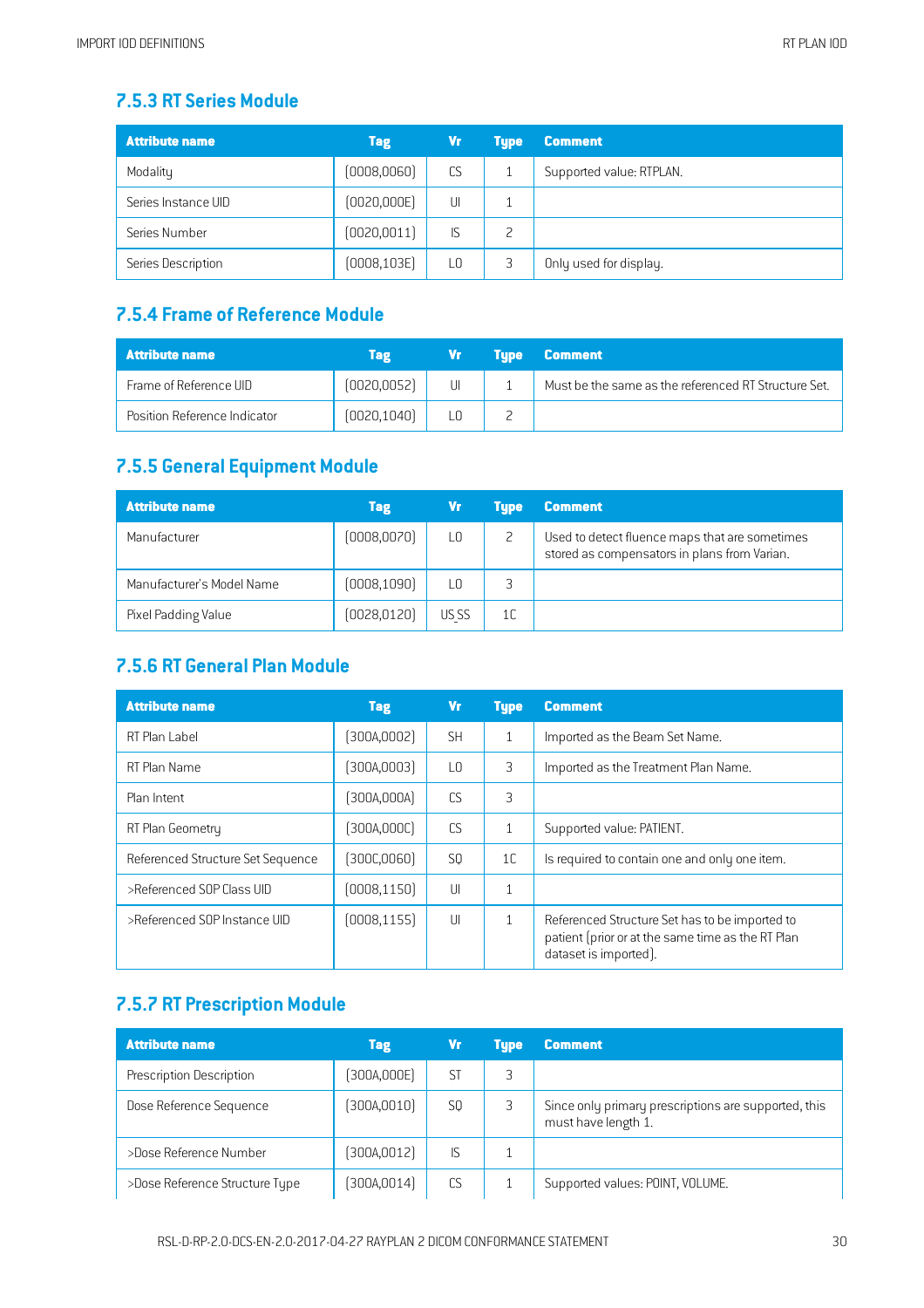### 7.5.3 RT Series Module

| Attribute name | Tag | Vr | Type | Comment |
|---|---|---|---|---|
| Modality | (0008,0060) | CS | 1 | Supported value: RTPLAN. |
| Series Instance UID | (0020,000E) | UI | 1 | |
| Series Number | (0020,0011) | IS | 2 | |
| Series Description | (0008,103E) | LO | 3 | Only used for display. |

### 7.5.4 Frame of Reference Module

| Attribute name | Tag | Vr | Type | Comment |
|---|---|---|---|---|
| Frame of Reference UID | (0020,0052) | UI | 1 | Must be the same as the referenced RT Structure Set. |
| Position Reference Indicator | (0020,1040) | LO | 2 | |

### 7.5.5 General Equipment Module

| Attribute name | Tag | Vr | Type | Comment |
|---|---|---|---|---|
| Manufacturer | (0008,0070) | LO | 2 | Used to detect fluence maps that are sometimes stored as compensators in plans from Varian. |
| Manufacturer's Model Name | (0008,1090) | LO | 3 | |
| Pixel Padding Value | (0028,0120) | US SS | 1C | |

### 7.5.6 RT General Plan Module

| Attribute name | Tag | Vr | Type | Comment |
|---|---|---|---|---|
| RT Plan Label | (300A,0002) | SH | 1 | Imported as the Beam Set Name. |
| RT Plan Name | (300A,0003) | LO | 3 | Imported as the Treatment Plan Name. |
| Plan Intent | (300A,000A) | CS | 3 | |
| RT Plan Geometry | (300A,000C) | CS | 1 | Supported value: PATIENT. |
| Referenced Structure Set Sequence | (300C,0060) | SQ | 1C | Is required to contain one and only one item. |
| >Referenced SOP Class UID | (0008,1150) | UI | 1 | |
| >Referenced SOP Instance UID | (0008,1155) | UI | 1 | Referenced Structure Set has to be imported to patient (prior or at the same time as the RT Plan dataset is imported). |

### 7.5.7 RT Prescription Module

| Attribute name | Tag | Vr | Type | Comment |
|---|---|---|---|---|
| Prescription Description | (300A,000E) | ST | 3 | |
| Dose Reference Sequence | (300A,0010) | SQ | 3 | Since only primary prescriptions are supported, this must have length 1. |
| >Dose Reference Number | (300A,0012) | IS | 1 | |
| >Dose Reference Structure Type | (300A,0014) | CS | 1 | Supported values: POINT, VOLUME. |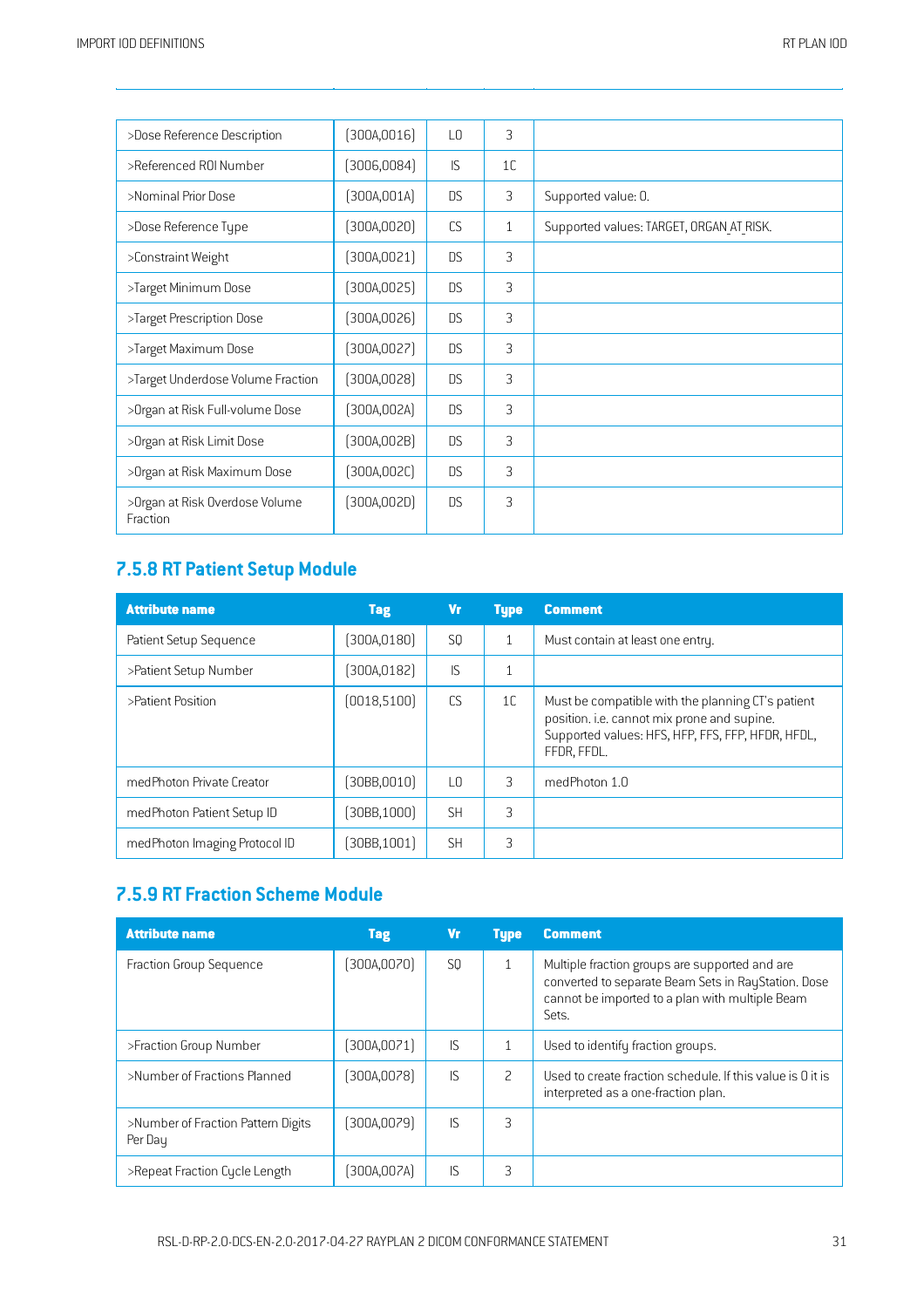| | | | | |
|---|---|---|---|---|
| >Dose Reference Description | (300A,0016) | LO | 3 | |
| >Referenced ROI Number | (3006,0084) | IS | 1C | |
| >Nominal Prior Dose | (300A,001A) | DS | 3 | Supported value: 0. |
| >Dose Reference Type | (300A,0020) | CS | 1 | Supported values: TARGET, ORGAN_AT_RISK. |
| >Constraint Weight | (300A,0021) | DS | 3 | |
| >Target Minimum Dose | (300A,0025) | DS | 3 | |
| >Target Prescription Dose | (300A,0026) | DS | 3 | |
| >Target Maximum Dose | (300A,0027) | DS | 3 | |
| >Target Underdose Volume Fraction | (300A,0028) | DS | 3 | |
| >Organ at Risk Full-volume Dose | (300A,002A) | DS | 3 | |
| >Organ at Risk Limit Dose | (300A,002B) | DS | 3 | |
| >Organ at Risk Maximum Dose | (300A,002C) | DS | 3 | |
| >Organ at Risk Overdose Volume Fraction | (300A,002D) | DS | 3 | |

## 7.5.8 RT Patient Setup Module

| Attribute name | Tag | Vr | Type | Comment |
|---|---|---|---|---|
| Patient Setup Sequence | (300A,0180) | SQ | 1 | Must contain at least one entry. |
| >Patient Setup Number | (300A,0182) | IS | 1 | |
| >Patient Position | (0018,5100) | CS | 1C | Must be compatible with the planning CT's patient position. i.e. cannot mix prone and supine. Supported values: HFS, HFP, FFS, FFP, HFDR, HFDL, FFDR, FFDL. |
| medPhoton Private Creator | (30BB,0010) | LO | 3 | medPhoton 1.0 |
| medPhoton Patient Setup ID | (30BB,1000) | SH | 3 | |
| medPhoton Imaging Protocol ID | (30BB,1001) | SH | 3 | |

## 7.5.9 RT Fraction Scheme Module

| Attribute name | Tag | Vr | Type | Comment |
|---|---|---|---|---|
| Fraction Group Sequence | (300A,0070) | SQ | 1 | Multiple fraction groups are supported and are converted to separate Beam Sets in RayStation. Dose cannot be imported to a plan with multiple Beam Sets. |
| >Fraction Group Number | (300A,0071) | IS | 1 | Used to identify fraction groups. |
| >Number of Fractions Planned | (300A,0078) | IS | 2 | Used to create fraction schedule. If this value is 0 it is interpreted as a one-fraction plan. |
| >Number of Fraction Pattern Digits Per Day | (300A,0079) | IS | 3 | |
| >Repeat Fraction Cycle Length | (300A,007A) | IS | 3 | |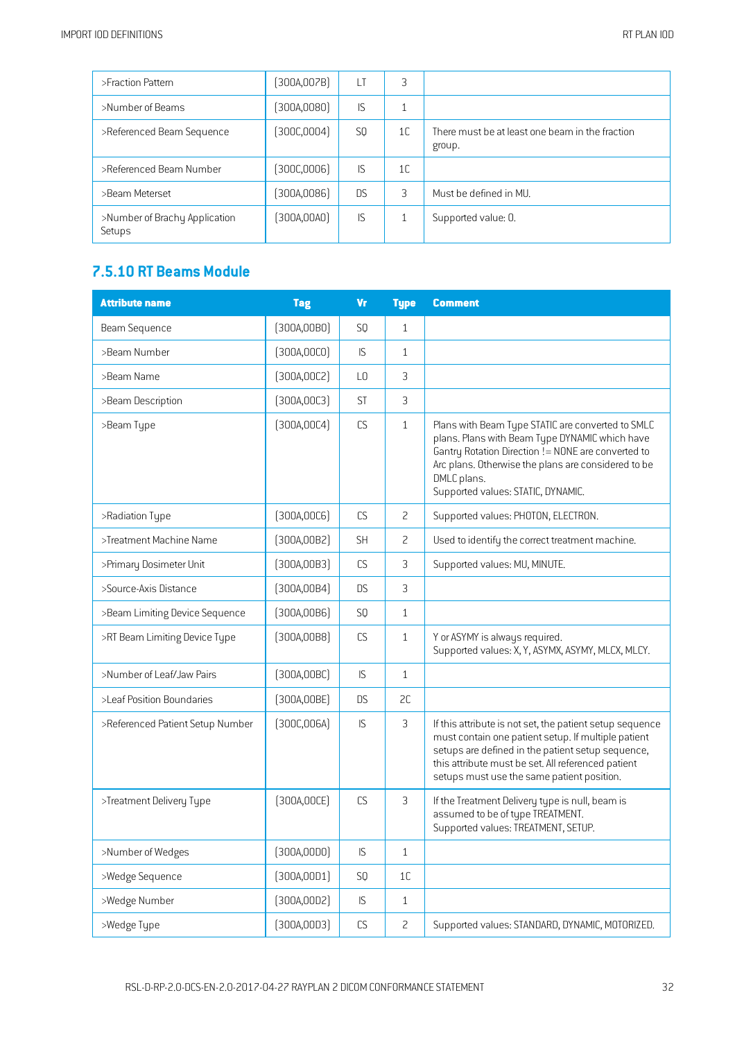| >Fraction Pattern | (300A,007B) | LT | 3 | |
|---|---|---|---|---|
| >Number of Beams | (300A,0080) | IS | 1 | |
| >Referenced Beam Sequence | (300C,0004) | SQ | 1C | There must be at least one beam in the fraction group. |
| >Referenced Beam Number | (300C,0006) | IS | 1C | |
| >Beam Meterset | (300A,0086) | DS | 3 | Must be defined in MU. |
| >Number of Brachy Application Setups | (300A,00A0) | IS | 1 | Supported value: 0. |

## 7.5.10 RT Beams Module

| Attribute name | Tag | Vr | Type | Comment |
|---|---|---|---|---|
| Beam Sequence | (300A,00B0) | SQ | 1 | |
| >Beam Number | (300A,00C0) | IS | 1 | |
| >Beam Name | (300A,00C2) | LO | 3 | |
| >Beam Description | (300A,00C3) | ST | 3 | |
| >Beam Type | (300A,00C4) | CS | 1 | Plans with Beam Type STATIC are converted to SMLC plans. Plans with Beam Type DYNAMIC which have Gantry Rotation Direction != NONE are converted to Arc plans. Otherwise the plans are considered to be DMLC plans.<br>Supported values: STATIC, DYNAMIC. |
| >Radiation Type | (300A,00C6) | CS | 2 | Supported values: PHOTON, ELECTRON. |
| >Treatment Machine Name | (300A,00B2) | SH | 2 | Used to identify the correct treatment machine. |
| >Primary Dosimeter Unit | (300A,00B3) | CS | 3 | Supported values: MU, MINUTE. |
| >Source-Axis Distance | (300A,00B4) | DS | 3 | |
| >Beam Limiting Device Sequence | (300A,00B6) | SQ | 1 | |
| >RT Beam Limiting Device Type | (300A,00B8) | CS | 1 | Y or ASYMY is always required.<br>Supported values: X, Y, ASYMX, ASYMY, MLCX, MLCY. |
| >Number of Leaf/Jaw Pairs | (300A,00BC) | IS | 1 | |
| >Leaf Position Boundaries | (300A,00BE) | DS | 2C | |
| >Referenced Patient Setup Number | (300C,006A) | IS | 3 | If this attribute is not set, the patient setup sequence must contain one patient setup. If multiple patient setups are defined in the patient setup sequence, this attribute must be set. All referenced patient setups must use the same patient position. |
| >Treatment Delivery Type | (300A,00CE) | CS | 3 | If the Treatment Delivery type is null, beam is assumed to be of type TREATMENT.<br>Supported values: TREATMENT, SETUP. |
| >Number of Wedges | (300A,00D0) | IS | 1 | |
| >Wedge Sequence | (300A,00D1) | SQ | 1C | |
| >Wedge Number | (300A,00D2) | IS | 1 | |
| >Wedge Type | (300A,00D3) | CS | 2 | Supported values: STANDARD, DYNAMIC, MOTORIZED. |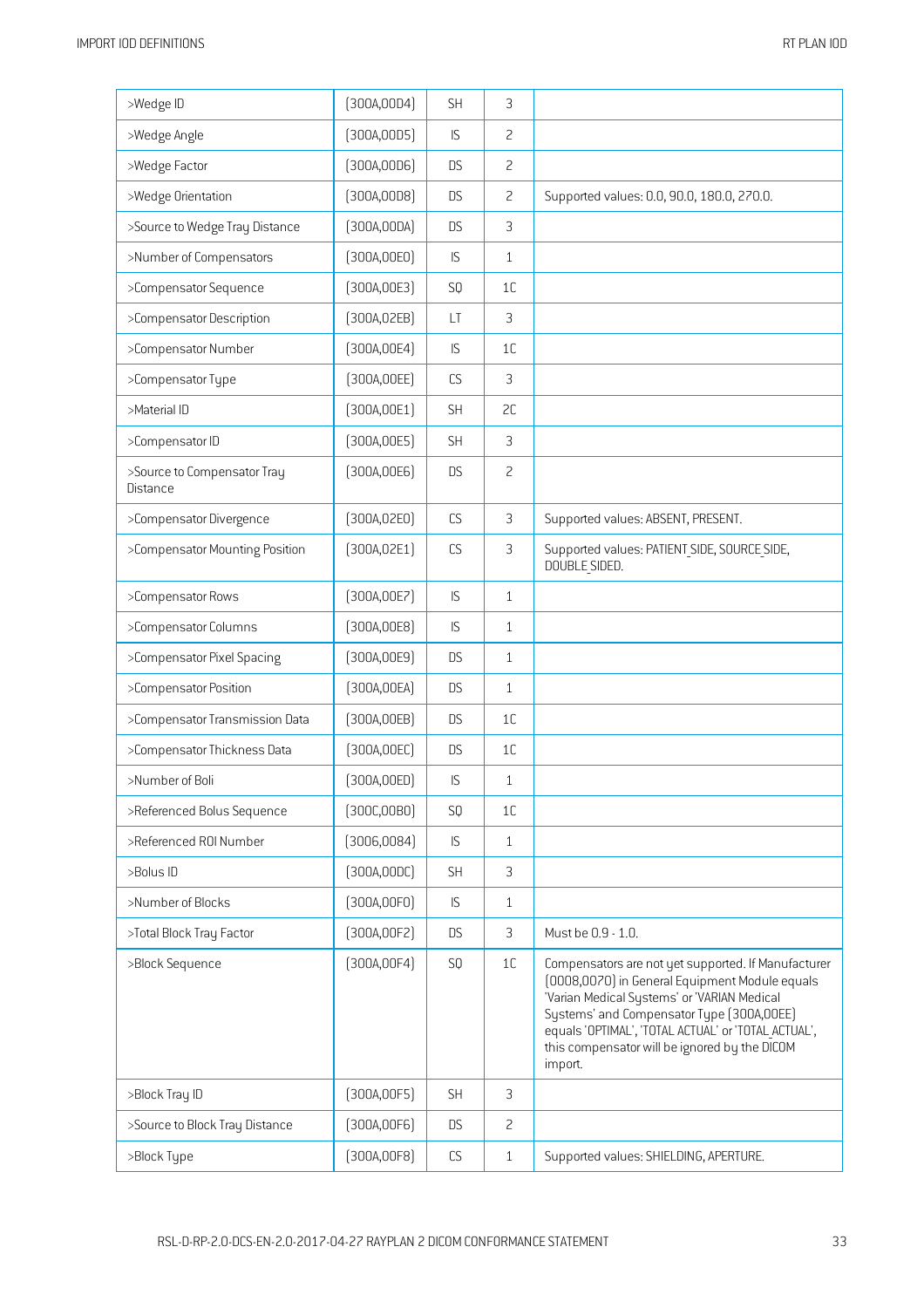| >Wedge ID | (300A,00D4) | SH | 3 | |
|---|---|---|---|---|
| >Wedge Angle | (300A,00D5) | IS | 2 | |
| >Wedge Factor | (300A,00D6) | DS | 2 | |
| >Wedge Orientation | (300A,00D8) | DS | 2 | Supported values: 0.0, 90.0, 180.0, 270.0. |
| >Source to Wedge Tray Distance | (300A,00DA) | DS | 3 | |
| >Number of Compensators | (300A,00E0) | IS | 1 | |
| >Compensator Sequence | (300A,00E3) | SQ | 1C | |
| >Compensator Description | (300A,02EB) | LT | 3 | |
| >Compensator Number | (300A,00E4) | IS | 1C | |
| >Compensator Type | (300A,00EE) | CS | 3 | |
| >Material ID | (300A,00E1) | SH | 2C | |
| >Compensator ID | (300A,00E5) | SH | 3 | |
| >Source to Compensator Tray Distance | (300A,00E6) | DS | 2 | |
| >Compensator Divergence | (300A,02E0) | CS | 3 | Supported values: ABSENT, PRESENT. |
| >Compensator Mounting Position | (300A,02E1) | CS | 3 | Supported values: PATIENT_SIDE, SOURCE_SIDE, DOUBLE_SIDED. |
| >Compensator Rows | (300A,00E7) | IS | 1 | |
| >Compensator Columns | (300A,00E8) | IS | 1 | |
| >Compensator Pixel Spacing | (300A,00E9) | DS | 1 | |
| >Compensator Position | (300A,00EA) | DS | 1 | |
| >Compensator Transmission Data | (300A,00EB) | DS | 1C | |
| >Compensator Thickness Data | (300A,00EC) | DS | 1C | |
| >Number of Boli | (300A,00ED) | IS | 1 | |
| >Referenced Bolus Sequence | (300C,00B0) | SQ | 1C | |
| >Referenced ROI Number | (3006,0084) | IS | 1 | |
| >Bolus ID | (300A,00DC) | SH | 3 | |
| >Number of Blocks | (300A,00F0) | IS | 1 | |
| >Total Block Tray Factor | (300A,00F2) | DS | 3 | Must be 0.9 - 1.0. |
| >Block Sequence | (300A,00F4) | SQ | 1C | Compensators are not yet supported. If Manufacturer (0008,0070) in General Equipment Module equals 'Varian Medical Systems' or 'VARIAN Medical Systems' and Compensator Type (300A,00EE) equals 'OPTIMAL', 'TOTAL ACTUAL' or 'TOTAL_ACTUAL', this compensator will be ignored by the DICOM import. |
| >Block Tray ID | (300A,00F5) | SH | 3 | |
| >Source to Block Tray Distance | (300A,00F6) | DS | 2 | |
| >Block Type | (300A,00F8) | CS | 1 | Supported values: SHIELDING, APERTURE. |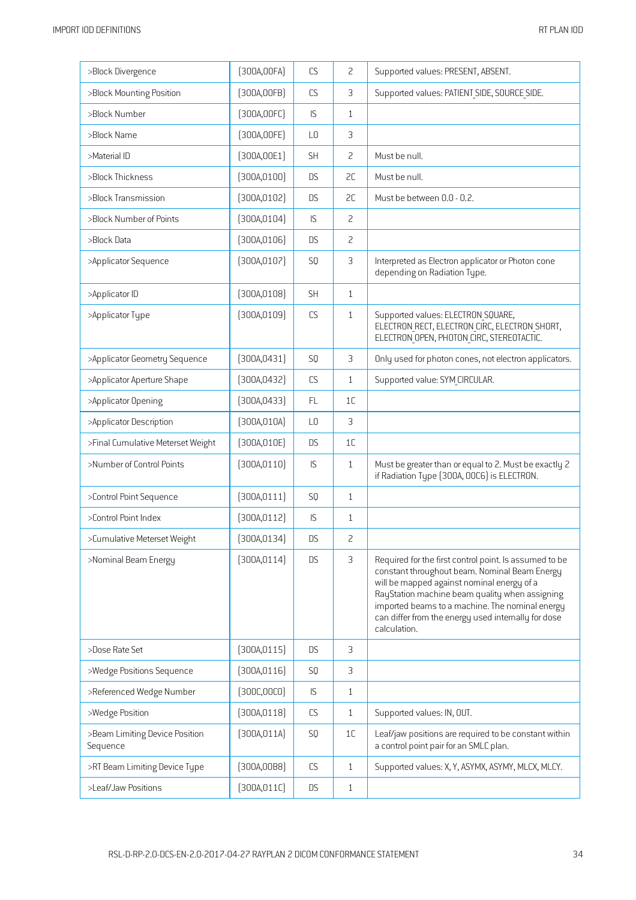| | | | | |
|---|---|---|---|---|
| >Block Divergence | (300A,00FA) | CS | 2 | Supported values: PRESENT, ABSENT. |
| >Block Mounting Position | (300A,00FB) | CS | 3 | Supported values: PATIENT_SIDE, SOURCE_SIDE. |
| >Block Number | (300A,00FC) | IS | 1 | |
| >Block Name | (300A,00FE) | LO | 3 | |
| >Material ID | (300A,00E1) | SH | 2 | Must be null. |
| >Block Thickness | (300A,0100) | DS | 2C | Must be null. |
| >Block Transmission | (300A,0102) | DS | 2C | Must be between 0.0 - 0.2. |
| >Block Number of Points | (300A,0104) | IS | 2 | |
| >Block Data | (300A,0106) | DS | 2 | |
| >Applicator Sequence | (300A,0107) | SQ | 3 | Interpreted as Electron applicator or Photon cone depending on Radiation Type. |
| >Applicator ID | (300A,0108) | SH | 1 | |
| >Applicator Type | (300A,0109) | CS | 1 | Supported values: ELECTRON_SQUARE, ELECTRON_RECT, ELECTRON_CIRC, ELECTRON_SHORT, ELECTRON_OPEN, PHOTON_CIRC, STEREOTACTIC. |
| >Applicator Geometry Sequence | (300A,0431) | SQ | 3 | Only used for photon cones, not electron applicators. |
| >Applicator Aperture Shape | (300A,0432) | CS | 1 | Supported value: SYM_CIRCULAR. |
| >Applicator Opening | (300A,0433) | FL | 1C | |
| >Applicator Description | (300A,010A) | LO | 3 | |
| >Final Cumulative Meterset Weight | (300A,010E) | DS | 1C | |
| >Number of Control Points | (300A,0110) | IS | 1 | Must be greater than or equal to 2. Must be exactly 2 if Radiation Type (300A, 00C6) is ELECTRON. |
| >Control Point Sequence | (300A,0111) | SQ | 1 | |
| >Control Point Index | (300A,0112) | IS | 1 | |
| >Cumulative Meterset Weight | (300A,0134) | DS | 2 | |
| >Nominal Beam Energy | (300A,0114) | DS | 3 | Required for the first control point. Is assumed to be constant throughout beam. Nominal Beam Energy will be mapped against nominal energy of a RayStation machine beam quality when assigning imported beams to a machine. The nominal energy can differ from the energy used internally for dose calculation. |
| >Dose Rate Set | (300A,0115) | DS | 3 | |
| >Wedge Positions Sequence | (300A,0116) | SQ | 3 | |
| >Referenced Wedge Number | (300C,00C0) | IS | 1 | |
| >Wedge Position | (300A,0118) | CS | 1 | Supported values: IN, OUT. |
| >Beam Limiting Device Position Sequence | (300A,011A) | SQ | 1C | Leaf/jaw positions are required to be constant within a control point pair for an SMLC plan. |
| >RT Beam Limiting Device Type | (300A,00B8) | CS | 1 | Supported values: X, Y, ASYMX, ASYMY, MLCX, MLCY. |
| >Leaf/Jaw Positions | (300A,011C) | DS | 1 | |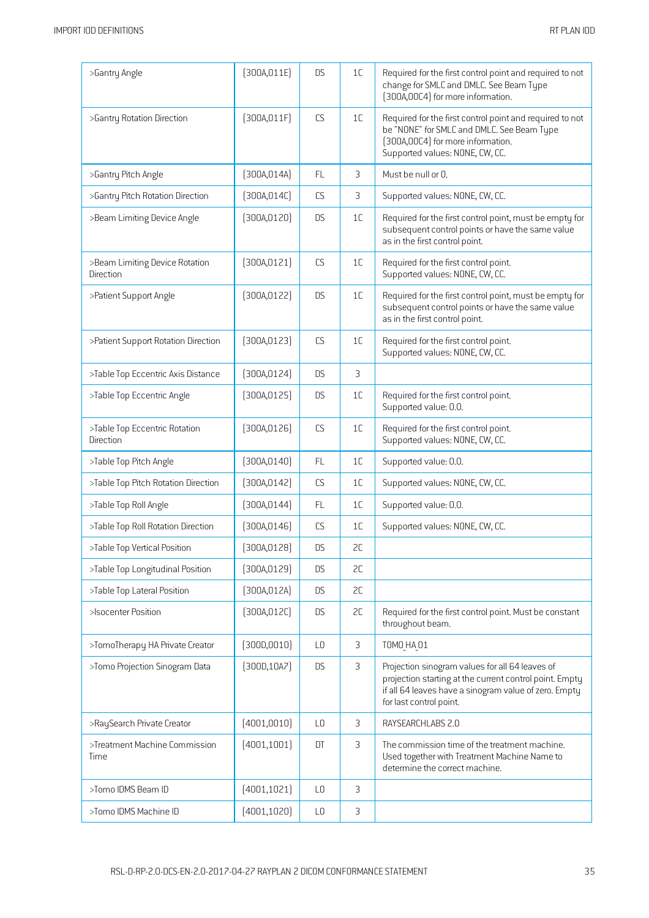| >Gantry Angle | (300A,011E) | DS | 1C | Required for the first control point and required to not change for SMLC and DMLC. See Beam Type (300A,00C4) for more information. |
|---|---|---|---|---|
| >Gantry Rotation Direction | (300A,011F) | CS | 1C | Required for the first control point and required to not be "NONE" for SMLC and DMLC. See Beam Type (300A,00C4) for more information.<br>Supported values: NONE, CW, CC. |
| >Gantry Pitch Angle | (300A,014A) | FL | 3 | Must be null or 0. |
| >Gantry Pitch Rotation Direction | (300A,014C) | CS | 3 | Supported values: NONE, CW, CC. |
| >Beam Limiting Device Angle | (300A,0120) | DS | 1C | Required for the first control point, must be empty for subsequent control points or have the same value as in the first control point. |
| >Beam Limiting Device Rotation Direction | (300A,0121) | CS | 1C | Required for the first control point.<br>Supported values: NONE, CW, CC. |
| >Patient Support Angle | (300A,0122) | DS | 1C | Required for the first control point, must be empty for subsequent control points or have the same value as in the first control point. |
| >Patient Support Rotation Direction | (300A,0123) | CS | 1C | Required for the first control point.<br>Supported values: NONE, CW, CC. |
| >Table Top Eccentric Axis Distance | (300A,0124) | DS | 3 | |
| >Table Top Eccentric Angle | (300A,0125) | DS | 1C | Required for the first control point.<br>Supported value: 0.0. |
| >Table Top Eccentric Rotation Direction | (300A,0126) | CS | 1C | Required for the first control point.<br>Supported values: NONE, CW, CC. |
| >Table Top Pitch Angle | (300A,0140) | FL | 1C | Supported value: 0.0. |
| >Table Top Pitch Rotation Direction | (300A,0142) | CS | 1C | Supported values: NONE, CW, CC. |
| >Table Top Roll Angle | (300A,0144) | FL | 1C | Supported value: 0.0. |
| >Table Top Roll Rotation Direction | (300A,0146) | CS | 1C | Supported values: NONE, CW, CC. |
| >Table Top Vertical Position | (300A,0128) | DS | 2C | |
| >Table Top Longitudinal Position | (300A,0129) | DS | 2C | |
| >Table Top Lateral Position | (300A,012A) | DS | 2C | |
| >Isocenter Position | (300A,012C) | DS | 2C | Required for the first control point. Must be constant throughout beam. |
| >TomoTherapy HA Private Creator | (300D,0010) | LO | 3 | TOMO_HA_01 |
| >Tomo Projection Sinogram Data | (300D,10A7) | DS | 3 | Projection sinogram values for all 64 leaves of projection starting at the current control point. Empty if all 64 leaves have a sinogram value of zero. Empty for last control point. |
| >RaySearch Private Creator | (4001,0010) | LO | 3 | RAYSEARCHLABS 2.0 |
| >Treatment Machine Commission Time | (4001,1001) | DT | 3 | The commission time of the treatment machine. Used together with Treatment Machine Name to determine the correct machine. |
| >Tomo IDMS Beam ID | (4001,1021) | LO | 3 | |
| >Tomo IDMS Machine ID | (4001,1020) | LO | 3 | |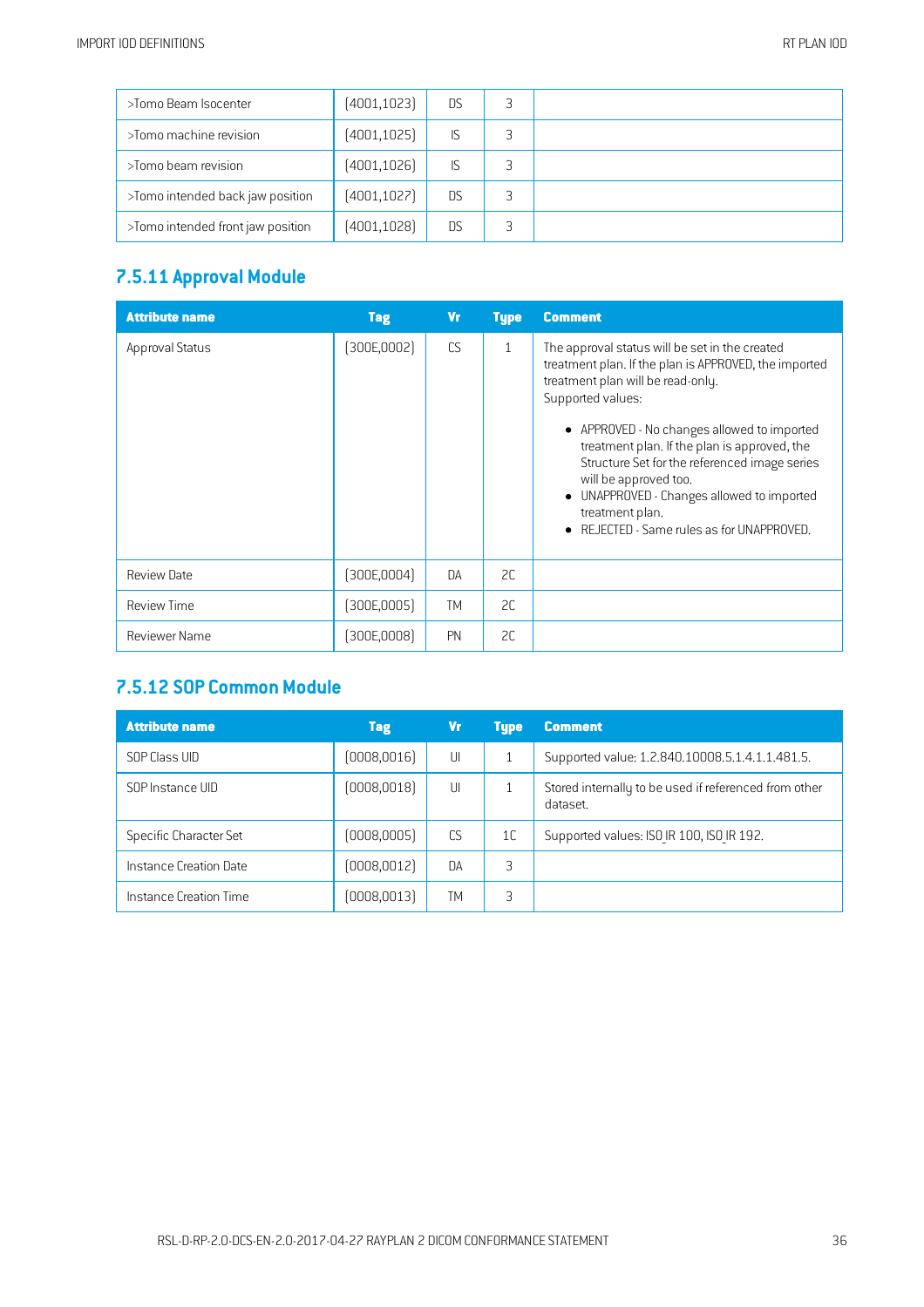| | | | | |
|---|---|---|---|---|
| >Tomo Beam Isocenter | (4001,1023) | DS | 3 | |
| >Tomo machine revision | (4001,1025) | IS | 3 | |
| >Tomo beam revision | (4001,1026) | IS | 3 | |
| >Tomo intended back jaw position | (4001,1027) | DS | 3 | |
| >Tomo intended front jaw position | (4001,1028) | DS | 3 | |

## 7.5.11 Approval Module

| Attribute name | Tag | Vr | Type | Comment |
|---|---|---|---|---|
| Approval Status | (300E,0002) | CS | 1 | The approval status will be set in the created treatment plan. If the plan is APPROVED, the imported treatment plan will be read-only.<br>Supported values:<br>• APPROVED - No changes allowed to imported treatment plan. If the plan is approved, the Structure Set for the referenced image series will be approved too.<br>• UNAPPROVED - Changes allowed to imported treatment plan.<br>• REJECTED - Same rules as for UNAPPROVED. |
| Review Date | (300E,0004) | DA | 2C | |
| Review Time | (300E,0005) | TM | 2C | |
| Reviewer Name | (300E,0008) | PN | 2C | |

## 7.5.12 SOP Common Module

| Attribute name | Tag | Vr | Type | Comment |
|---|---|---|---|---|
| SOP Class UID | (0008,0016) | UI | 1 | Supported value: 1.2.840.10008.5.1.4.1.1.481.5. |
| SOP Instance UID | (0008,0018) | UI | 1 | Stored internally to be used if referenced from other dataset. |
| Specific Character Set | (0008,0005) | CS | 1C | Supported values: ISO_IR 100, ISO_IR 192. |
| Instance Creation Date | (0008,0012) | DA | 3 | |
| Instance Creation Time | (0008,0013) | TM | 3 | |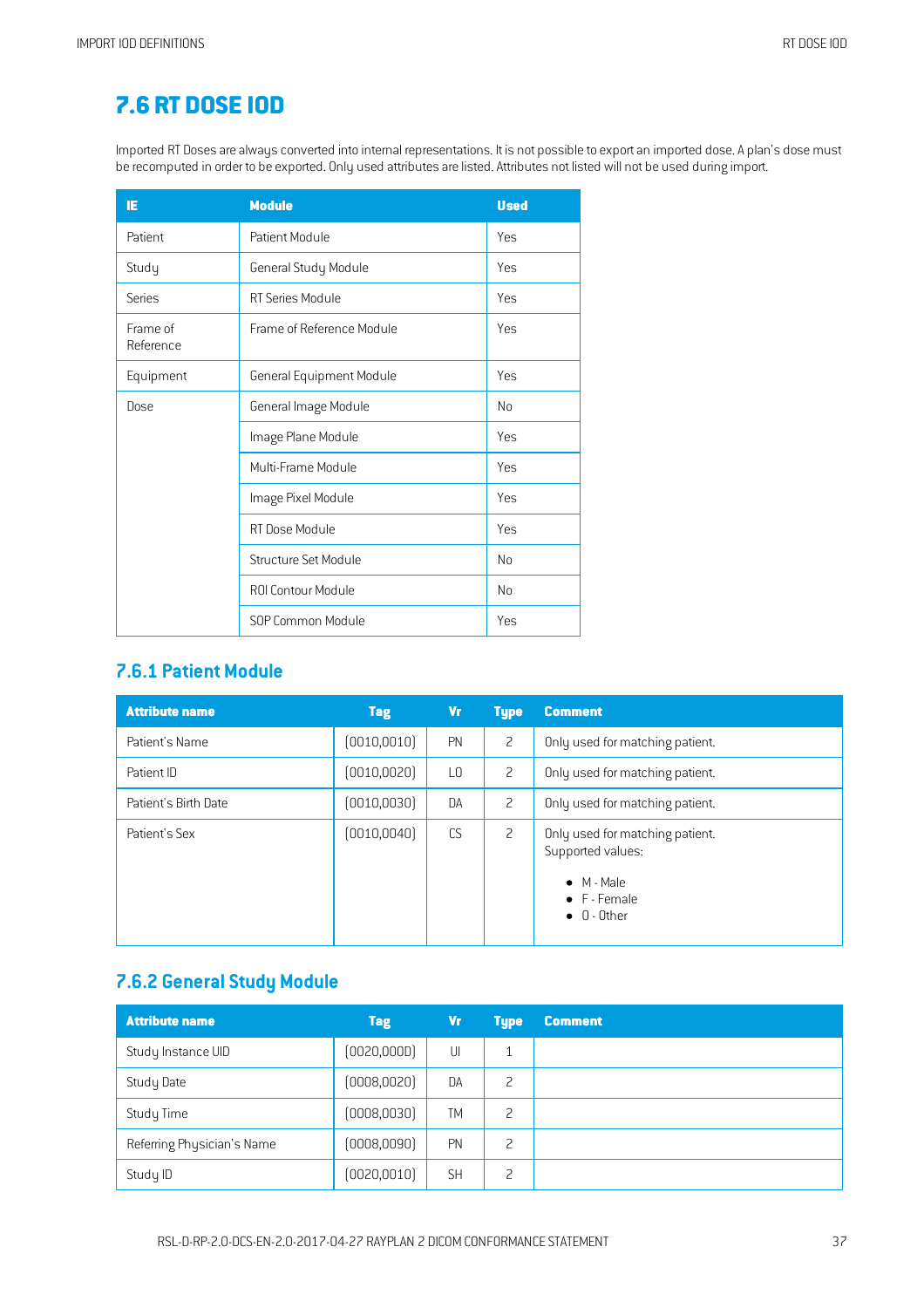## 7.6 RT DOSE IOD

Imported RT Doses are always converted into internal representations. It is not possible to export an imported dose. A plan's dose must be recomputed in order to be exported. Only used attributes are listed. Attributes not listed will not be used during import.

| IE | Module | Used |
|---|---|---|
| Patient | Patient Module | Yes |
| Study | General Study Module | Yes |
| Series | RT Series Module | Yes |
| Frame of Reference | Frame of Reference Module | Yes |
| Equipment | General Equipment Module | Yes |
| Dose | General Image Module | No |
| | Image Plane Module | Yes |
| | Multi-Frame Module | Yes |
| | Image Pixel Module | Yes |
| | RT Dose Module | Yes |
| | Structure Set Module | No |
| | ROI Contour Module | No |
| | SOP Common Module | Yes |

### 7.6.1 Patient Module

| Attribute name | Tag | Vr | Type | Comment |
|---|---|---|---|---|
| Patient's Name | (0010,0010) | PN | 2 | Only used for matching patient. |
| Patient ID | (0010,0020) | LO | 2 | Only used for matching patient. |
| Patient's Birth Date | (0010,0030) | DA | 2 | Only used for matching patient. |
| Patient's Sex | (0010,0040) | CS | 2 | Only used for matching patient. Supported values: <br>• M - Male <br>• F - Female <br>• O - Other |

### 7.6.2 General Study Module

| Attribute name | Tag | Vr | Type | Comment |
|---|---|---|---|---|
| Study Instance UID | (0020,000D) | UI | 1 | |
| Study Date | (0008,0020) | DA | 2 | |
| Study Time | (0008,0030) | TM | 2 | |
| Referring Physician's Name | (0008,0090) | PN | 2 | |
| Study ID | (0020,0010) | SH | 2 | |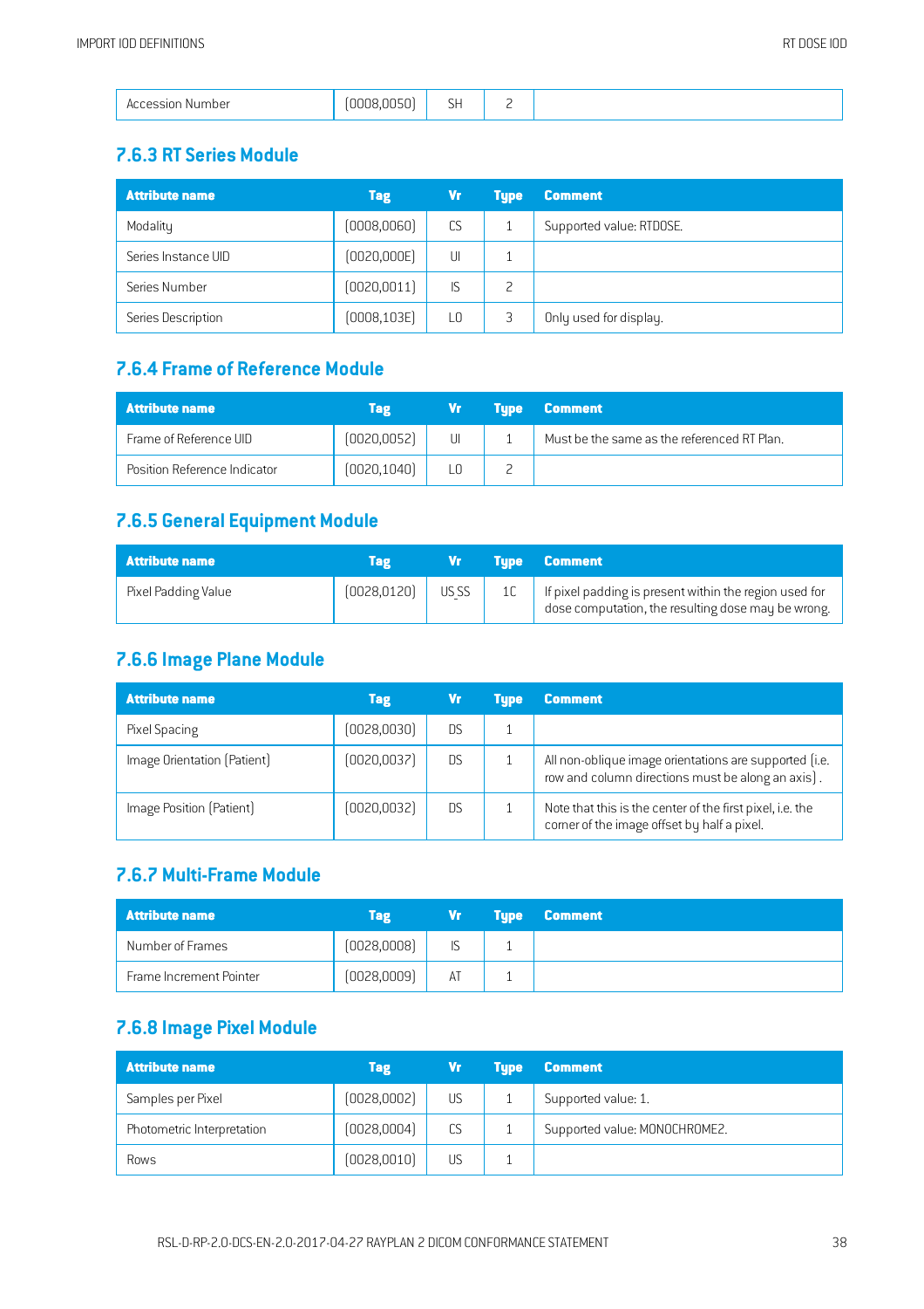| Accession Number | (0008,0050) | SH | 2 | |
|---|---|---|---|---|

### 7.6.3 RT Series Module

| Attribute name | Tag | Vr | Type | Comment |
|---|---|---|---|---|
| Modality | (0008,0060) | CS | 1 | Supported value: RTDOSE. |
| Series Instance UID | (0020,000E) | UI | 1 | |
| Series Number | (0020,0011) | IS | 2 | |
| Series Description | (0008,103E) | LO | 3 | Only used for display. |

### 7.6.4 Frame of Reference Module

| Attribute name | Tag | Vr | Type | Comment |
|---|---|---|---|---|
| Frame of Reference UID | (0020,0052) | UI | 1 | Must be the same as the referenced RT Plan. |
| Position Reference Indicator | (0020,1040) | LO | 2 | |

### 7.6.5 General Equipment Module

| Attribute name | Tag | Vr | Type | Comment |
|---|---|---|---|---|
| Pixel Padding Value | (0028,0120) | US SS | 1C | If pixel padding is present within the region used for dose computation, the resulting dose may be wrong. |

### 7.6.6 Image Plane Module

| Attribute name | Tag | Vr | Type | Comment |
|---|---|---|---|---|
| Pixel Spacing | (0028,0030) | DS | 1 | |
| Image Orientation (Patient) | (0020,0037) | DS | 1 | All non-oblique image orientations are supported (i.e. row and column directions must be along an axis) . |
| Image Position (Patient) | (0020,0032) | DS | 1 | Note that this is the center of the first pixel, i.e. the corner of the image offset by half a pixel. |

### 7.6.7 Multi-Frame Module

| Attribute name | Tag | Vr | Type | Comment |
|---|---|---|---|---|
| Number of Frames | (0028,0008) | IS | 1 | |
| Frame Increment Pointer | (0028,0009) | AT | 1 | |

### 7.6.8 Image Pixel Module

| Attribute name | Tag | Vr | Type | Comment |
|---|---|---|---|---|
| Samples per Pixel | (0028,0002) | US | 1 | Supported value: 1. |
| Photometric Interpretation | (0028,0004) | CS | 1 | Supported value: MONOCHROME2. |
| Rows | (0028,0010) | US | 1 | |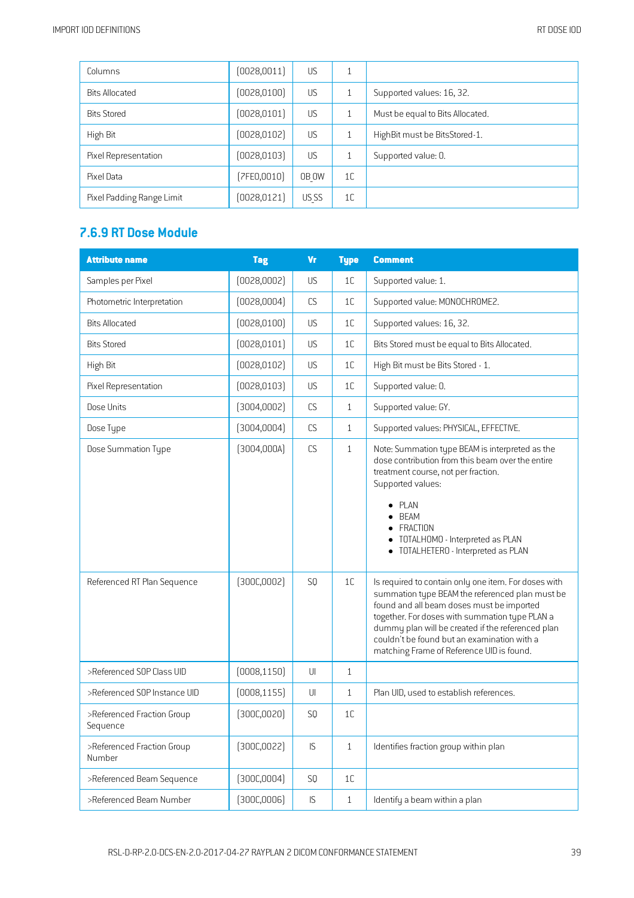| Columns | (0028,0011) | US | 1 | |
|---|---|---|---|---|
| Bits Allocated | (0028,0100) | US | 1 | Supported values: 16, 32. |
| Bits Stored | (0028,0101) | US | 1 | Must be equal to Bits Allocated. |
| High Bit | (0028,0102) | US | 1 | HighBit must be BitsStored-1. |
| Pixel Representation | (0028,0103) | US | 1 | Supported value: 0. |
| Pixel Data | (7FE0,0010) | OB OW | 1C | |
| Pixel Padding Range Limit | (0028,0121) | US SS | 1C | |

### 7.6.9 RT Dose Module

| Attribute name | Tag | Vr | Type | Comment |
|---|---|---|---|---|
| Samples per Pixel | (0028,0002) | US | 1C | Supported value: 1. |
| Photometric Interpretation | (0028,0004) | CS | 1C | Supported value: MONOCHROME2. |
| Bits Allocated | (0028,0100) | US | 1C | Supported values: 16, 32. |
| Bits Stored | (0028,0101) | US | 1C | Bits Stored must be equal to Bits Allocated. |
| High Bit | (0028,0102) | US | 1C | High Bit must be Bits Stored - 1. |
| Pixel Representation | (0028,0103) | US | 1C | Supported value: 0. |
| Dose Units | (3004,0002) | CS | 1 | Supported value: GY. |
| Dose Type | (3004,0004) | CS | 1 | Supported values: PHYSICAL, EFFECTIVE. |
| Dose Summation Type | (3004,000A) | CS | 1 | Note: Summation type BEAM is interpreted as the dose contribution from this beam over the entire treatment course, not per fraction.<br>Supported values:<br>• PLAN<br>• BEAM<br>• FRACTION<br>• TOTALHOMO - Interpreted as PLAN<br>• TOTALHETERO - Interpreted as PLAN |
| Referenced RT Plan Sequence | (300C,0002) | SQ | 1C | Is required to contain only one item. For doses with summation type BEAM the referenced plan must be found and all beam doses must be imported together. For doses with summation type PLAN a dummy plan will be created if the referenced plan couldn't be found but an examination with a matching Frame of Reference UID is found. |
| >Referenced SOP Class UID | (0008,1150) | UI | 1 | |
| >Referenced SOP Instance UID | (0008,1155) | UI | 1 | Plan UID, used to establish references. |
| >Referenced Fraction Group Sequence | (300C,0020) | SQ | 1C | |
| >Referenced Fraction Group Number | (300C,0022) | IS | 1 | Identifies fraction group within plan |
| >Referenced Beam Sequence | (300C,0004) | SQ | 1C | |
| >Referenced Beam Number | (300C,0006) | IS | 1 | Identify a beam within a plan |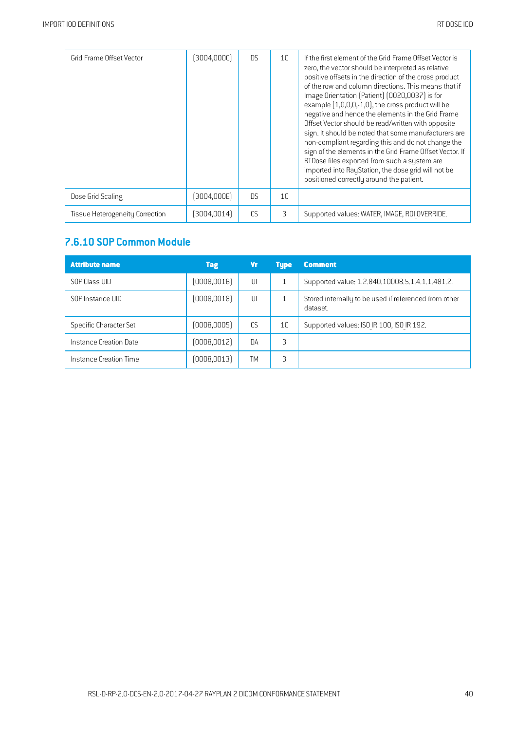| Grid Frame Offset Vector | (3004,000C) | DS | 1C | If the first element of the Grid Frame Offset Vector is zero, the vector should be interpreted as relative positive offsets in the direction of the cross product of the row and column directions. This means that if Image Orientation (Patient) (0020,0037) is for example (1,0,0,0,-1,0), the cross product will be negative and hence the elements in the Grid Frame Offset Vector should be read/written with opposite sign. It should be noted that some manufacturers are non-compliant regarding this and do not change the sign of the elements in the Grid Frame Offset Vector. If RTDose files exported from such a system are imported into RayStation, the dose grid will not be positioned correctly around the patient. |
|---|---|---|---|---|
| Dose Grid Scaling | (3004,000E) | DS | 1C | |
| Tissue Heterogeneity Correction | (3004,0014) | CS | 3 | Supported values: WATER, IMAGE, ROI_OVERRIDE. |

### 7.6.10 SOP Common Module

| Attribute name | Tag | Vr | Type | Comment |
|---|---|---|---|---|
| SOP Class UID | (0008,0016) | UI | 1 | Supported value: 1.2.840.10008.5.1.4.1.1.481.2. |
| SOP Instance UID | (0008,0018) | UI | 1 | Stored internally to be used if referenced from other dataset. |
| Specific Character Set | (0008,0005) | CS | 1C | Supported values: ISO_IR 100, ISO_IR 192. |
| Instance Creation Date | (0008,0012) | DA | 3 | |
| Instance Creation Time | (0008,0013) | TM | 3 | |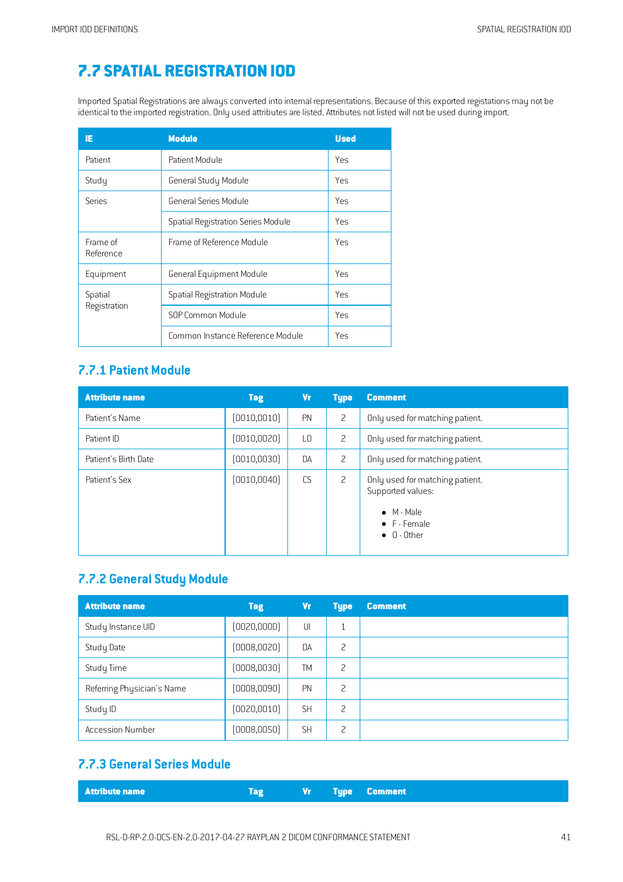# 7.7 SPATIAL REGISTRATION IOD

Imported Spatial Registrations are always converted into internal representations. Because of this exported registations may not be identical to the imported registration. Only used attributes are listed. Attributes not listed will not be used during import.

| IE | Module | Used |
|---|---|---|
| Patient | Patient Module | Yes |
| Study | General Study Module | Yes |
| Series | General Series Module | Yes |
| | Spatial Registration Series Module | Yes |
| Frame of Reference | Frame of Reference Module | Yes |
| Equipment | General Equipment Module | Yes |
| Spatial Registration | Spatial Registration Module | Yes |
| | SOP Common Module | Yes |
| | Common Instance Reference Module | Yes |

## 7.7.1 Patient Module

| Attribute name | Tag | Vr | Type | Comment |
|---|---|---|---|---|
| Patient's Name | (0010,0010) | PN | 2 | Only used for matching patient. |
| Patient ID | (0010,0020) | LO | 2 | Only used for matching patient. |
| Patient's Birth Date | (0010,0030) | DA | 2 | Only used for matching patient. |
| Patient's Sex | (0010,0040) | CS | 2 | Only used for matching patient. Supported values: <br>• M - Male <br>• F - Female <br>• O - Other |

## 7.7.2 General Study Module

| Attribute name | Tag | Vr | Type | Comment |
|---|---|---|---|---|
| Study Instance UID | (0020,000D) | UI | 1 | |
| Study Date | (0008,0020) | DA | 2 | |
| Study Time | (0008,0030) | TM | 2 | |
| Referring Physician's Name | (0008,0090) | PN | 2 | |
| Study ID | (0020,0010) | SH | 2 | |
| Accession Number | (0008,0050) | SH | 2 | |

## 7.7.3 General Series Module

| Attribute name | Tag | Vr | Type | Comment |
|---|---|---|---|---|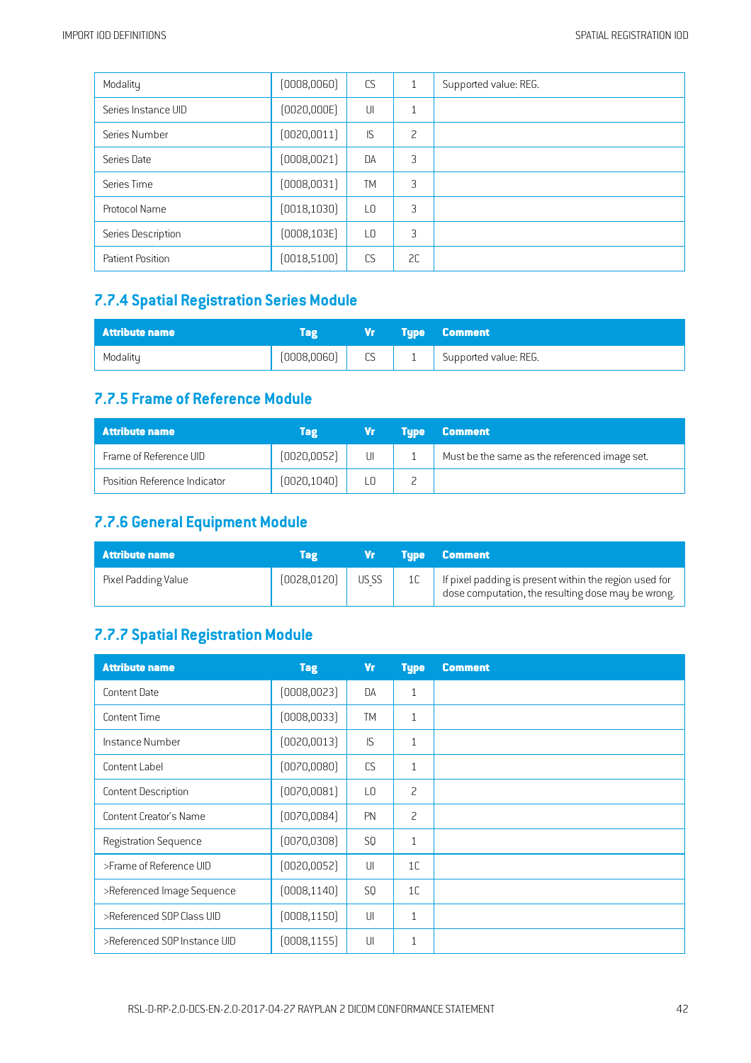| Modality | (0008,0060) | CS | 1 | Supported value: REG. |
|---|---|---|---|---|
| Series Instance UID | (0020,000E) | UI | 1 | |
| Series Number | (0020,0011) | IS | 2 | |
| Series Date | (0008,0021) | DA | 3 | |
| Series Time | (0008,0031) | TM | 3 | |
| Protocol Name | (0018,1030) | LO | 3 | |
| Series Description | (0008,103E) | LO | 3 | |
| Patient Position | (0018,5100) | CS | 2C | |

## 7.7.4 Spatial Registration Series Module

| Attribute name | Tag | Vr | Type | Comment |
|---|---|---|---|---|
| Modality | (0008,0060) | CS | 1 | Supported value: REG. |

## 7.7.5 Frame of Reference Module

| Attribute name | Tag | Vr | Type | Comment |
|---|---|---|---|---|
| Frame of Reference UID | (0020,0052) | UI | 1 | Must be the same as the referenced image set. |
| Position Reference Indicator | (0020,1040) | LO | 2 | |

## 7.7.6 General Equipment Module

| Attribute name | Tag | Vr | Type | Comment |
|---|---|---|---|---|
| Pixel Padding Value | (0028,0120) | US SS | 1C | If pixel padding is present within the region used for dose computation, the resulting dose may be wrong. |

## 7.7.7 Spatial Registration Module

| Attribute name | Tag | Vr | Type | Comment |
|---|---|---|---|---|
| Content Date | (0008,0023) | DA | 1 | |
| Content Time | (0008,0033) | TM | 1 | |
| Instance Number | (0020,0013) | IS | 1 | |
| Content Label | (0070,0080) | CS | 1 | |
| Content Description | (0070,0081) | LO | 2 | |
| Content Creator's Name | (0070,0084) | PN | 2 | |
| Registration Sequence | (0070,0308) | SQ | 1 | |
| >Frame of Reference UID | (0020,0052) | UI | 1C | |
| >Referenced Image Sequence | (0008,1140) | SQ | 1C | |
| >Referenced SOP Class UID | (0008,1150) | UI | 1 | |
| >Referenced SOP Instance UID | (0008,1155) | UI | 1 | |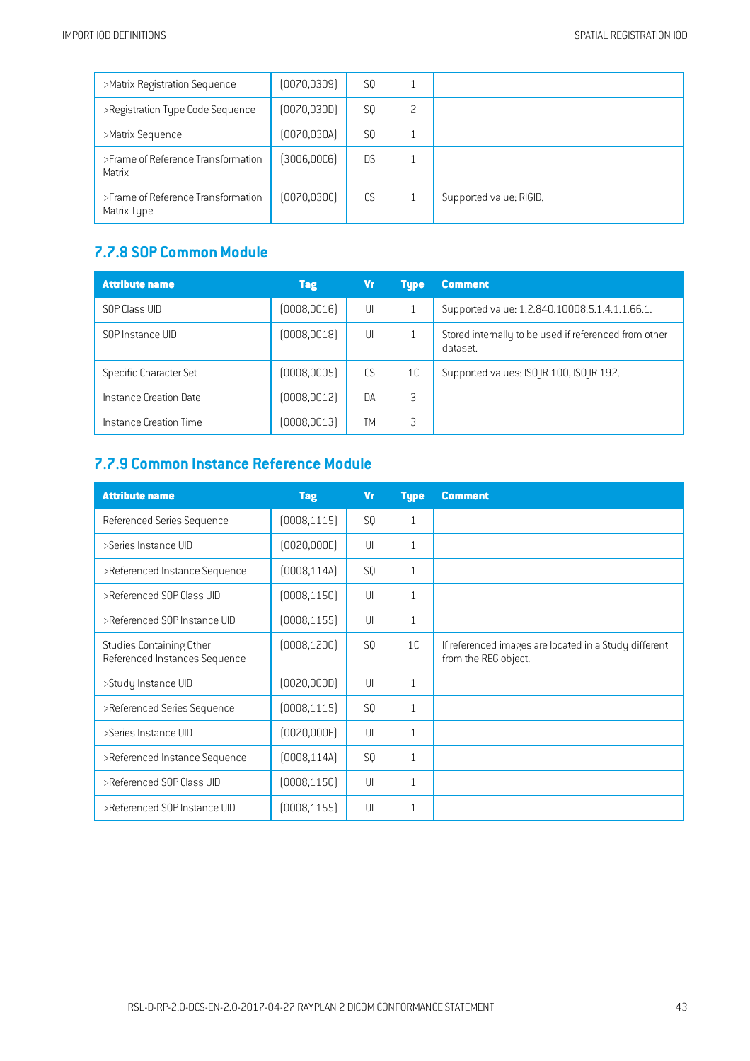| | | | | |
|---|---|---|---|---|
| >Matrix Registration Sequence | (0070,0309) | SQ | 1 | |
| >Registration Type Code Sequence | (0070,030D) | SQ | 2 | |
| >Matrix Sequence | (0070,030A) | SQ | 1 | |
| >Frame of Reference Transformation Matrix | (3006,00C6) | DS | 1 | |
| >Frame of Reference Transformation Matrix Type | (0070,030C) | CS | 1 | Supported value: RIGID. |

## 7.7.8 SOP Common Module

| Attribute name | Tag | Vr | Type | Comment |
|---|---|---|---|---|
| SOP Class UID | (0008,0016) | UI | 1 | Supported value: 1.2.840.10008.5.1.4.1.1.66.1. |
| SOP Instance UID | (0008,0018) | UI | 1 | Stored internally to be used if referenced from other dataset. |
| Specific Character Set | (0008,0005) | CS | 1C | Supported values: ISO_IR 100, ISO_IR 192. |
| Instance Creation Date | (0008,0012) | DA | 3 | |
| Instance Creation Time | (0008,0013) | TM | 3 | |

## 7.7.9 Common Instance Reference Module

| Attribute name | Tag | Vr | Type | Comment |
|---|---|---|---|---|
| Referenced Series Sequence | (0008,1115) | SQ | 1 | |
| >Series Instance UID | (0020,000E) | UI | 1 | |
| >Referenced Instance Sequence | (0008,114A) | SQ | 1 | |
| >Referenced SOP Class UID | (0008,1150) | UI | 1 | |
| >Referenced SOP Instance UID | (0008,1155) | UI | 1 | |
| Studies Containing Other Referenced Instances Sequence | (0008,1200) | SQ | 1C | If referenced images are located in a Study different from the REG object. |
| >Study Instance UID | (0020,000D) | UI | 1 | |
| >Referenced Series Sequence | (0008,1115) | SQ | 1 | |
| >Series Instance UID | (0020,000E) | UI | 1 | |
| >Referenced Instance Sequence | (0008,114A) | SQ | 1 | |
| >Referenced SOP Class UID | (0008,1150) | UI | 1 | |
| >Referenced SOP Instance UID | (0008,1155) | UI | 1 | |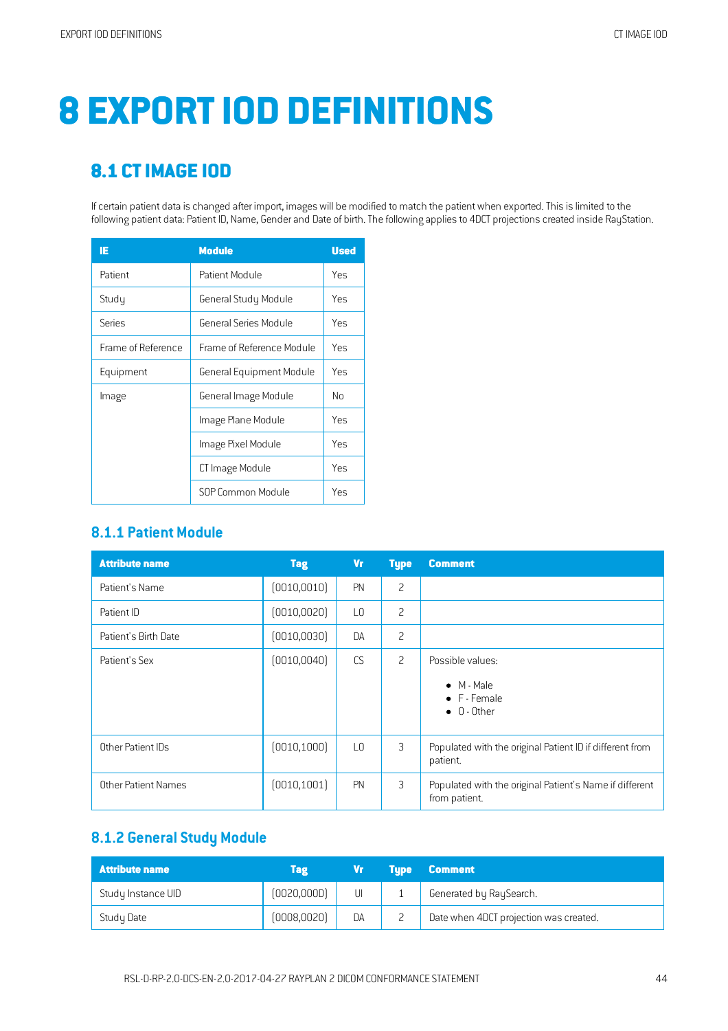# 8 EXPORT IOD DEFINITIONS

## 8.1 CT IMAGE IOD

If certain patient data is changed after import, images will be modified to match the patient when exported. This is limited to the following patient data: Patient ID, Name, Gender and Date of birth. The following applies to 4DCT projections created inside RayStation.

| IE | Module | Used |
|---|---|---|
| Patient | Patient Module | Yes |
| Study | General Study Module | Yes |
| Series | General Series Module | Yes |
| Frame of Reference | Frame of Reference Module | Yes |
| Equipment | General Equipment Module | Yes |
| Image | General Image Module | No |
| | Image Plane Module | Yes |
| | Image Pixel Module | Yes |
| | CT Image Module | Yes |
| | SOP Common Module | Yes |

### 8.1.1 Patient Module

| Attribute name | Tag | Vr | Type | Comment |
|---|---|---|---|---|
| Patient's Name | (0010,0010) | PN | 2 | |
| Patient ID | (0010,0020) | LO | 2 | |
| Patient's Birth Date | (0010,0030) | DA | 2 | |
| Patient's Sex | (0010,0040) | CS | 2 | Possible values:<br>• M - Male<br>• F - Female<br>• O - Other |
| Other Patient IDs | (0010,1000) | LO | 3 | Populated with the original Patient ID if different from patient. |
| Other Patient Names | (0010,1001) | PN | 3 | Populated with the original Patient's Name if different from patient. |

### 8.1.2 General Study Module

| Attribute name | Tag | Vr | Type | Comment |
|---|---|---|---|---|
| Study Instance UID | (0020,000D) | UI | 1 | Generated by RaySearch. |
| Study Date | (0008,0020) | DA | 2 | Date when 4DCT projection was created. |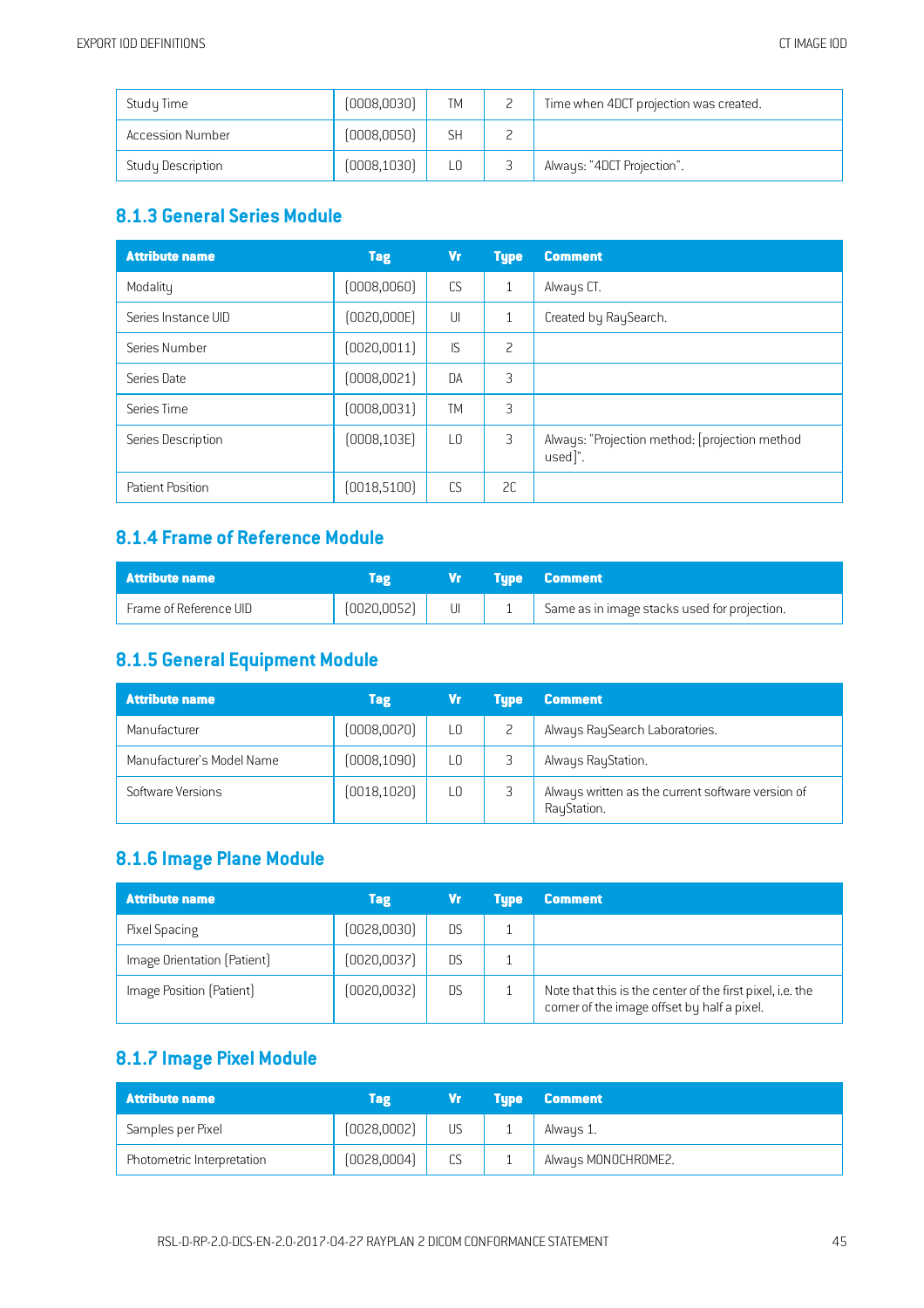| | | | | |
|---|---|---|---|---|
| Study Time | (0008,0030) | TM | 2 | Time when 4DCT projection was created. |
| Accession Number | (0008,0050) | SH | 2 | |
| Study Description | (0008,1030) | LO | 3 | Always: "4DCT Projection". |

### 8.1.3 General Series Module

| Attribute name | Tag | Vr | Type | Comment |
|---|---|---|---|---|
| Modality | (0008,0060) | CS | 1 | Always CT. |
| Series Instance UID | (0020,000E) | UI | 1 | Created by RaySearch. |
| Series Number | (0020,0011) | IS | 2 | |
| Series Date | (0008,0021) | DA | 3 | |
| Series Time | (0008,0031) | TM | 3 | |
| Series Description | (0008,103E) | LO | 3 | Always: "Projection method: [projection method used]". |
| Patient Position | (0018,5100) | CS | 2C | |

### 8.1.4 Frame of Reference Module

| Attribute name | Tag | Vr | Type | Comment |
|---|---|---|---|---|
| Frame of Reference UID | (0020,0052) | UI | 1 | Same as in image stacks used for projection. |

### 8.1.5 General Equipment Module

| Attribute name | Tag | Vr | Type | Comment |
|---|---|---|---|---|
| Manufacturer | (0008,0070) | LO | 2 | Always RaySearch Laboratories. |
| Manufacturer's Model Name | (0008,1090) | LO | 3 | Always RayStation. |
| Software Versions | (0018,1020) | LO | 3 | Always written as the current software version of RayStation. |

### 8.1.6 Image Plane Module

| Attribute name | Tag | Vr | Type | Comment |
|---|---|---|---|---|
| Pixel Spacing | (0028,0030) | DS | 1 | |
| Image Orientation (Patient) | (0020,0037) | DS | 1 | |
| Image Position (Patient) | (0020,0032) | DS | 1 | Note that this is the center of the first pixel, i.e. the corner of the image offset by half a pixel. |

### 8.1.7 Image Pixel Module

| Attribute name | Tag | Vr | Type | Comment |
|---|---|---|---|---|
| Samples per Pixel | (0028,0002) | US | 1 | Always 1. |
| Photometric Interpretation | (0028,0004) | CS | 1 | Always MONOCHROME2. |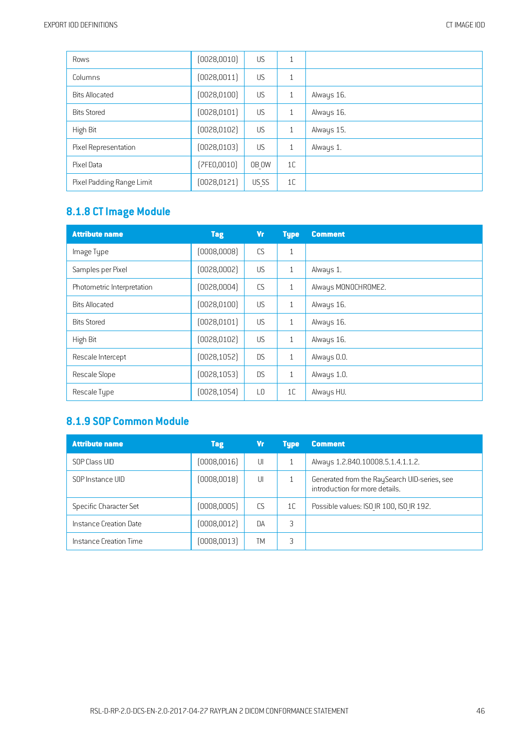| | | | | |
|---|---|---|---|---|
| Rows | (0028,0010) | US | 1 | |
| Columns | (0028,0011) | US | 1 | |
| Bits Allocated | (0028,0100) | US | 1 | Always 16. |
| Bits Stored | (0028,0101) | US | 1 | Always 16. |
| High Bit | (0028,0102) | US | 1 | Always 15. |
| Pixel Representation | (0028,0103) | US | 1 | Always 1. |
| Pixel Data | (7FE0,0010) | OB_OW | 1C | |
| Pixel Padding Range Limit | (0028,0121) | US_SS | 1C | |

## 8.1.8 CT Image Module

| Attribute name | Tag | Vr | Type | Comment |
|---|---|---|---|---|
| Image Type | (0008,0008) | CS | 1 | |
| Samples per Pixel | (0028,0002) | US | 1 | Always 1. |
| Photometric Interpretation | (0028,0004) | CS | 1 | Always MONOCHROME2. |
| Bits Allocated | (0028,0100) | US | 1 | Always 16. |
| Bits Stored | (0028,0101) | US | 1 | Always 16. |
| High Bit | (0028,0102) | US | 1 | Always 16. |
| Rescale Intercept | (0028,1052) | DS | 1 | Always 0.0. |
| Rescale Slope | (0028,1053) | DS | 1 | Always 1.0. |
| Rescale Type | (0028,1054) | LO | 1C | Always HU. |

## 8.1.9 SOP Common Module

| Attribute name | Tag | Vr | Type | Comment |
|---|---|---|---|---|
| SOP Class UID | (0008,0016) | UI | 1 | Always 1.2.840.10008.5.1.4.1.1.2. |
| SOP Instance UID | (0008,0018) | UI | 1 | Generated from the RaySearch UID-series, see introduction for more details. |
| Specific Character Set | (0008,0005) | CS | 1C | Possible values: ISO_IR 100, ISO_IR 192. |
| Instance Creation Date | (0008,0012) | DA | 3 | |
| Instance Creation Time | (0008,0013) | TM | 3 | |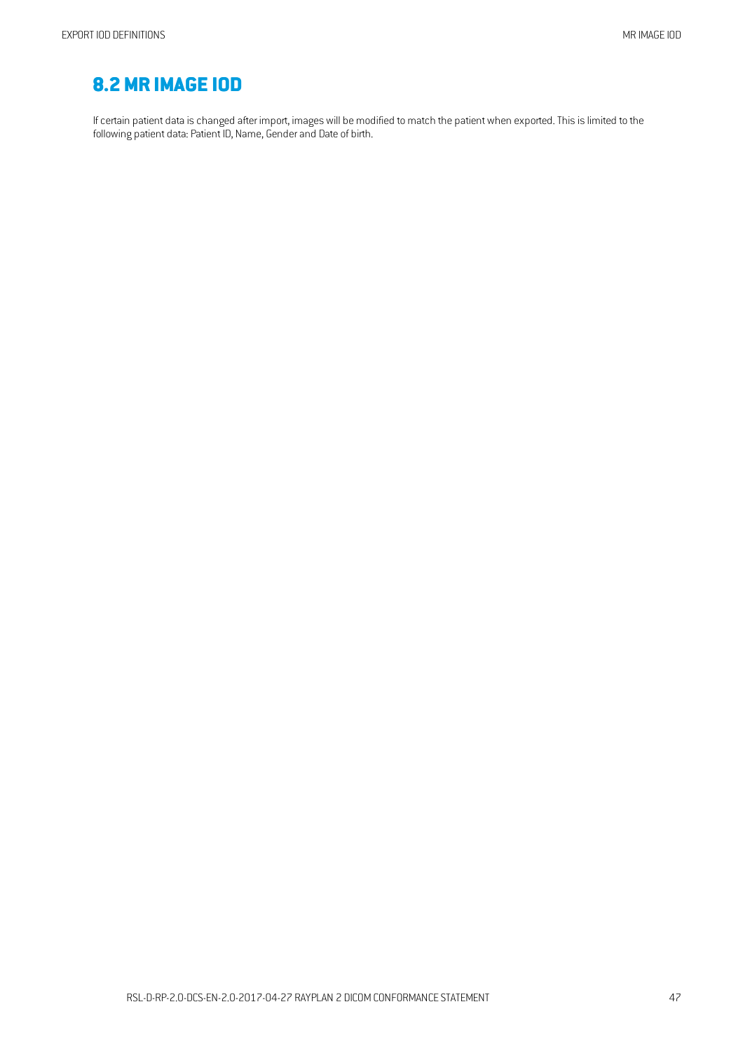## 8.2 MR IMAGE IOD

If certain patient data is changed after import, images will be modified to match the patient when exported. This is limited to the following patient data: Patient ID, Name, Gender and Date of birth.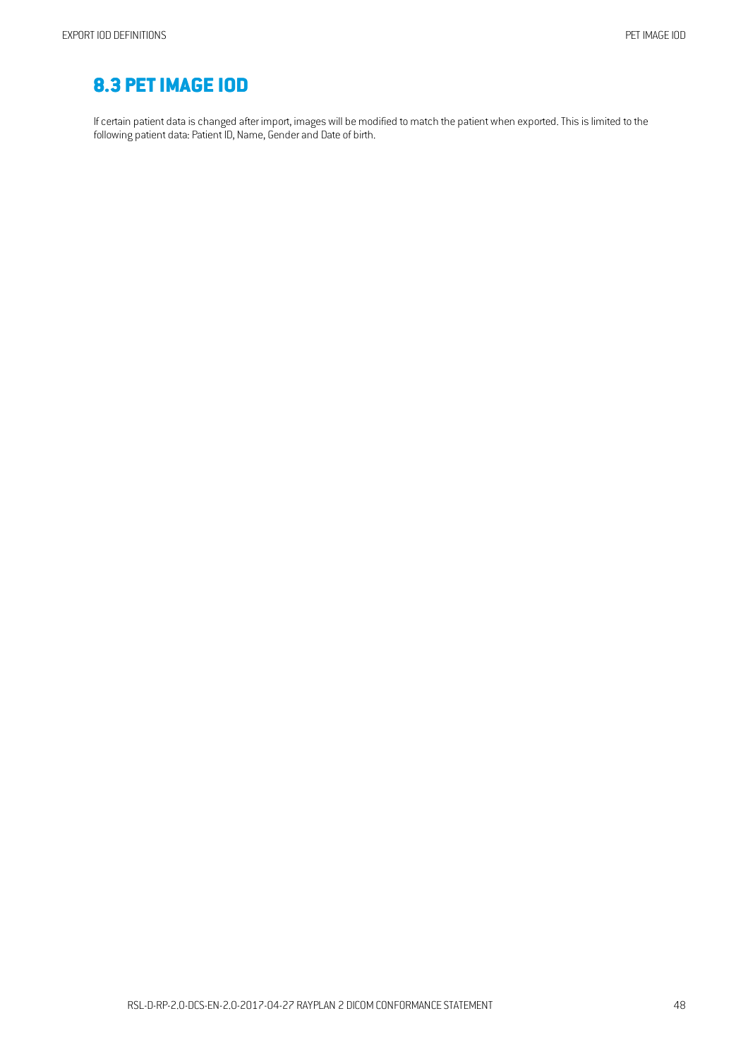## 8.3 PET IMAGE IOD

If certain patient data is changed after import, images will be modified to match the patient when exported. This is limited to the following patient data: Patient ID, Name, Gender and Date of birth.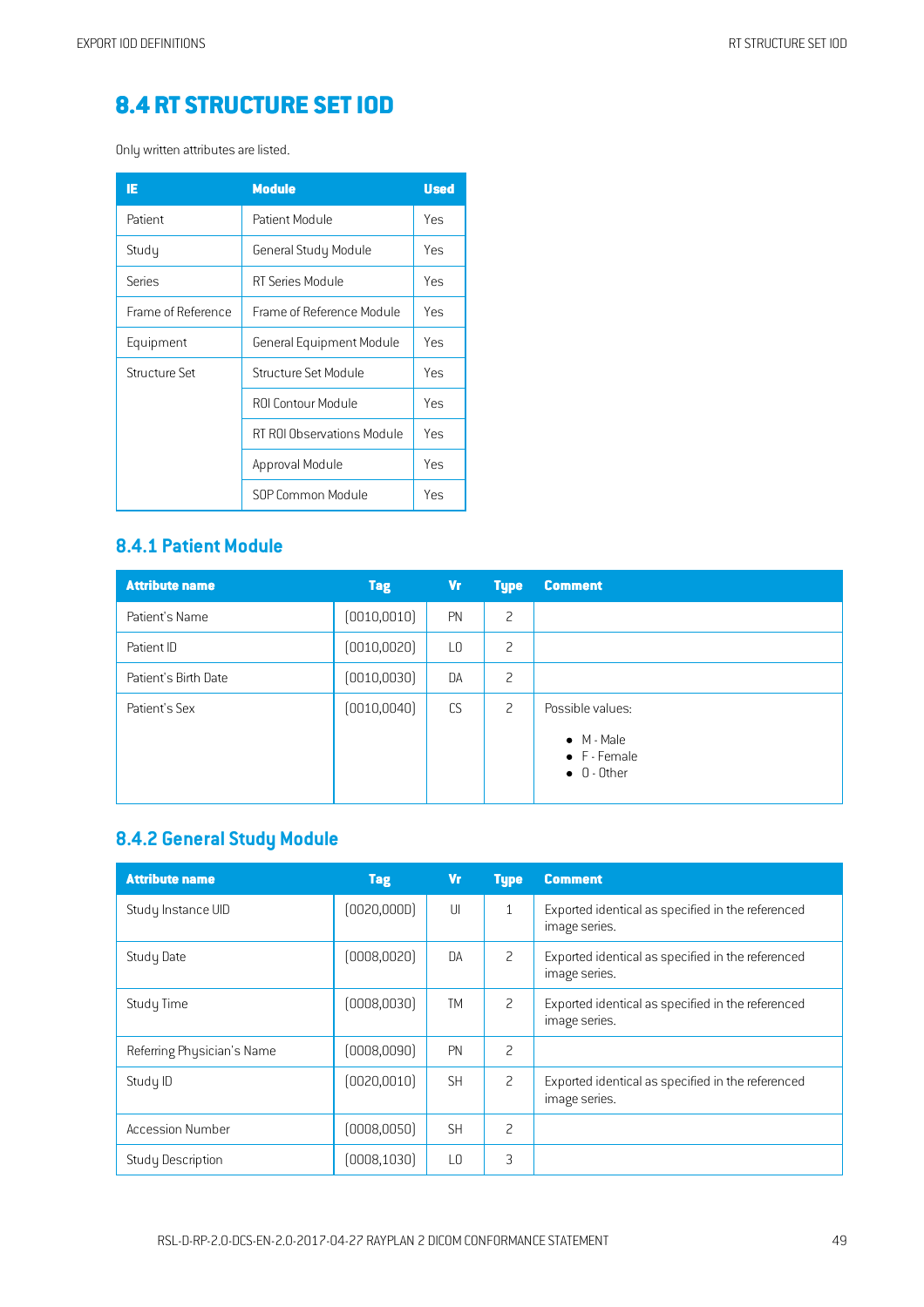## 8.4 RT STRUCTURE SET IOD

Only written attributes are listed.

| IE | Module | Used |
|---|---|---|
| Patient | Patient Module | Yes |
| Study | General Study Module | Yes |
| Series | RT Series Module | Yes |
| Frame of Reference | Frame of Reference Module | Yes |
| Equipment | General Equipment Module | Yes |
| Structure Set | Structure Set Module | Yes |
| | ROI Contour Module | Yes |
| | RT ROI Observations Module | Yes |
| | Approval Module | Yes |
| | SOP Common Module | Yes |

### 8.4.1 Patient Module

| Attribute name | Tag | Vr | Type | Comment |
|---|---|---|---|---|
| Patient's Name | (0010,0010) | PN | 2 | |
| Patient ID | (0010,0020) | LO | 2 | |
| Patient's Birth Date | (0010,0030) | DA | 2 | |
| Patient's Sex | (0010,0040) | CS | 2 | Possible values:<br>• M - Male<br>• F - Female<br>• O - Other |

### 8.4.2 General Study Module

| Attribute name | Tag | Vr | Type | Comment |
|---|---|---|---|---|
| Study Instance UID | (0020,000D) | UI | 1 | Exported identical as specified in the referenced image series. |
| Study Date | (0008,0020) | DA | 2 | Exported identical as specified in the referenced image series. |
| Study Time | (0008,0030) | TM | 2 | Exported identical as specified in the referenced image series. |
| Referring Physician's Name | (0008,0090) | PN | 2 | |
| Study ID | (0020,0010) | SH | 2 | Exported identical as specified in the referenced image series. |
| Accession Number | (0008,0050) | SH | 2 | |
| Study Description | (0008,1030) | LO | 3 | |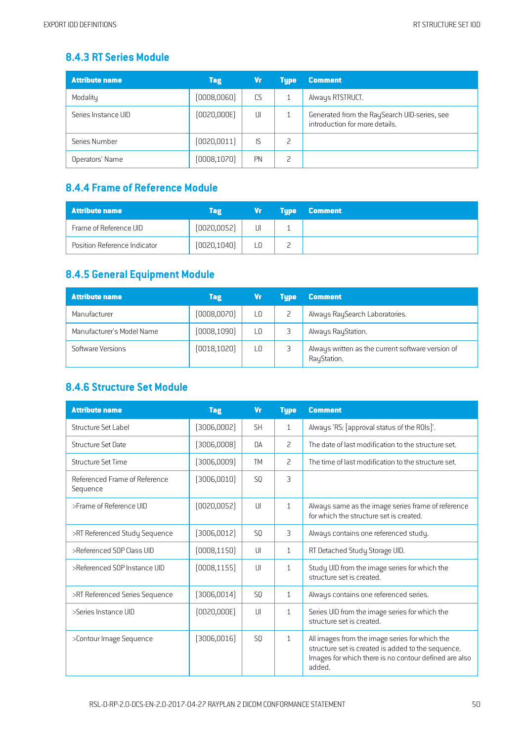### 8.4.3 RT Series Module

| Attribute name | Tag | Vr | Type | Comment |
|---|---|---|---|---|
| Modality | (0008,0060) | CS | 1 | Always RTSTRUCT. |
| Series Instance UID | (0020,000E) | UI | 1 | Generated from the RaySearch UID-series, see introduction for more details. |
| Series Number | (0020,0011) | IS | 2 | |
| Operators' Name | (0008,1070) | PN | 2 | |

### 8.4.4 Frame of Reference Module

| Attribute name | Tag | Vr | Type | Comment |
|---|---|---|---|---|
| Frame of Reference UID | (0020,0052) | UI | 1 | |
| Position Reference Indicator | (0020,1040) | LO | 2 | |

### 8.4.5 General Equipment Module

| Attribute name | Tag | Vr | Type | Comment |
|---|---|---|---|---|
| Manufacturer | (0008,0070) | LO | 2 | Always RaySearch Laboratories. |
| Manufacturer's Model Name | (0008,1090) | LO | 3 | Always RayStation. |
| Software Versions | (0018,1020) | LO | 3 | Always written as the current software version of RayStation. |

### 8.4.6 Structure Set Module

| Attribute name | Tag | Vr | Type | Comment |
|---|---|---|---|---|
| Structure Set Label | (3006,0002) | SH | 1 | Always 'RS: [approval status of the ROIs]'. |
| Structure Set Date | (3006,0008) | DA | 2 | The date of last modification to the structure set. |
| Structure Set Time | (3006,0009) | TM | 2 | The time of last modification to the structure set. |
| Referenced Frame of Reference Sequence | (3006,0010) | SQ | 3 | |
| >Frame of Reference UID | (0020,0052) | UI | 1 | Always same as the image series frame of reference for which the structure set is created. |
| >RT Referenced Study Sequence | (3006,0012) | SQ | 3 | Always contains one referenced study. |
| >Referenced SOP Class UID | (0008,1150) | UI | 1 | RT Detached Study Storage UID. |
| >Referenced SOP Instance UID | (0008,1155) | UI | 1 | Study UID from the image series for which the structure set is created. |
| >RT Referenced Series Sequence | (3006,0014) | SQ | 1 | Always contains one referenced series. |
| >Series Instance UID | (0020,000E) | UI | 1 | Series UID from the image series for which the structure set is created. |
| >Contour Image Sequence | (3006,0016) | SQ | 1 | All images from the image series for which the structure set is created is added to the sequence. Images for which there is no contour defined are also added. |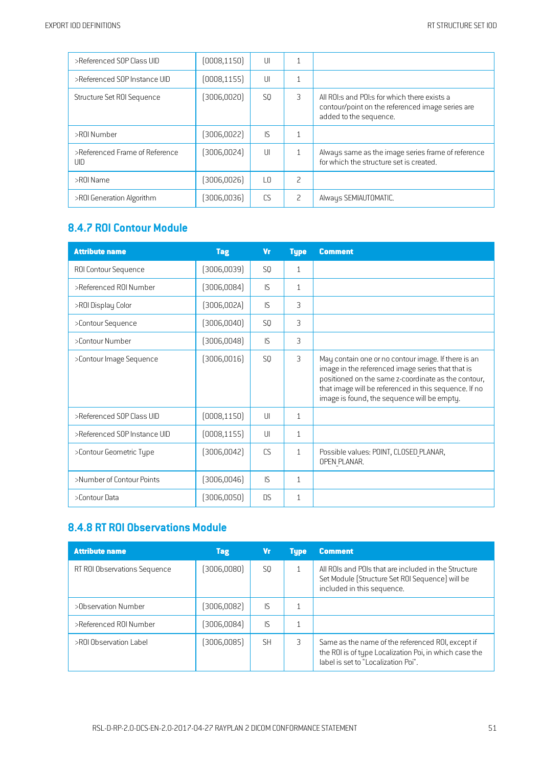| | | | | |
|---|---|---|---|---|
| >Referenced SOP Class UID | (0008,1150) | UI | 1 | |
| >Referenced SOP Instance UID | (0008,1155) | UI | 1 | |
| Structure Set ROI Sequence | (3006,0020) | SQ | 3 | All ROI:s and POI:s for which there exists a contour/point on the referenced image series are added to the sequence. |
| >ROI Number | (3006,0022) | IS | 1 | |
| >Referenced Frame of Reference UID | (3006,0024) | UI | 1 | Always same as the image series frame of reference for which the structure set is created. |
| >ROI Name | (3006,0026) | LO | 2 | |
| >ROI Generation Algorithm | (3006,0036) | CS | 2 | Always SEMIAUTOMATIC. |

## 8.4.7 ROI Contour Module

| Attribute name | Tag | Vr | Type | Comment |
|---|---|---|---|---|
| ROI Contour Sequence | (3006,0039) | SQ | 1 | |
| >Referenced ROI Number | (3006,0084) | IS | 1 | |
| >ROI Display Color | (3006,002A) | IS | 3 | |
| >Contour Sequence | (3006,0040) | SQ | 3 | |
| >Contour Number | (3006,0048) | IS | 3 | |
| >Contour Image Sequence | (3006,0016) | SQ | 3 | May contain one or no contour image. If there is an image in the referenced image series that that is positioned on the same z-coordinate as the contour, that image will be referenced in this sequence. If no image is found, the sequence will be empty. |
| >Referenced SOP Class UID | (0008,1150) | UI | 1 | |
| >Referenced SOP Instance UID | (0008,1155) | UI | 1 | |
| >Contour Geometric Type | (3006,0042) | CS | 1 | Possible values: POINT, CLOSED_PLANAR, OPEN_PLANAR. |
| >Number of Contour Points | (3006,0046) | IS | 1 | |
| >Contour Data | (3006,0050) | DS | 1 | |

## 8.4.8 RT ROI Observations Module

| Attribute name | Tag | Vr | Type | Comment |
|---|---|---|---|---|
| RT ROI Observations Sequence | (3006,0080) | SQ | 1 | All ROIs and POIs that are included in the Structure Set Module (Structure Set ROI Sequence) will be included in this sequence. |
| >Observation Number | (3006,0082) | IS | 1 | |
| >Referenced ROI Number | (3006,0084) | IS | 1 | |
| >ROI Observation Label | (3006,0085) | SH | 3 | Same as the name of the referenced ROI, except if the ROI is of type Localization Poi, in which case the label is set to "Localization Poi". |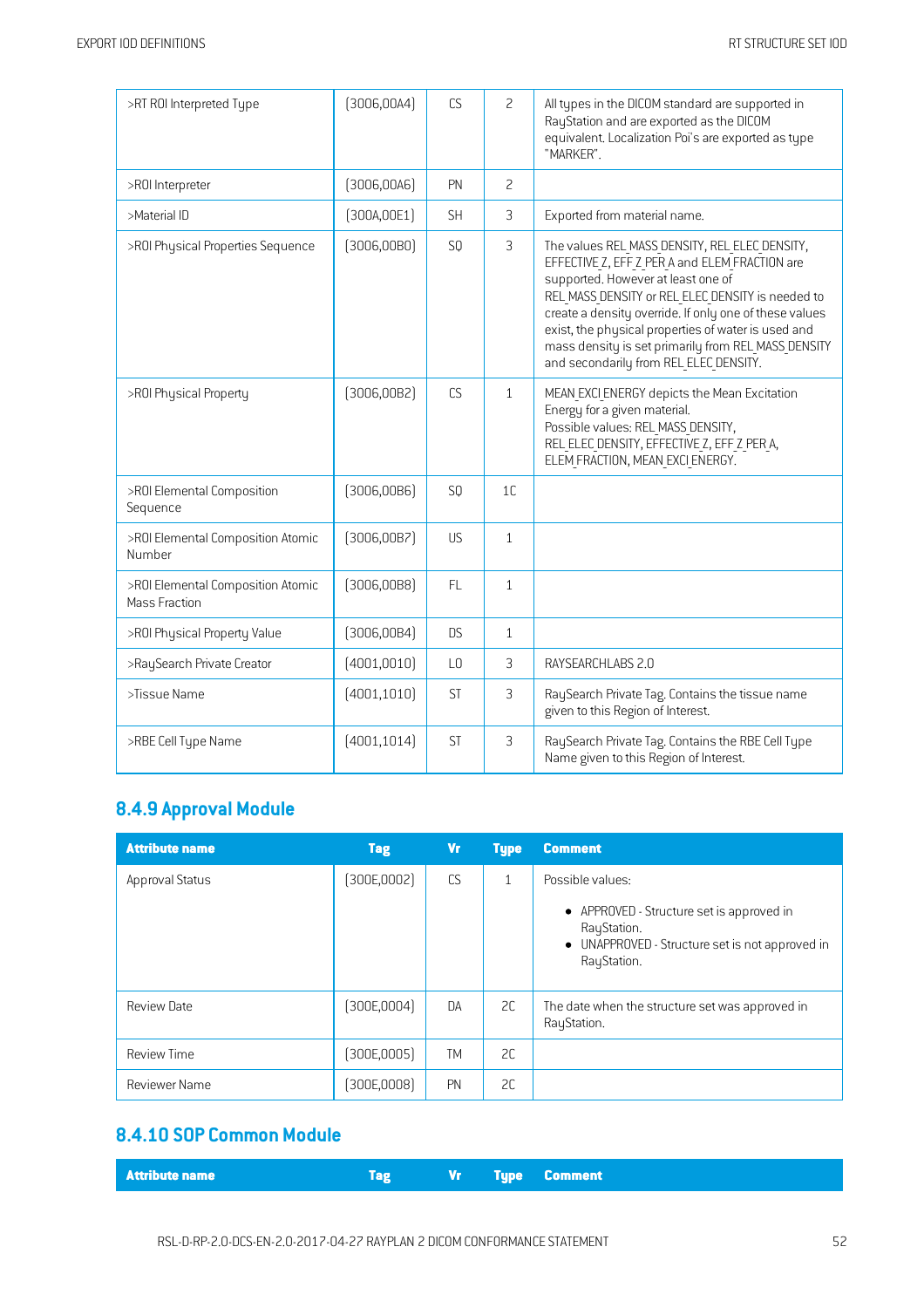| | | | | |
|---|---|---|---|---|
| >RT ROI Interpreted Type | (3006,00A4) | CS | 2 | All types in the DICOM standard are supported in RayStation and are exported as the DICOM equivalent. Localization Poi's are exported as type "MARKER". |
| >ROI Interpreter | (3006,00A6) | PN | 2 | |
| >Material ID | (300A,00E1) | SH | 3 | Exported from material name. |
| >ROI Physical Properties Sequence | (3006,00B0) | SQ | 3 | The values REL_MASS_DENSITY, REL_ELEC_DENSITY, EFFECTIVE_Z, EFF_Z_PER_A and ELEM_FRACTION are supported. However at least one of REL_MASS_DENSITY or REL_ELEC_DENSITY is needed to create a density override. If only one of these values exist, the physical properties of water is used and mass density is set primarily from REL_MASS_DENSITY and secondarily from REL_ELEC_DENSITY. |
| >ROI Physical Property | (3006,00B2) | CS | 1 | MEAN_EXCI_ENERGY depicts the Mean Excitation Energy for a given material. Possible values: REL_MASS_DENSITY, REL_ELEC_DENSITY, EFFECTIVE_Z, EFF_Z_PER_A, ELEM_FRACTION, MEAN_EXCI_ENERGY. |
| >ROI Elemental Composition Sequence | (3006,00B6) | SQ | 1C | |
| >ROI Elemental Composition Atomic Number | (3006,00B7) | US | 1 | |
| >ROI Elemental Composition Atomic Mass Fraction | (3006,00B8) | FL | 1 | |
| >ROI Physical Property Value | (3006,00B4) | DS | 1 | |
| >RaySearch Private Creator | (4001,0010) | LO | 3 | RAYSEARCHLABS 2.0 |
| >Tissue Name | (4001,1010) | ST | 3 | RaySearch Private Tag. Contains the tissue name given to this Region of Interest. |
| >RBE Cell Type Name | (4001,1014) | ST | 3 | RaySearch Private Tag. Contains the RBE Cell Type Name given to this Region of Interest. |

## 8.4.9 Approval Module

| Attribute name | Tag | Vr | Type | Comment |
|---|---|---|---|---|
| Approval Status | (300E,0002) | CS | 1 | Possible values: <br>• APPROVED - Structure set is approved in RayStation. <br>• UNAPPROVED - Structure set is not approved in RayStation. |
| Review Date | (300E,0004) | DA | 2C | The date when the structure set was approved in RayStation. |
| Review Time | (300E,0005) | TM | 2C | |
| Reviewer Name | (300E,0008) | PN | 2C | |

## 8.4.10 SOP Common Module

| Attribute name | Tag | Vr | Type | Comment |
|---|---|---|---|---|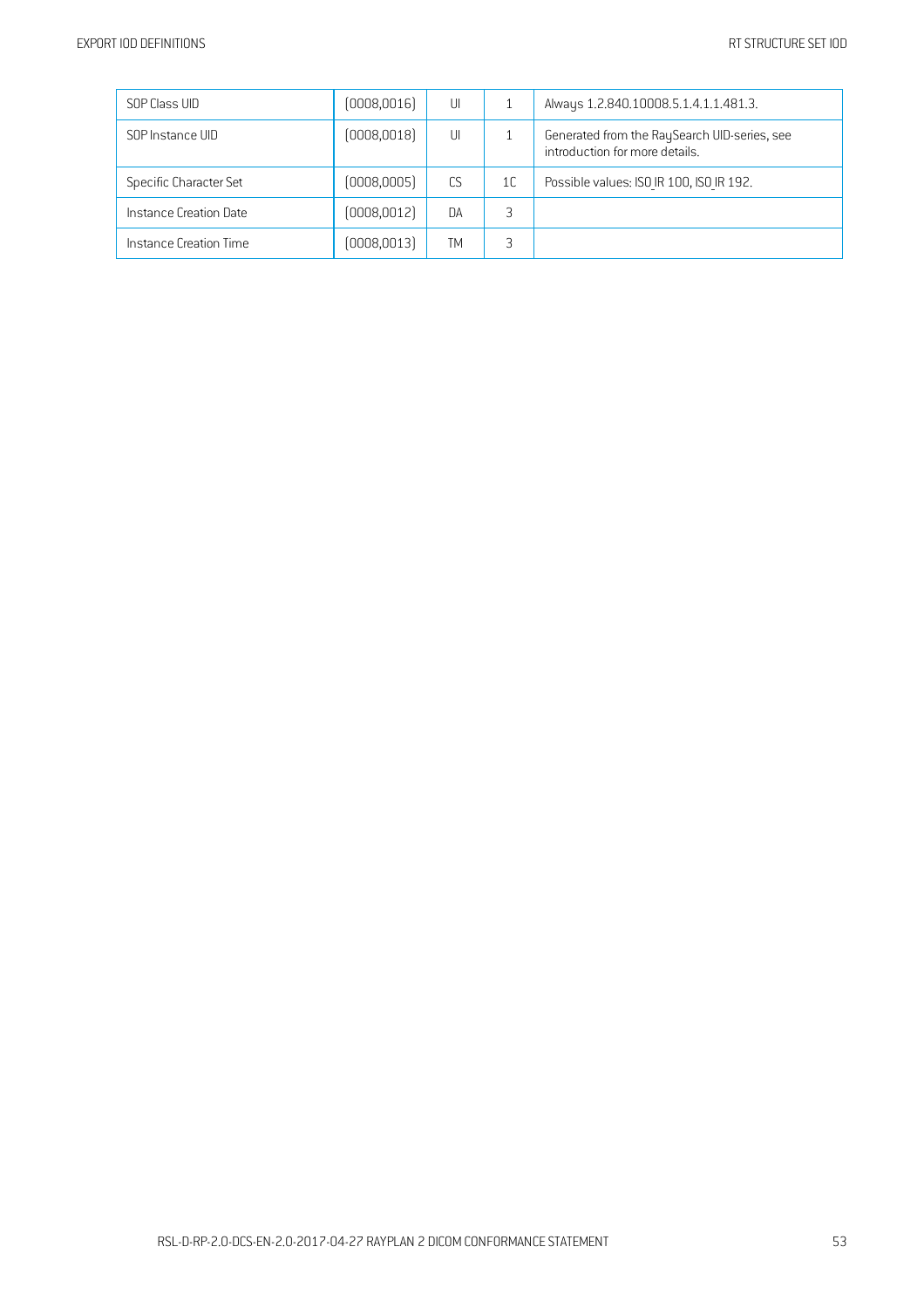| SOP Class UID | (0008,0016) | UI | 1 | Always 1.2.840.10008.5.1.4.1.1.481.3. |
|---|---|---|---|---|
| SOP Instance UID | (0008,0018) | UI | 1 | Generated from the RaySearch UID-series, see introduction for more details. |
| Specific Character Set | (0008,0005) | CS | 1C | Possible values: ISO_IR 100, ISO_IR 192. |
| Instance Creation Date | (0008,0012) | DA | 3 | |
| Instance Creation Time | (0008,0013) | TM | 3 | |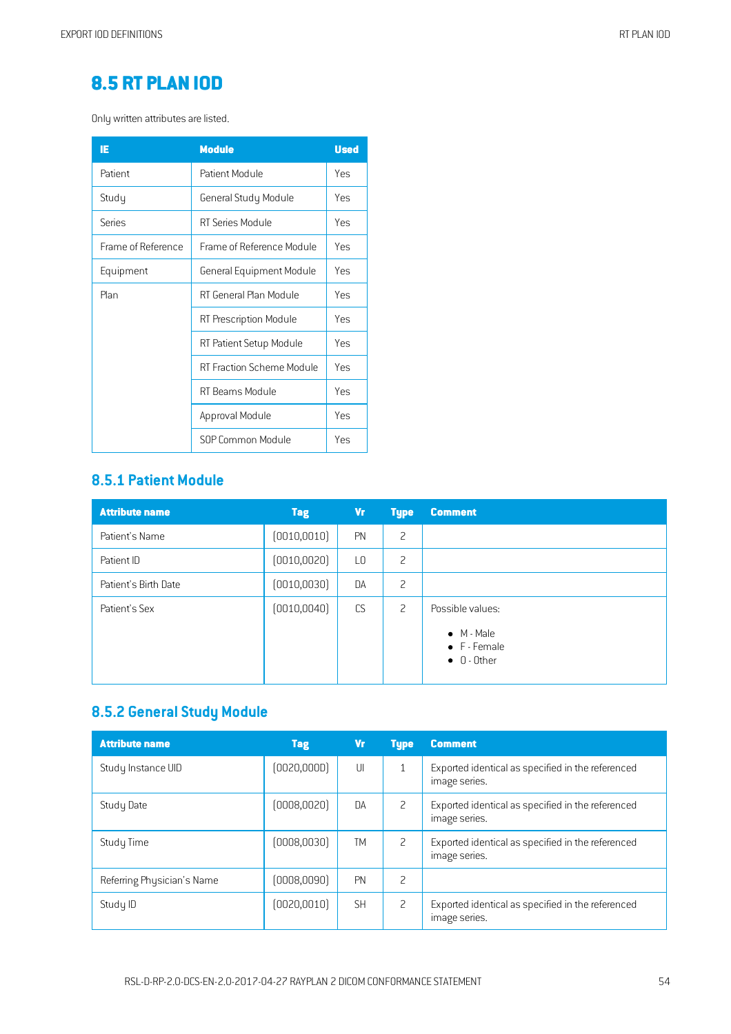# 8.5 RT PLAN IOD

Only written attributes are listed.

| IE | Module | Used |
|---|---|---|
| Patient | Patient Module | Yes |
| Study | General Study Module | Yes |
| Series | RT Series Module | Yes |
| Frame of Reference | Frame of Reference Module | Yes |
| Equipment | General Equipment Module | Yes |
| Plan | RT General Plan Module | Yes |
| | RT Prescription Module | Yes |
| | RT Patient Setup Module | Yes |
| | RT Fraction Scheme Module | Yes |
| | RT Beams Module | Yes |
| | Approval Module | Yes |
| | SOP Common Module | Yes |

## 8.5.1 Patient Module

| Attribute name | Tag | Vr | Type | Comment |
|---|---|---|---|---|
| Patient's Name | (0010,0010) | PN | 2 | |
| Patient ID | (0010,0020) | LO | 2 | |
| Patient's Birth Date | (0010,0030) | DA | 2 | |
| Patient's Sex | (0010,0040) | CS | 2 | Possible values: <br>• M - Male <br>• F - Female <br>• O - Other |

## 8.5.2 General Study Module

| Attribute name | Tag | Vr | Type | Comment |
|---|---|---|---|---|
| Study Instance UID | (0020,000D) | UI | 1 | Exported identical as specified in the referenced image series. |
| Study Date | (0008,0020) | DA | 2 | Exported identical as specified in the referenced image series. |
| Study Time | (0008,0030) | TM | 2 | Exported identical as specified in the referenced image series. |
| Referring Physician's Name | (0008,0090) | PN | 2 | |
| Study ID | (0020,0010) | SH | 2 | Exported identical as specified in the referenced image series. |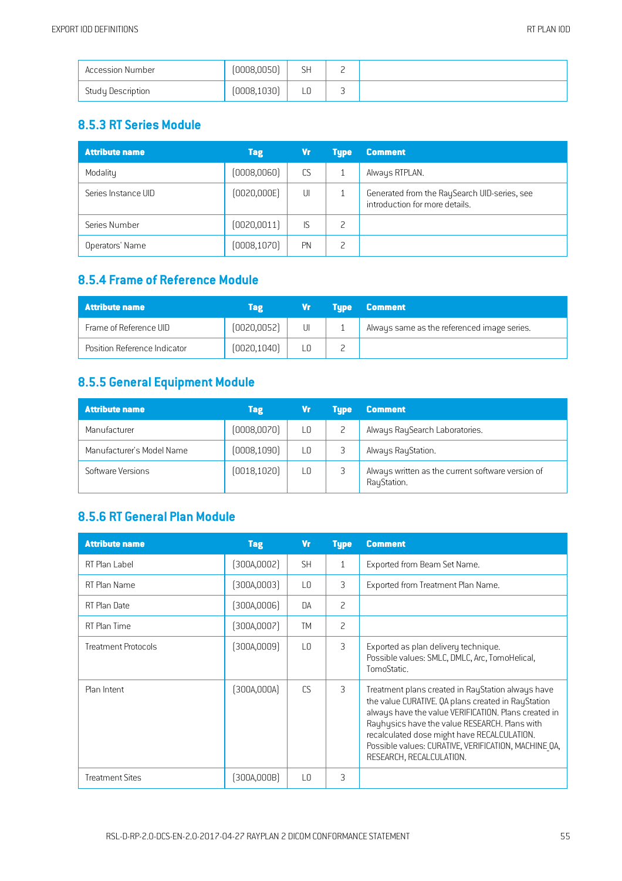| Accession Number | (0008,0050) | SH | 2 | |
|---|---|---|---|---|
| Study Description | (0008,1030) | LO | 3 | |

### 8.5.3 RT Series Module

| Attribute name | Tag | Vr | Type | Comment |
|---|---|---|---|---|
| Modality | (0008,0060) | CS | 1 | Always RTPLAN. |
| Series Instance UID | (0020,000E) | UI | 1 | Generated from the RaySearch UID-series, see introduction for more details. |
| Series Number | (0020,0011) | IS | 2 | |
| Operators' Name | (0008,1070) | PN | 2 | |

### 8.5.4 Frame of Reference Module

| Attribute name | Tag | Vr | Type | Comment |
|---|---|---|---|---|
| Frame of Reference UID | (0020,0052) | UI | 1 | Always same as the referenced image series. |
| Position Reference Indicator | (0020,1040) | LO | 2 | |

### 8.5.5 General Equipment Module

| Attribute name | Tag | Vr | Type | Comment |
|---|---|---|---|---|
| Manufacturer | (0008,0070) | LO | 2 | Always RaySearch Laboratories. |
| Manufacturer's Model Name | (0008,1090) | LO | 3 | Always RayStation. |
| Software Versions | (0018,1020) | LO | 3 | Always written as the current software version of RayStation. |

### 8.5.6 RT General Plan Module

| Attribute name | Tag | Vr | Type | Comment |
|---|---|---|---|---|
| RT Plan Label | (300A,0002) | SH | 1 | Exported from Beam Set Name. |
| RT Plan Name | (300A,0003) | LO | 3 | Exported from Treatment Plan Name. |
| RT Plan Date | (300A,0006) | DA | 2 | |
| RT Plan Time | (300A,0007) | TM | 2 | |
| Treatment Protocols | (300A,0009) | LO | 3 | Exported as plan delivery technique. Possible values: SMLC, DMLC, Arc, TomoHelical, TomoStatic. |
| Plan Intent | (300A,000A) | CS | 3 | Treatment plans created in RayStation always have the value CURATIVE. QA plans created in RayStation always have the value VERIFICATION. Plans created in Rayhysics have the value RESEARCH. Plans with recalculated dose might have RECALCULATION. Possible values: CURATIVE, VERIFICATION, MACHINE_QA, RESEARCH, RECALCULATION. |
| Treatment Sites | (300A,000B) | LO | 3 | |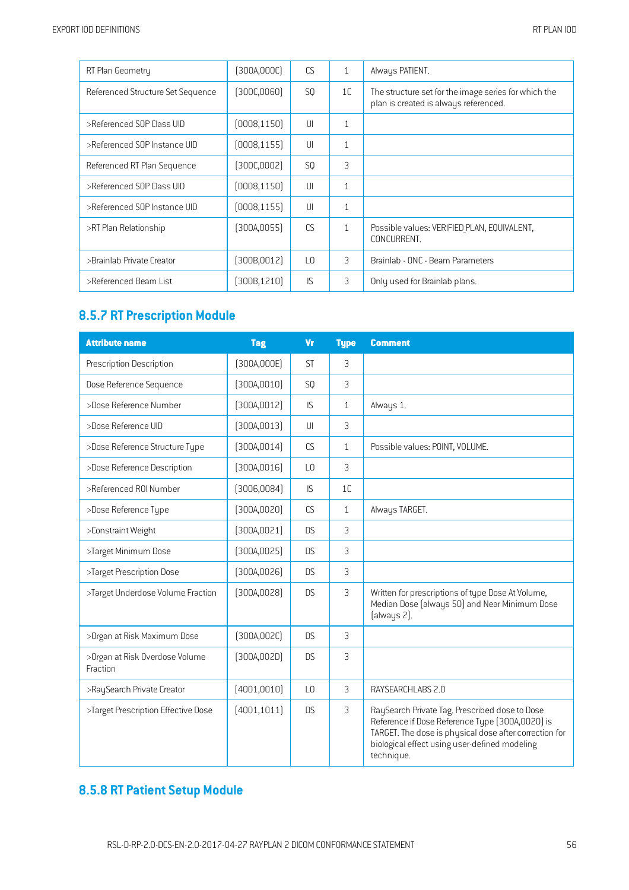| | | | | |
|---|---|---|---|---|
| RT Plan Geometry | (300A,000C) | CS | 1 | Always PATIENT. |
| Referenced Structure Set Sequence | (300C,0060) | SQ | 1C | The structure set for the image series for which the plan is created is always referenced. |
| >Referenced SOP Class UID | (0008,1150) | UI | 1 | |
| >Referenced SOP Instance UID | (0008,1155) | UI | 1 | |
| Referenced RT Plan Sequence | (300C,0002) | SQ | 3 | |
| >Referenced SOP Class UID | (0008,1150) | UI | 1 | |
| >Referenced SOP Instance UID | (0008,1155) | UI | 1 | |
| >RT Plan Relationship | (300A,0055) | CS | 1 | Possible values: VERIFIED_PLAN, EQUIVALENT, CONCURRENT. |
| >Brainlab Private Creator | (300B,0012) | LO | 3 | Brainlab - ONC - Beam Parameters |
| >Referenced Beam List | (300B,1210) | IS | 3 | Only used for Brainlab plans. |

## 8.5.7 RT Prescription Module

| Attribute name | Tag | Vr | Type | Comment |
|---|---|---|---|---|
| Prescription Description | (300A,000E) | ST | 3 | |
| Dose Reference Sequence | (300A,0010) | SQ | 3 | |
| >Dose Reference Number | (300A,0012) | IS | 1 | Always 1. |
| >Dose Reference UID | (300A,0013) | UI | 3 | |
| >Dose Reference Structure Type | (300A,0014) | CS | 1 | Possible values: POINT, VOLUME. |
| >Dose Reference Description | (300A,0016) | LO | 3 | |
| >Referenced ROI Number | (3006,0084) | IS | 1C | |
| >Dose Reference Type | (300A,0020) | CS | 1 | Always TARGET. |
| >Constraint Weight | (300A,0021) | DS | 3 | |
| >Target Minimum Dose | (300A,0025) | DS | 3 | |
| >Target Prescription Dose | (300A,0026) | DS | 3 | |
| >Target Underdose Volume Fraction | (300A,0028) | DS | 3 | Written for prescriptions of type Dose At Volume, Median Dose (always 50) and Near Minimum Dose (always 2). |
| >Organ at Risk Maximum Dose | (300A,002C) | DS | 3 | |
| >Organ at Risk Overdose Volume Fraction | (300A,002D) | DS | 3 | |
| >RaySearch Private Creator | (4001,0010) | LO | 3 | RAYSEARCHLABS 2.0 |
| >Target Prescription Effective Dose | (4001,1011) | DS | 3 | RaySearch Private Tag. Prescribed dose to Dose Reference if Dose Reference Type (300A,0020) is TARGET. The dose is physical dose after correction for biological effect using user-defined modeling technique. |

## 8.5.8 RT Patient Setup Module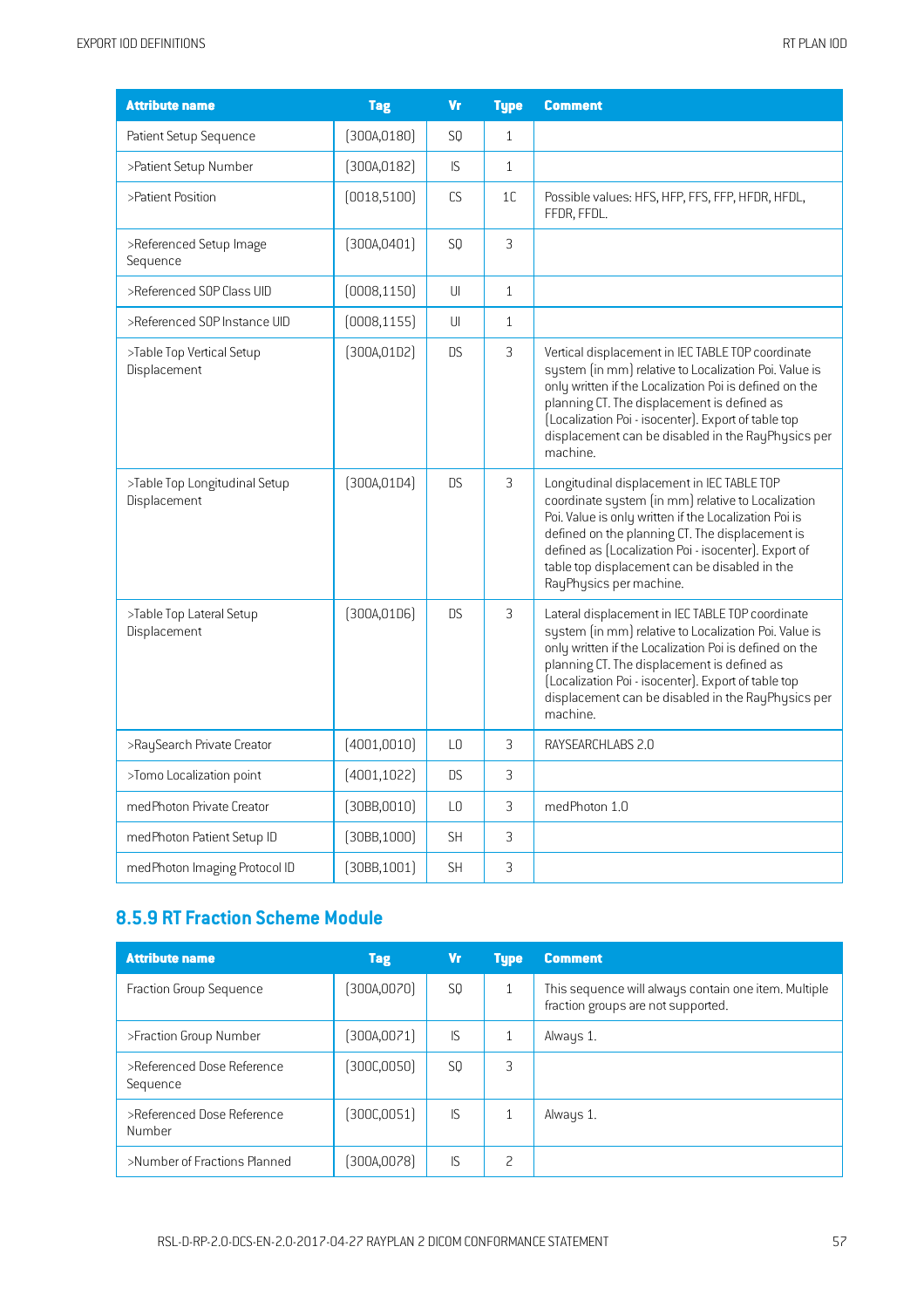| Attribute name | Tag | Vr | Type | Comment |
|---|---|---|---|---|
| Patient Setup Sequence | (300A,0180) | SQ | 1 | |
| >Patient Setup Number | (300A,0182) | IS | 1 | |
| >Patient Position | (0018,5100) | CS | 1C | Possible values: HFS, HFP, FFS, FFP, HFDR, HFDL, FFDR, FFDL. |
| >Referenced Setup Image Sequence | (300A,0401) | SQ | 3 | |
| >Referenced SOP Class UID | (0008,1150) | UI | 1 | |
| >Referenced SOP Instance UID | (0008,1155) | UI | 1 | |
| >Table Top Vertical Setup Displacement | (300A,01D2) | DS | 3 | Vertical displacement in IEC TABLE TOP coordinate system (in mm) relative to Localization Poi. Value is only written if the Localization Poi is defined on the planning CT. The displacement is defined as (Localization Poi - isocenter). Export of table top displacement can be disabled in the RayPhysics per machine. |
| >Table Top Longitudinal Setup Displacement | (300A,01D4) | DS | 3 | Longitudinal displacement in IEC TABLE TOP coordinate system (in mm) relative to Localization Poi. Value is only written if the Localization Poi is defined on the planning CT. The displacement is defined as (Localization Poi - isocenter). Export of table top displacement can be disabled in the RayPhysics per machine. |
| >Table Top Lateral Setup Displacement | (300A,01D6) | DS | 3 | Lateral displacement in IEC TABLE TOP coordinate system (in mm) relative to Localization Poi. Value is only written if the Localization Poi is defined on the planning CT. The displacement is defined as (Localization Poi - isocenter). Export of table top displacement can be disabled in the RayPhysics per machine. |
| >RaySearch Private Creator | (4001,0010) | LO | 3 | RAYSEARCHLABS 2.0 |
| >Tomo Localization point | (4001,1022) | DS | 3 | |
| medPhoton Private Creator | (30BB,0010) | LO | 3 | medPhoton 1.0 |
| medPhoton Patient Setup ID | (30BB,1000) | SH | 3 | |
| medPhoton Imaging Protocol ID | (30BB,1001) | SH | 3 | |

## 8.5.9 RT Fraction Scheme Module

| Attribute name | Tag | Vr | Type | Comment |
|---|---|---|---|---|
| Fraction Group Sequence | (300A,0070) | SQ | 1 | This sequence will always contain one item. Multiple fraction groups are not supported. |
| >Fraction Group Number | (300A,0071) | IS | 1 | Always 1. |
| >Referenced Dose Reference Sequence | (300C,0050) | SQ | 3 | |
| >Referenced Dose Reference Number | (300C,0051) | IS | 1 | Always 1. |
| >Number of Fractions Planned | (300A,0078) | IS | 2 | |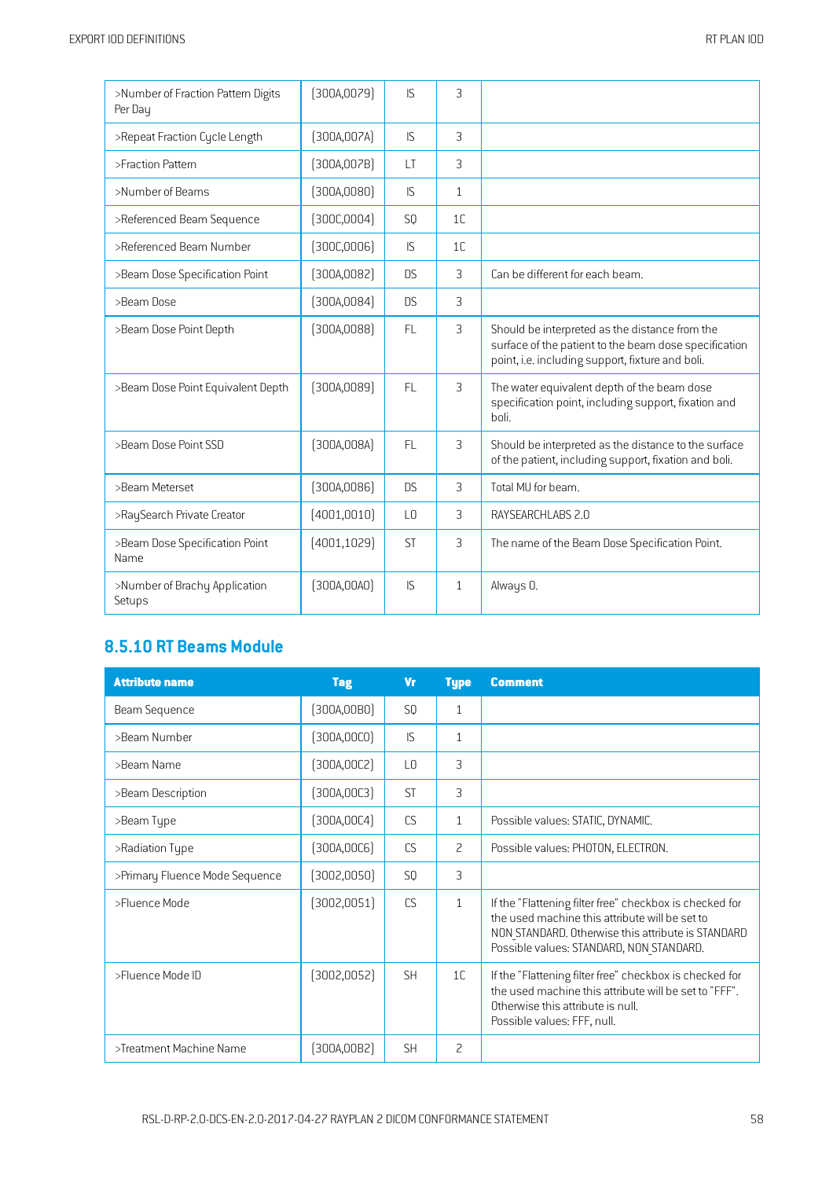| | | | | |
|---|---|---|---|---|
| >Number of Fraction Pattern Digits Per Day | (300A,0079) | IS | 3 | |
| >Repeat Fraction Cycle Length | (300A,007A) | IS | 3 | |
| >Fraction Pattern | (300A,007B) | LT | 3 | |
| >Number of Beams | (300A,0080) | IS | 1 | |
| >Referenced Beam Sequence | (300C,0004) | SQ | 1C | |
| >Referenced Beam Number | (300C,0006) | IS | 1C | |
| >Beam Dose Specification Point | (300A,0082) | DS | 3 | Can be different for each beam. |
| >Beam Dose | (300A,0084) | DS | 3 | |
| >Beam Dose Point Depth | (300A,0088) | FL | 3 | Should be interpreted as the distance from the surface of the patient to the beam dose specification point, i.e. including support, fixture and boli. |
| >Beam Dose Point Equivalent Depth | (300A,0089) | FL | 3 | The water equivalent depth of the beam dose specification point, including support, fixation and boli. |
| >Beam Dose Point SSD | (300A,008A) | FL | 3 | Should be interpreted as the distance to the surface of the patient, including support, fixation and boli. |
| >Beam Meterset | (300A,0086) | DS | 3 | Total MU for beam. |
| >RaySearch Private Creator | (4001,0010) | LO | 3 | RAYSEARCHLABS 2.0 |
| >Beam Dose Specification Point Name | (4001,1029) | ST | 3 | The name of the Beam Dose Specification Point. |
| >Number of Brachy Application Setups | (300A,00A0) | IS | 1 | Always 0. |

## 8.5.10 RT Beams Module

| Attribute name | Tag | Vr | Type | Comment |
|---|---|---|---|---|
| Beam Sequence | (300A,00B0) | SQ | 1 | |
| >Beam Number | (300A,00C0) | IS | 1 | |
| >Beam Name | (300A,00C2) | LO | 3 | |
| >Beam Description | (300A,00C3) | ST | 3 | |
| >Beam Type | (300A,00C4) | CS | 1 | Possible values: STATIC, DYNAMIC. |
| >Radiation Type | (300A,00C6) | CS | 2 | Possible values: PHOTON, ELECTRON. |
| >Primary Fluence Mode Sequence | (3002,0050) | SQ | 3 | |
| >Fluence Mode | (3002,0051) | CS | 1 | If the "Flattening filter free" checkbox is checked for the used machine this attribute will be set to NON_STANDARD. Otherwise this attribute is STANDARD Possible values: STANDARD, NON_STANDARD. |
| >Fluence Mode ID | (3002,0052) | SH | 1C | If the "Flattening filter free" checkbox is checked for the used machine this attribute will be set to "FFF". Otherwise this attribute is null. Possible values: FFF, null. |
| >Treatment Machine Name | (300A,00B2) | SH | 2 | |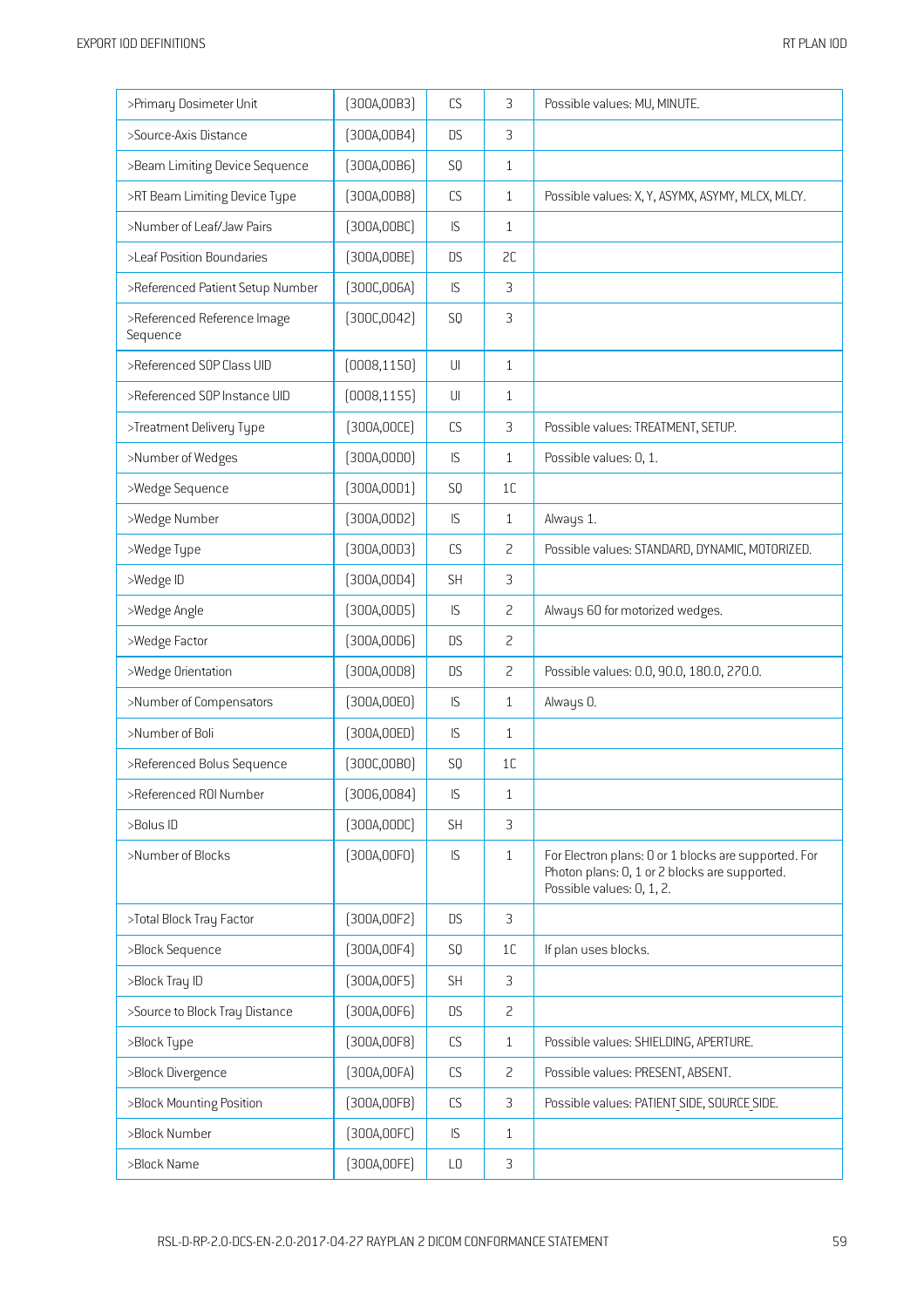| >Primary Dosimeter Unit | (300A,00B3) | CS | 3 | Possible values: MU, MINUTE. |
|---|---|---|---|---|
| >Source-Axis Distance | (300A,00B4) | DS | 3 | |
| >Beam Limiting Device Sequence | (300A,00B6) | SQ | 1 | |
| >RT Beam Limiting Device Type | (300A,00B8) | CS | 1 | Possible values: X, Y, ASYMX, ASYMY, MLCX, MLCY. |
| >Number of Leaf/Jaw Pairs | (300A,00BC) | IS | 1 | |
| >Leaf Position Boundaries | (300A,00BE) | DS | 2C | |
| >Referenced Patient Setup Number | (300C,006A) | IS | 3 | |
| >Referenced Reference Image Sequence | (300C,0042) | SQ | 3 | |
| >Referenced SOP Class UID | (0008,1150) | UI | 1 | |
| >Referenced SOP Instance UID | (0008,1155) | UI | 1 | |
| >Treatment Delivery Type | (300A,00CE) | CS | 3 | Possible values: TREATMENT, SETUP. |
| >Number of Wedges | (300A,00D0) | IS | 1 | Possible values: 0, 1. |
| >Wedge Sequence | (300A,00D1) | SQ | 1C | |
| >Wedge Number | (300A,00D2) | IS | 1 | Always 1. |
| >Wedge Type | (300A,00D3) | CS | 2 | Possible values: STANDARD, DYNAMIC, MOTORIZED. |
| >Wedge ID | (300A,00D4) | SH | 3 | |
| >Wedge Angle | (300A,00D5) | IS | 2 | Always 60 for motorized wedges. |
| >Wedge Factor | (300A,00D6) | DS | 2 | |
| >Wedge Orientation | (300A,00D8) | DS | 2 | Possible values: 0.0, 90.0, 180.0, 270.0. |
| >Number of Compensators | (300A,00E0) | IS | 1 | Always 0. |
| >Number of Boli | (300A,00ED) | IS | 1 | |
| >Referenced Bolus Sequence | (300C,00B0) | SQ | 1C | |
| >Referenced ROI Number | (3006,0084) | IS | 1 | |
| >Bolus ID | (300A,00DC) | SH | 3 | |
| >Number of Blocks | (300A,00F0) | IS | 1 | For Electron plans: 0 or 1 blocks are supported. For Photon plans: 0, 1 or 2 blocks are supported. Possible values: 0, 1, 2. |
| >Total Block Tray Factor | (300A,00F2) | DS | 3 | |
| >Block Sequence | (300A,00F4) | SQ | 1C | If plan uses blocks. |
| >Block Tray ID | (300A,00F5) | SH | 3 | |
| >Source to Block Tray Distance | (300A,00F6) | DS | 2 | |
| >Block Type | (300A,00F8) | CS | 1 | Possible values: SHIELDING, APERTURE. |
| >Block Divergence | (300A,00FA) | CS | 2 | Possible values: PRESENT, ABSENT. |
| >Block Mounting Position | (300A,00FB) | CS | 3 | Possible values: PATIENT_SIDE, SOURCE_SIDE. |
| >Block Number | (300A,00FC) | IS | 1 | |
| >Block Name | (300A,00FE) | LO | 3 | |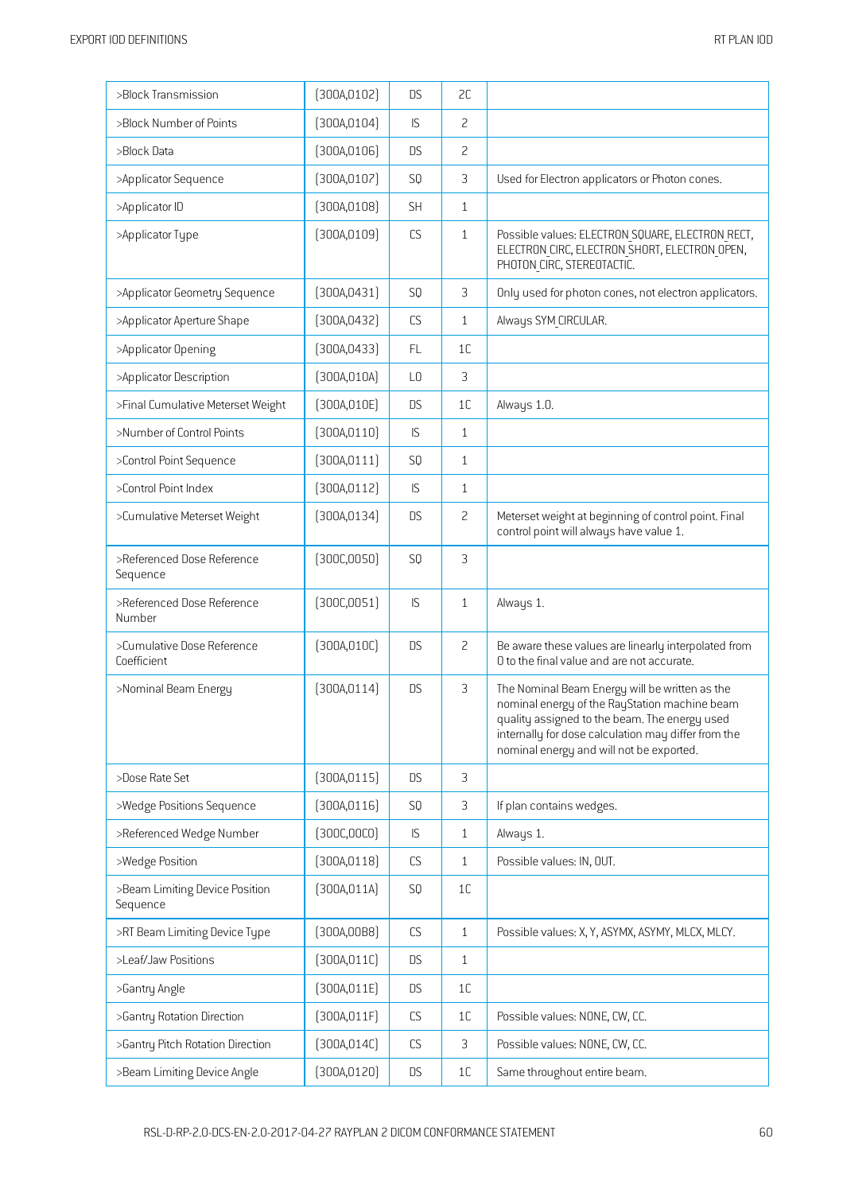| >Block Transmission | (300A,0102) | DS | 2C | |
|---|---|---|---|---|
| >Block Number of Points | (300A,0104) | IS | 2 | |
| >Block Data | (300A,0106) | DS | 2 | |
| >Applicator Sequence | (300A,0107) | SQ | 3 | Used for Electron applicators or Photon cones. |
| >Applicator ID | (300A,0108) | SH | 1 | |
| >Applicator Type | (300A,0109) | CS | 1 | Possible values: ELECTRON_SQUARE, ELECTRON_RECT, ELECTRON_CIRC, ELECTRON_SHORT, ELECTRON_OPEN, PHOTON_CIRC, STEREOTACTIC. |
| >Applicator Geometry Sequence | (300A,0431) | SQ | 3 | Only used for photon cones, not electron applicators. |
| >Applicator Aperture Shape | (300A,0432) | CS | 1 | Always SYM_CIRCULAR. |
| >Applicator Opening | (300A,0433) | FL | 1C | |
| >Applicator Description | (300A,010A) | LO | 3 | |
| >Final Cumulative Meterset Weight | (300A,010E) | DS | 1C | Always 1.0. |
| >Number of Control Points | (300A,0110) | IS | 1 | |
| >Control Point Sequence | (300A,0111) | SQ | 1 | |
| >Control Point Index | (300A,0112) | IS | 1 | |
| >Cumulative Meterset Weight | (300A,0134) | DS | 2 | Meterset weight at beginning of control point. Final control point will always have value 1. |
| >Referenced Dose Reference Sequence | (300C,0050) | SQ | 3 | |
| >Referenced Dose Reference Number | (300C,0051) | IS | 1 | Always 1. |
| >Cumulative Dose Reference Coefficient | (300A,010C) | DS | 2 | Be aware these values are linearly interpolated from 0 to the final value and are not accurate. |
| >Nominal Beam Energy | (300A,0114) | DS | 3 | The Nominal Beam Energy will be written as the nominal energy of the RayStation machine beam quality assigned to the beam. The energy used internally for dose calculation may differ from the nominal energy and will not be exported. |
| >Dose Rate Set | (300A,0115) | DS | 3 | |
| >Wedge Positions Sequence | (300A,0116) | SQ | 3 | If plan contains wedges. |
| >Referenced Wedge Number | (300C,00C0) | IS | 1 | Always 1. |
| >Wedge Position | (300A,0118) | CS | 1 | Possible values: IN, OUT. |
| >Beam Limiting Device Position Sequence | (300A,011A) | SQ | 1C | |
| >RT Beam Limiting Device Type | (300A,00B8) | CS | 1 | Possible values: X, Y, ASYMX, ASYMY, MLCX, MLCY. |
| >Leaf/Jaw Positions | (300A,011C) | DS | 1 | |
| >Gantry Angle | (300A,011E) | DS | 1C | |
| >Gantry Rotation Direction | (300A,011F) | CS | 1C | Possible values: NONE, CW, CC. |
| >Gantry Pitch Rotation Direction | (300A,014C) | CS | 3 | Possible values: NONE, CW, CC. |
| >Beam Limiting Device Angle | (300A,0120) | DS | 1C | Same throughout entire beam. |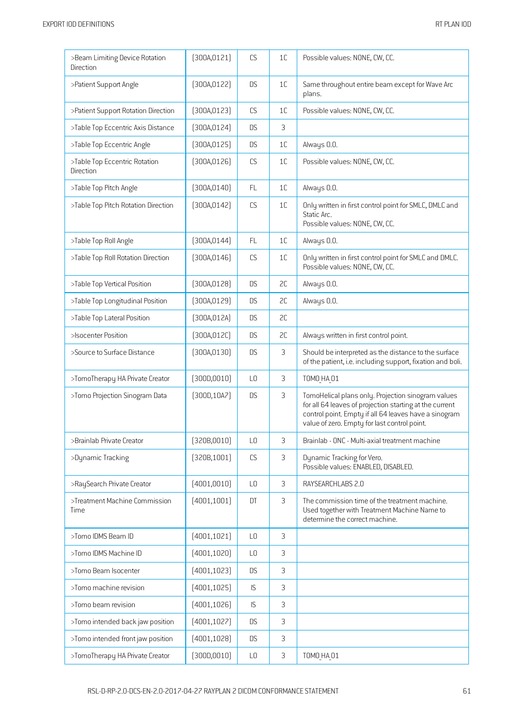| >Beam Limiting Device Rotation Direction | (300A,0121) | CS | 1C | Possible values: NONE, CW, CC. |
|---|---|---|---|---|
| >Patient Support Angle | (300A,0122) | DS | 1C | Same throughout entire beam except for Wave Arc plans. |
| >Patient Support Rotation Direction | (300A,0123) | CS | 1C | Possible values: NONE, CW, CC. |
| >Table Top Eccentric Axis Distance | (300A,0124) | DS | 3 | |
| >Table Top Eccentric Angle | (300A,0125) | DS | 1C | Always 0.0. |
| >Table Top Eccentric Rotation Direction | (300A,0126) | CS | 1C | Possible values: NONE, CW, CC. |
| >Table Top Pitch Angle | (300A,0140) | FL | 1C | Always 0.0. |
| >Table Top Pitch Rotation Direction | (300A,0142) | CS | 1C | Only written in first control point for SMLC, DMLC and Static Arc.<br>Possible values: NONE, CW, CC. |
| >Table Top Roll Angle | (300A,0144) | FL | 1C | Always 0.0. |
| >Table Top Roll Rotation Direction | (300A,0146) | CS | 1C | Only written in first control point for SMLC and DMLC.<br>Possible values: NONE, CW, CC. |
| >Table Top Vertical Position | (300A,0128) | DS | 2C | Always 0.0. |
| >Table Top Longitudinal Position | (300A,0129) | DS | 2C | Always 0.0. |
| >Table Top Lateral Position | (300A,012A) | DS | 2C | |
| >Isocenter Position | (300A,012C) | DS | 2C | Always written in first control point. |
| >Source to Surface Distance | (300A,0130) | DS | 3 | Should be interpreted as the distance to the surface of the patient, i.e. including support, fixation and boli. |
| >TomoTherapy HA Private Creator | (300D,0010) | LO | 3 | TOMO_HA_01 |
| >Tomo Projection Sinogram Data | (300D,10A7) | DS | 3 | TomoHelical plans only. Projection sinogram values for all 64 leaves of projection starting at the current control point. Empty if all 64 leaves have a sinogram value of zero. Empty for last control point. |
| >Brainlab Private Creator | (320B,0010) | LO | 3 | Brainlab - ONC - Multi-axial treatment machine |
| >Dynamic Tracking | (320B,1001) | CS | 3 | Dynamic Tracking for Vero.<br>Possible values: ENABLED, DISABLED. |
| >RaySearch Private Creator | (4001,0010) | LO | 3 | RAYSEARCHLABS 2.0 |
| >Treatment Machine Commission Time | (4001,1001) | DT | 3 | The commission time of the treatment machine. Used together with Treatment Machine Name to determine the correct machine. |
| >Tomo IDMS Beam ID | (4001,1021) | LO | 3 | |
| >Tomo IDMS Machine ID | (4001,1020) | LO | 3 | |
| >Tomo Beam Isocenter | (4001,1023) | DS | 3 | |
| >Tomo machine revision | (4001,1025) | IS | 3 | |
| >Tomo beam revision | (4001,1026) | IS | 3 | |
| >Tomo intended back jaw position | (4001,1027) | DS | 3 | |
| >Tomo intended front jaw position | (4001,1028) | DS | 3 | |
| >TomoTherapy HA Private Creator | (300D,0010) | LO | 3 | TOMO_HA_01 |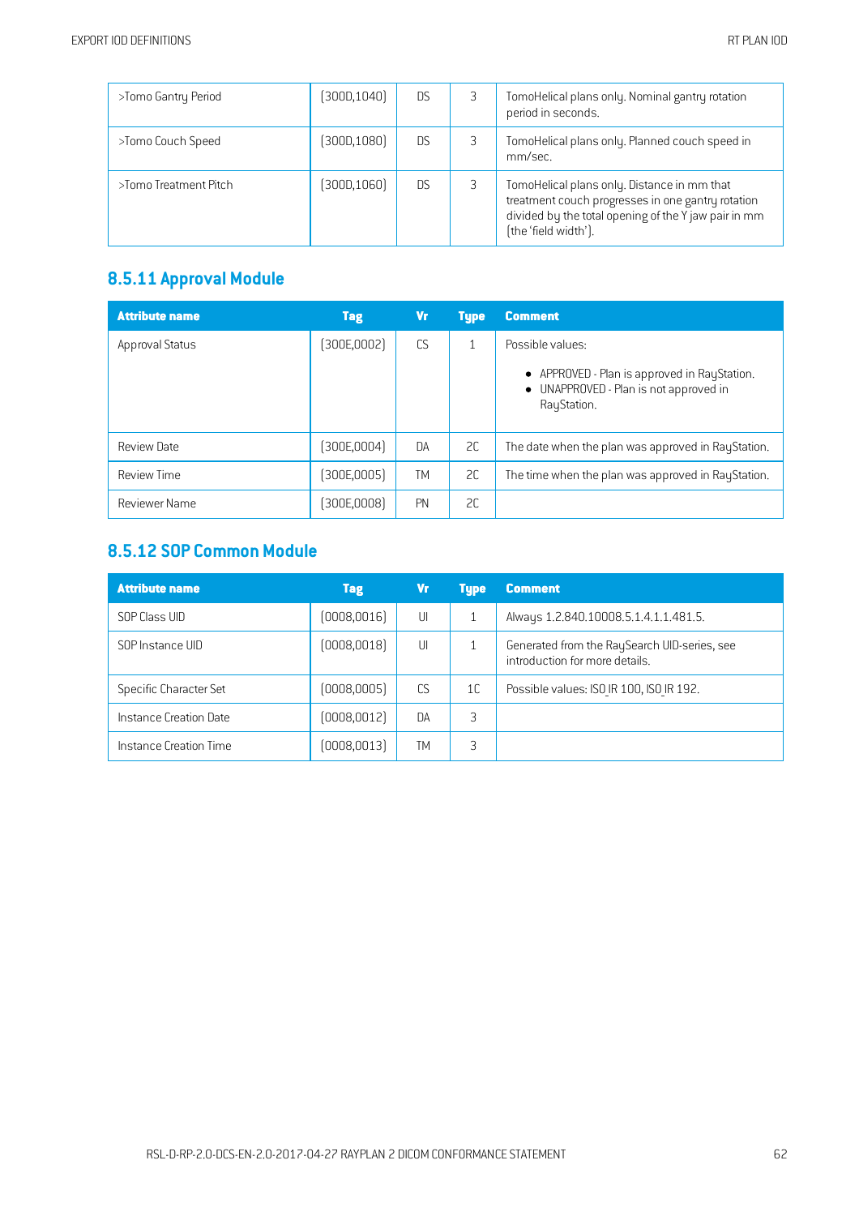| >Tomo Gantry Period | (300D,1040) | DS | 3 | TomoHelical plans only. Nominal gantry rotation period in seconds. |
|---|---|---|---|---|
| >Tomo Couch Speed | (300D,1080) | DS | 3 | TomoHelical plans only. Planned couch speed in mm/sec. |
| >Tomo Treatment Pitch | (300D,1060) | DS | 3 | TomoHelical plans only. Distance in mm that treatment couch progresses in one gantry rotation divided by the total opening of the Y jaw pair in mm (the 'field width'). |

## 8.5.11 Approval Module

| Attribute name | Tag | Vr | Type | Comment |
|---|---|---|---|---|
| Approval Status | (300E,0002) | CS | 1 | Possible values:<br>• APPROVED - Plan is approved in RayStation.<br>• UNAPPROVED - Plan is not approved in RayStation. |
| Review Date | (300E,0004) | DA | 2C | The date when the plan was approved in RayStation. |
| Review Time | (300E,0005) | TM | 2C | The time when the plan was approved in RayStation. |
| Reviewer Name | (300E,0008) | PN | 2C | |

## 8.5.12 SOP Common Module

| Attribute name | Tag | Vr | Type | Comment |
|---|---|---|---|---|
| SOP Class UID | (0008,0016) | UI | 1 | Always 1.2.840.10008.5.1.4.1.1.481.5. |
| SOP Instance UID | (0008,0018) | UI | 1 | Generated from the RaySearch UID-series, see introduction for more details. |
| Specific Character Set | (0008,0005) | CS | 1C | Possible values: ISO_IR 100, ISO_IR 192. |
| Instance Creation Date | (0008,0012) | DA | 3 | |
| Instance Creation Time | (0008,0013) | TM | 3 | |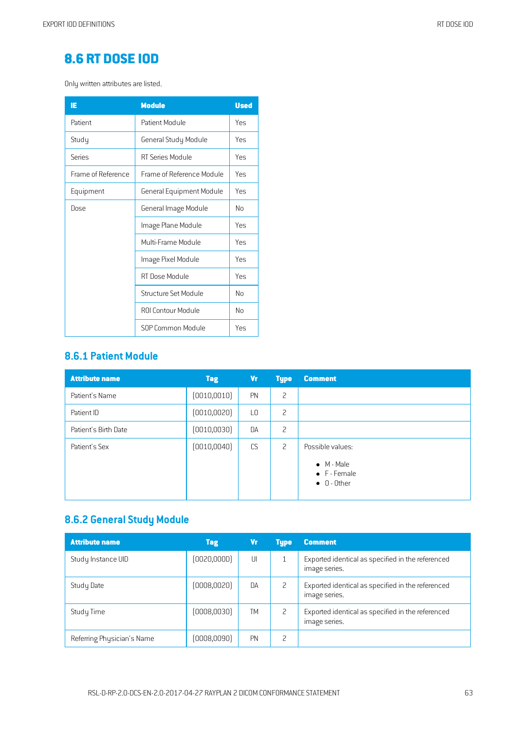# 8.6 RT DOSE IOD

Only written attributes are listed.

| IE | Module | Used |
|---|---|---|
| Patient | Patient Module | Yes |
| Study | General Study Module | Yes |
| Series | RT Series Module | Yes |
| Frame of Reference | Frame of Reference Module | Yes |
| Equipment | General Equipment Module | Yes |
| Dose | General Image Module | No |
| | Image Plane Module | Yes |
| | Multi-Frame Module | Yes |
| | Image Pixel Module | Yes |
| | RT Dose Module | Yes |
| | Structure Set Module | No |
| | ROI Contour Module | No |
| | SOP Common Module | Yes |

## 8.6.1 Patient Module

| Attribute name | Tag | Vr | Type | Comment |
|---|---|---|---|---|
| Patient's Name | (0010,0010) | PN | 2 | |
| Patient ID | (0010,0020) | LO | 2 | |
| Patient's Birth Date | (0010,0030) | DA | 2 | |
| Patient's Sex | (0010,0040) | CS | 2 | Possible values: <br>• M - Male <br>• F - Female <br>• O - Other |

## 8.6.2 General Study Module

| Attribute name | Tag | Vr | Type | Comment |
|---|---|---|---|---|
| Study Instance UID | (0020,000D) | UI | 1 | Exported identical as specified in the referenced image series. |
| Study Date | (0008,0020) | DA | 2 | Exported identical as specified in the referenced image series. |
| Study Time | (0008,0030) | TM | 2 | Exported identical as specified in the referenced image series. |
| Referring Physician's Name | (0008,0090) | PN | 2 | |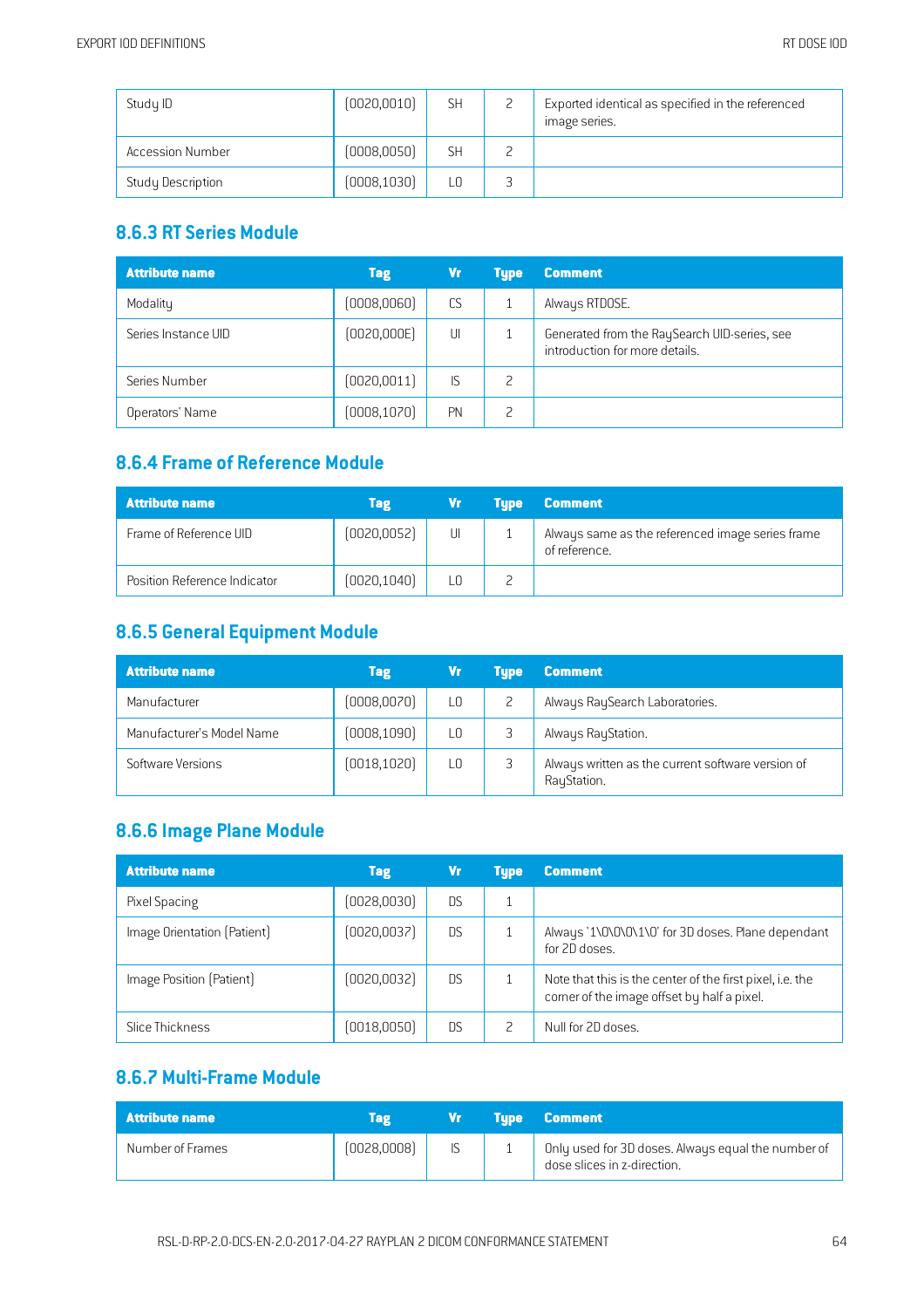| Study ID | (0020,0010) | SH | 2 | Exported identical as specified in the referenced image series. |
|---|---|---|---|---|
| Accession Number | (0008,0050) | SH | 2 | |
| Study Description | (0008,1030) | LO | 3 | |

### 8.6.3 RT Series Module

| Attribute name | Tag | Vr | Type | Comment |
|---|---|---|---|---|
| Modality | (0008,0060) | CS | 1 | Always RTDOSE. |
| Series Instance UID | (0020,000E) | UI | 1 | Generated from the RaySearch UID-series, see introduction for more details. |
| Series Number | (0020,0011) | IS | 2 | |
| Operators' Name | (0008,1070) | PN | 2 | |

### 8.6.4 Frame of Reference Module

| Attribute name | Tag | Vr | Type | Comment |
|---|---|---|---|---|
| Frame of Reference UID | (0020,0052) | UI | 1 | Always same as the referenced image series frame of reference. |
| Position Reference Indicator | (0020,1040) | LO | 2 | |

### 8.6.5 General Equipment Module

| Attribute name | Tag | Vr | Type | Comment |
|---|---|---|---|---|
| Manufacturer | (0008,0070) | LO | 2 | Always RaySearch Laboratories. |
| Manufacturer's Model Name | (0008,1090) | LO | 3 | Always RayStation. |
| Software Versions | (0018,1020) | LO | 3 | Always written as the current software version of RayStation. |

### 8.6.6 Image Plane Module

| Attribute name | Tag | Vr | Type | Comment |
|---|---|---|---|---|
| Pixel Spacing | (0028,0030) | DS | 1 | |
| Image Orientation (Patient) | (0020,0037) | DS | 1 | Always '1\0\0\0\1\0' for 3D doses. Plane dependant for 2D doses. |
| Image Position (Patient) | (0020,0032) | DS | 1 | Note that this is the center of the first pixel, i.e. the corner of the image offset by half a pixel. |
| Slice Thickness | (0018,0050) | DS | 2 | Null for 2D doses. |

### 8.6.7 Multi-Frame Module

| Attribute name | Tag | Vr | Type | Comment |
|---|---|---|---|---|
| Number of Frames | (0028,0008) | IS | 1 | Only used for 3D doses. Always equal the number of dose slices in z-direction. |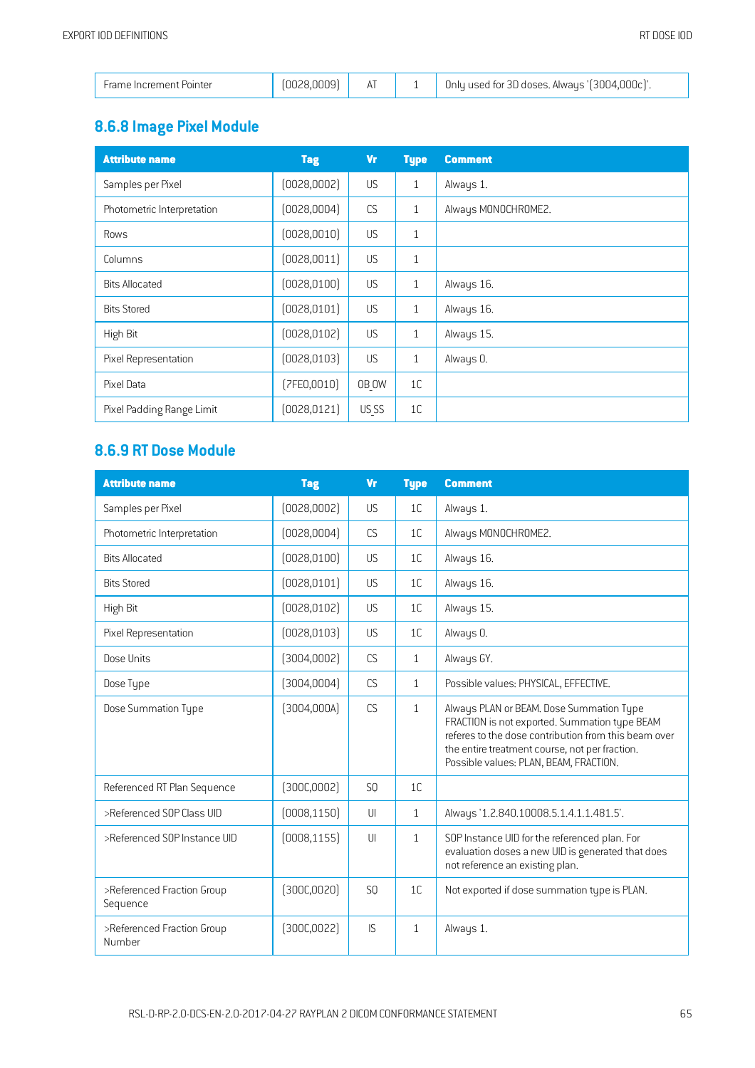| Frame Increment Pointer | (0028,0009) | AT | 1 | Only used for 3D doses. Always '(3004,000c)'. |
|---|---|---|---|---|

## 8.6.8 Image Pixel Module

| Attribute name | Tag | Vr | Type | Comment |
|---|---|---|---|---|
| Samples per Pixel | (0028,0002) | US | 1 | Always 1. |
| Photometric Interpretation | (0028,0004) | CS | 1 | Always MONOCHROME2. |
| Rows | (0028,0010) | US | 1 | |
| Columns | (0028,0011) | US | 1 | |
| Bits Allocated | (0028,0100) | US | 1 | Always 16. |
| Bits Stored | (0028,0101) | US | 1 | Always 16. |
| High Bit | (0028,0102) | US | 1 | Always 15. |
| Pixel Representation | (0028,0103) | US | 1 | Always 0. |
| Pixel Data | (7FE0,0010) | OB_OW | 1C | |
| Pixel Padding Range Limit | (0028,0121) | US_SS | 1C | |

## 8.6.9 RT Dose Module

| Attribute name | Tag | Vr | Type | Comment |
|---|---|---|---|---|
| Samples per Pixel | (0028,0002) | US | 1C | Always 1. |
| Photometric Interpretation | (0028,0004) | CS | 1C | Always MONOCHROME2. |
| Bits Allocated | (0028,0100) | US | 1C | Always 16. |
| Bits Stored | (0028,0101) | US | 1C | Always 16. |
| High Bit | (0028,0102) | US | 1C | Always 15. |
| Pixel Representation | (0028,0103) | US | 1C | Always 0. |
| Dose Units | (3004,0002) | CS | 1 | Always GY. |
| Dose Type | (3004,0004) | CS | 1 | Possible values: PHYSICAL, EFFECTIVE. |
| Dose Summation Type | (3004,000A) | CS | 1 | Always PLAN or BEAM. Dose Summation Type FRACTION is not exported. Summation type BEAM referes to the dose contribution from this beam over the entire treatment course, not per fraction. Possible values: PLAN, BEAM, FRACTION. |
| Referenced RT Plan Sequence | (300C,0002) | SQ | 1C | |
| >Referenced SOP Class UID | (0008,1150) | UI | 1 | Always '1.2.840.10008.5.1.4.1.1.481.5'. |
| >Referenced SOP Instance UID | (0008,1155) | UI | 1 | SOP Instance UID for the referenced plan. For evaluation doses a new UID is generated that does not reference an existing plan. |
| >Referenced Fraction Group Sequence | (300C,0020) | SQ | 1C | Not exported if dose summation type is PLAN. |
| >Referenced Fraction Group Number | (300C,0022) | IS | 1 | Always 1. |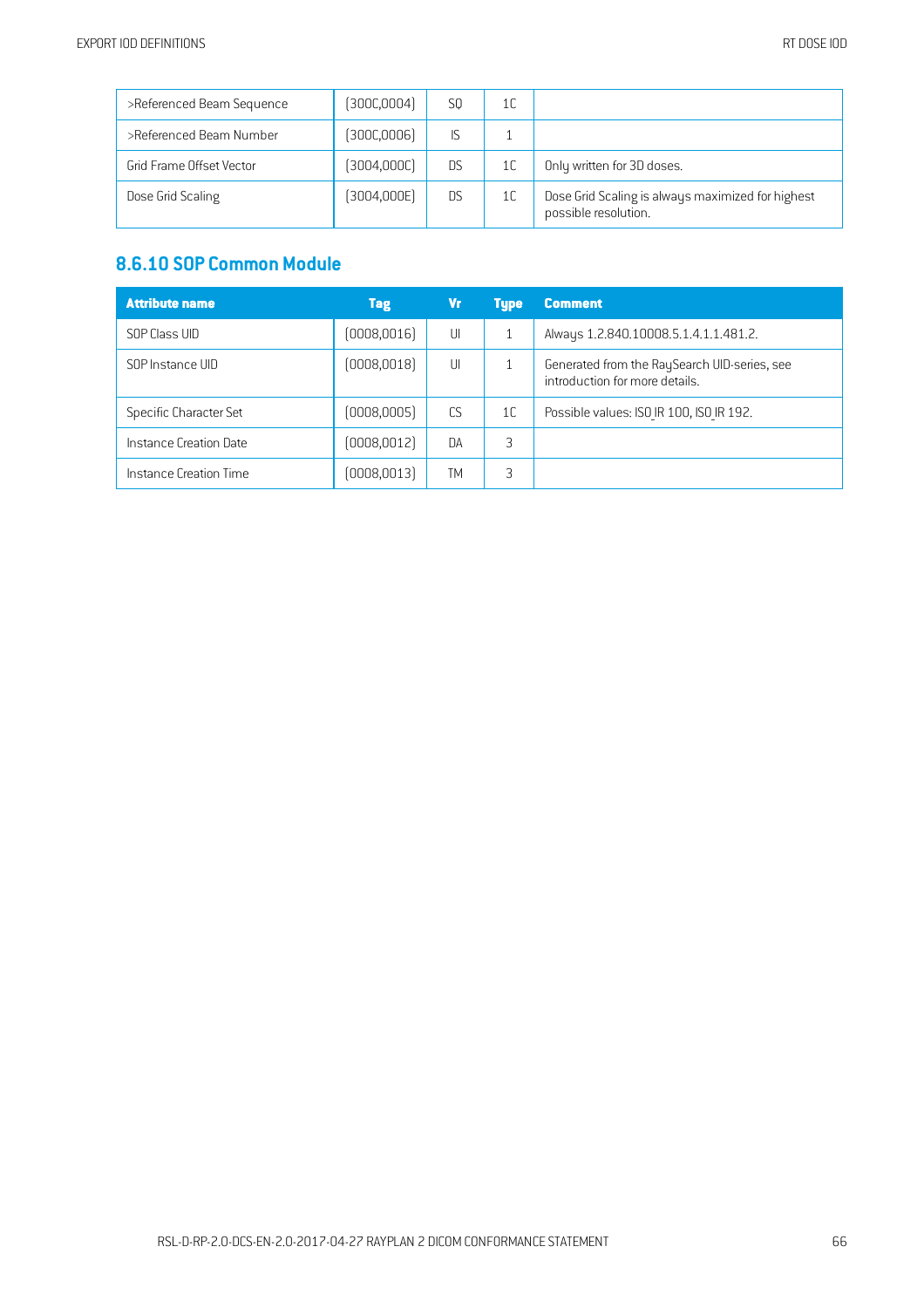| >Referenced Beam Sequence | (300C,0004) | SQ | 1C | |
|---|---|---|---|---|
| >Referenced Beam Number | (300C,0006) | IS | 1 | |
| Grid Frame Offset Vector | (3004,000C) | DS | 1C | Only written for 3D doses. |
| Dose Grid Scaling | (3004,000E) | DS | 1C | Dose Grid Scaling is always maximized for highest possible resolution. |

### 8.6.10 SOP Common Module

| Attribute name | Tag | Vr | Type | Comment |
|---|---|---|---|---|
| SOP Class UID | (0008,0016) | UI | 1 | Always 1.2.840.10008.5.1.4.1.1.481.2. |
| SOP Instance UID | (0008,0018) | UI | 1 | Generated from the RaySearch UID-series, see introduction for more details. |
| Specific Character Set | (0008,0005) | CS | 1C | Possible values: ISO_IR 100, ISO_IR 192. |
| Instance Creation Date | (0008,0012) | DA | 3 | |
| Instance Creation Time | (0008,0013) | TM | 3 | |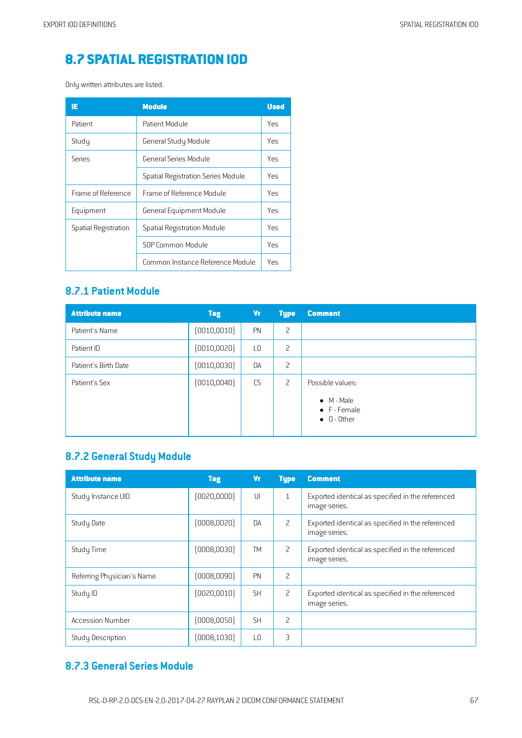# 8.7 SPATIAL REGISTRATION IOD

Only written attributes are listed.

| IE | Module | Used |
|---|---|---|
| Patient | Patient Module | Yes |
| Study | General Study Module | Yes |
| Series | General Series Module | Yes |
| | Spatial Registration Series Module | Yes |
| Frame of Reference | Frame of Reference Module | Yes |
| Equipment | General Equipment Module | Yes |
| Spatial Registration | Spatial Registration Module | Yes |
| | SOP Common Module | Yes |
| | Common Instance Reference Module | Yes |

## 8.7.1 Patient Module

| Attribute name | Tag | Vr | Type | Comment |
|---|---|---|---|---|
| Patient's Name | (0010,0010) | PN | 2 | |
| Patient ID | (0010,0020) | LO | 2 | |
| Patient's Birth Date | (0010,0030) | DA | 2 | |
| Patient's Sex | (0010,0040) | CS | 2 | Possible values: <br>• M - Male <br>• F - Female <br>• O - Other |

## 8.7.2 General Study Module

| Attribute name | Tag | Vr | Type | Comment |
|---|---|---|---|---|
| Study Instance UID | (0020,000D) | UI | 1 | Exported identical as specified in the referenced image series. |
| Study Date | (0008,0020) | DA | 2 | Exported identical as specified in the referenced image series. |
| Study Time | (0008,0030) | TM | 2 | Exported identical as specified in the referenced image series. |
| Referring Physician's Name | (0008,0090) | PN | 2 | |
| Study ID | (0020,0010) | SH | 2 | Exported identical as specified in the referenced image series. |
| Accession Number | (0008,0050) | SH | 2 | |
| Study Description | (0008,1030) | LO | 3 | |

## 8.7.3 General Series Module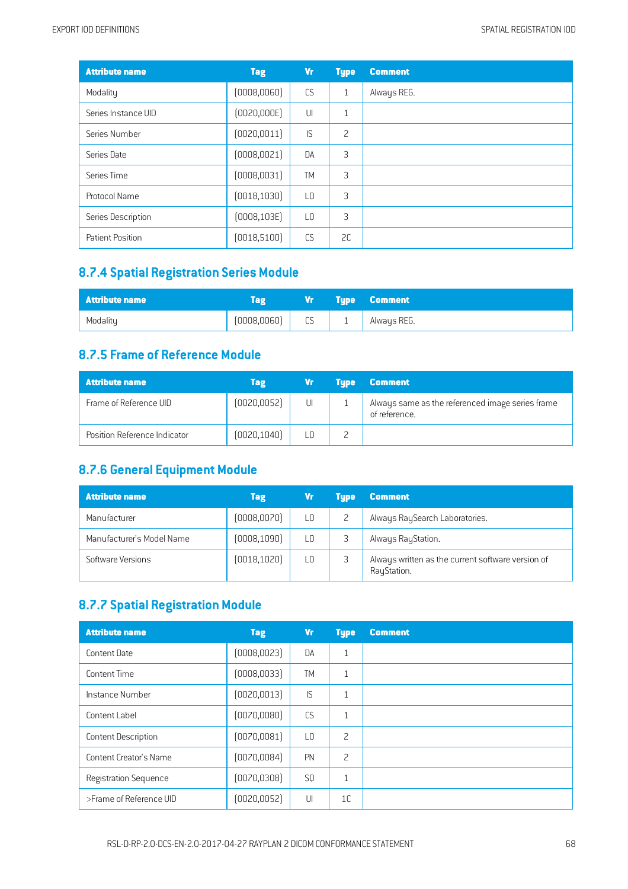| Attribute name | Tag | Vr | Type | Comment |
|---|---|---|---|---|
| Modality | (0008,0060) | CS | 1 | Always REG. |
| Series Instance UID | (0020,000E) | UI | 1 | |
| Series Number | (0020,0011) | IS | 2 | |
| Series Date | (0008,0021) | DA | 3 | |
| Series Time | (0008,0031) | TM | 3 | |
| Protocol Name | (0018,1030) | LO | 3 | |
| Series Description | (0008,103E) | LO | 3 | |
| Patient Position | (0018,5100) | CS | 2C | |

## 8.7.4 Spatial Registration Series Module

| Attribute name | Tag | Vr | Type | Comment |
|---|---|---|---|---|
| Modality | (0008,0060) | CS | 1 | Always REG. |

## 8.7.5 Frame of Reference Module

| Attribute name | Tag | Vr | Type | Comment |
|---|---|---|---|---|
| Frame of Reference UID | (0020,0052) | UI | 1 | Always same as the referenced image series frame of reference. |
| Position Reference Indicator | (0020,1040) | LO | 2 | |

## 8.7.6 General Equipment Module

| Attribute name | Tag | Vr | Type | Comment |
|---|---|---|---|---|
| Manufacturer | (0008,0070) | LO | 2 | Always RaySearch Laboratories. |
| Manufacturer's Model Name | (0008,1090) | LO | 3 | Always RayStation. |
| Software Versions | (0018,1020) | LO | 3 | Always written as the current software version of RayStation. |

## 8.7.7 Spatial Registration Module

| Attribute name | Tag | Vr | Type | Comment |
|---|---|---|---|---|
| Content Date | (0008,0023) | DA | 1 | |
| Content Time | (0008,0033) | TM | 1 | |
| Instance Number | (0020,0013) | IS | 1 | |
| Content Label | (0070,0080) | CS | 1 | |
| Content Description | (0070,0081) | LO | 2 | |
| Content Creator's Name | (0070,0084) | PN | 2 | |
| Registration Sequence | (0070,0308) | SQ | 1 | |
| >Frame of Reference UID | (0020,0052) | UI | 1C | |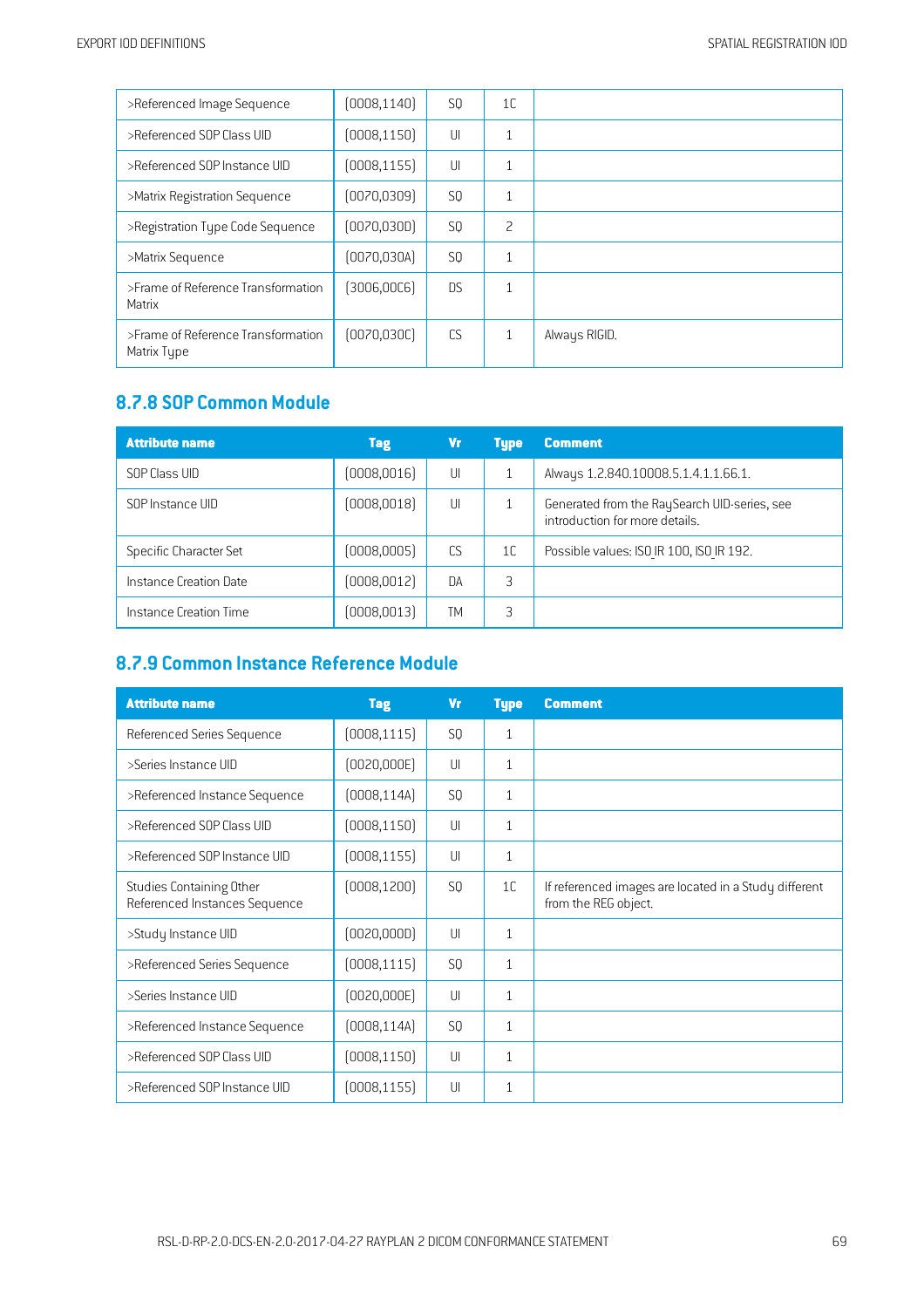| >Referenced Image Sequence | (0008,1140) | SQ | 1C | |
|---|---|---|---|---|
| >Referenced SOP Class UID | (0008,1150) | UI | 1 | |
| >Referenced SOP Instance UID | (0008,1155) | UI | 1 | |
| >Matrix Registration Sequence | (0070,0309) | SQ | 1 | |
| >Registration Type Code Sequence | (0070,030D) | SQ | 2 | |
| >Matrix Sequence | (0070,030A) | SQ | 1 | |
| >Frame of Reference Transformation Matrix | (3006,00C6) | DS | 1 | |
| >Frame of Reference Transformation Matrix Type | (0070,030C) | CS | 1 | Always RIGID. |

## 8.7.8 SOP Common Module

| Attribute name | Tag | Vr | Type | Comment |
|---|---|---|---|---|
| SOP Class UID | (0008,0016) | UI | 1 | Always 1.2.840.10008.5.1.4.1.1.66.1. |
| SOP Instance UID | (0008,0018) | UI | 1 | Generated from the RaySearch UID-series, see introduction for more details. |
| Specific Character Set | (0008,0005) | CS | 1C | Possible values: ISO_IR 100, ISO_IR 192. |
| Instance Creation Date | (0008,0012) | DA | 3 | |
| Instance Creation Time | (0008,0013) | TM | 3 | |

## 8.7.9 Common Instance Reference Module

| Attribute name | Tag | Vr | Type | Comment |
|---|---|---|---|---|
| Referenced Series Sequence | (0008,1115) | SQ | 1 | |
| >Series Instance UID | (0020,000E) | UI | 1 | |
| >Referenced Instance Sequence | (0008,114A) | SQ | 1 | |
| >Referenced SOP Class UID | (0008,1150) | UI | 1 | |
| >Referenced SOP Instance UID | (0008,1155) | UI | 1 | |
| Studies Containing Other Referenced Instances Sequence | (0008,1200) | SQ | 1C | If referenced images are located in a Study different from the REG object. |
| >Study Instance UID | (0020,000D) | UI | 1 | |
| >Referenced Series Sequence | (0008,1115) | SQ | 1 | |
| >Series Instance UID | (0020,000E) | UI | 1 | |
| >Referenced Instance Sequence | (0008,114A) | SQ | 1 | |
| >Referenced SOP Class UID | (0008,1150) | UI | 1 | |
| >Referenced SOP Instance UID | (0008,1155) | UI | 1 | |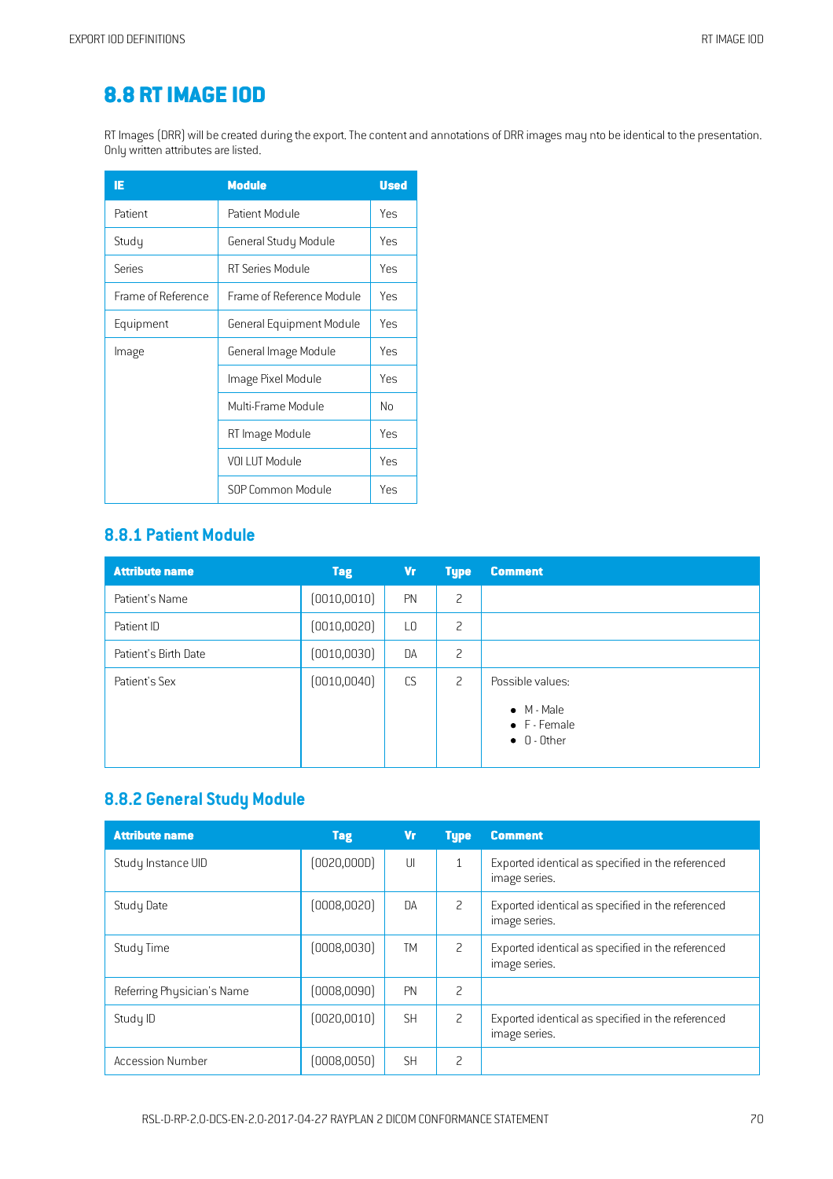## 8.8 RT IMAGE IOD

RT Images (DRR) will be created during the export. The content and annotations of DRR images may nto be identical to the presentation. Only written attributes are listed.

| IE | Module | Used |
|---|---|---|
| Patient | Patient Module | Yes |
| Study | General Study Module | Yes |
| Series | RT Series Module | Yes |
| Frame of Reference | Frame of Reference Module | Yes |
| Equipment | General Equipment Module | Yes |
| Image | General Image Module | Yes |
| | Image Pixel Module | Yes |
| | Multi-Frame Module | No |
| | RT Image Module | Yes |
| | VOI LUT Module | Yes |
| | SOP Common Module | Yes |

### 8.8.1 Patient Module

| Attribute name | Tag | Vr | Type | Comment |
|---|---|---|---|---|
| Patient's Name | (0010,0010) | PN | 2 | |
| Patient ID | (0010,0020) | LO | 2 | |
| Patient's Birth Date | (0010,0030) | DA | 2 | |
| Patient's Sex | (0010,0040) | CS | 2 | Possible values:<br>• M - Male<br>• F - Female<br>• O - Other |

### 8.8.2 General Study Module

| Attribute name | Tag | Vr | Type | Comment |
|---|---|---|---|---|
| Study Instance UID | (0020,000D) | UI | 1 | Exported identical as specified in the referenced image series. |
| Study Date | (0008,0020) | DA | 2 | Exported identical as specified in the referenced image series. |
| Study Time | (0008,0030) | TM | 2 | Exported identical as specified in the referenced image series. |
| Referring Physician's Name | (0008,0090) | PN | 2 | |
| Study ID | (0020,0010) | SH | 2 | Exported identical as specified in the referenced image series. |
| Accession Number | (0008,0050) | SH | 2 | |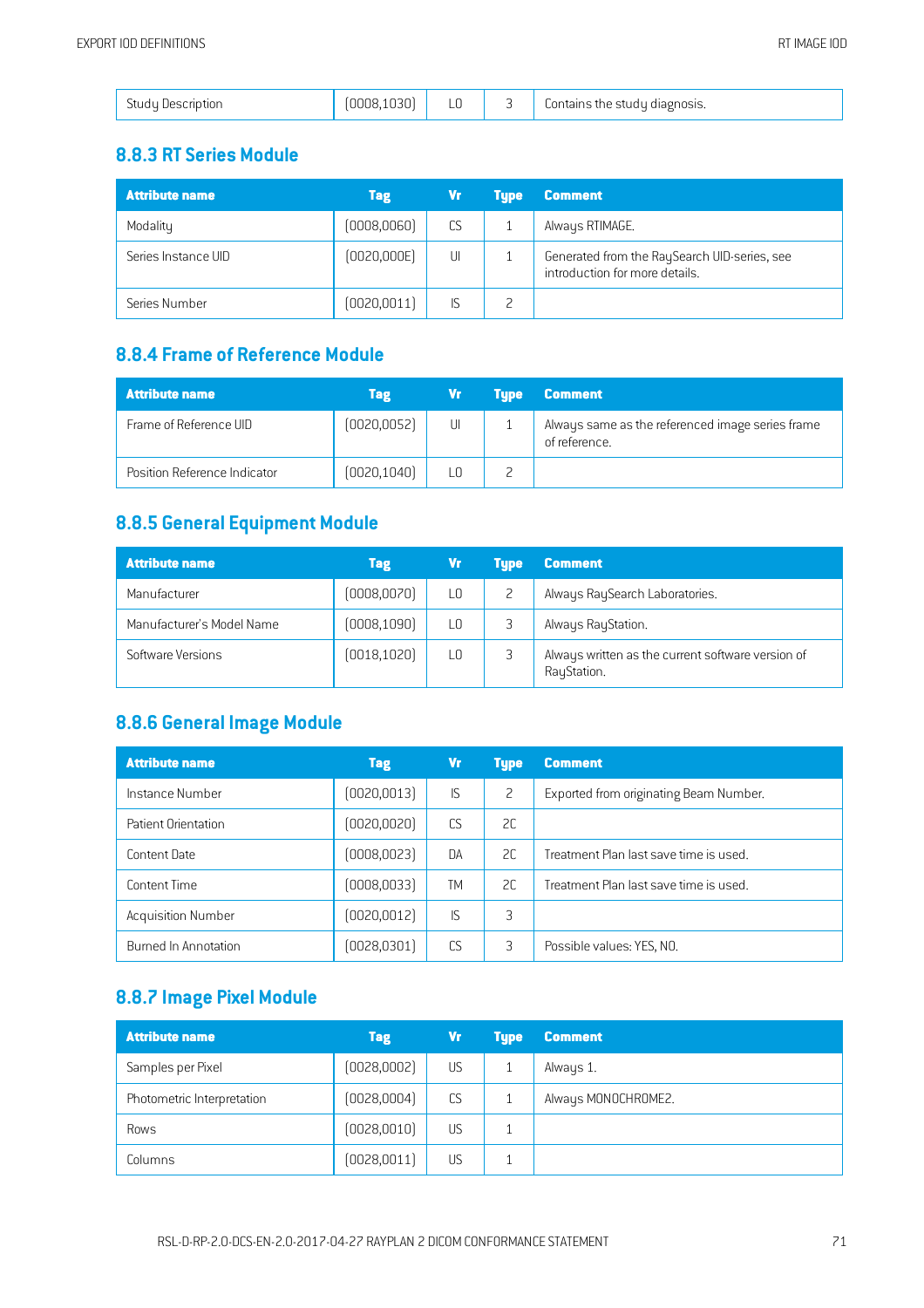| Study Description | (0008,1030) | LO | 3 | Contains the study diagnosis. |
|---|---|---|---|---|

### 8.8.3 RT Series Module

| Attribute name | Tag | Vr | Type | Comment |
|---|---|---|---|---|
| Modality | (0008,0060) | CS | 1 | Always RTIMAGE. |
| Series Instance UID | (0020,000E) | UI | 1 | Generated from the RaySearch UID-series, see introduction for more details. |
| Series Number | (0020,0011) | IS | 2 | |

### 8.8.4 Frame of Reference Module

| Attribute name | Tag | Vr | Type | Comment |
|---|---|---|---|---|
| Frame of Reference UID | (0020,0052) | UI | 1 | Always same as the referenced image series frame of reference. |
| Position Reference Indicator | (0020,1040) | LO | 2 | |

### 8.8.5 General Equipment Module

| Attribute name | Tag | Vr | Type | Comment |
|---|---|---|---|---|
| Manufacturer | (0008,0070) | LO | 2 | Always RaySearch Laboratories. |
| Manufacturer's Model Name | (0008,1090) | LO | 3 | Always RayStation. |
| Software Versions | (0018,1020) | LO | 3 | Always written as the current software version of RayStation. |

### 8.8.6 General Image Module

| Attribute name | Tag | Vr | Type | Comment |
|---|---|---|---|---|
| Instance Number | (0020,0013) | IS | 2 | Exported from originating Beam Number. |
| Patient Orientation | (0020,0020) | CS | 2C | |
| Content Date | (0008,0023) | DA | 2C | Treatment Plan last save time is used. |
| Content Time | (0008,0033) | TM | 2C | Treatment Plan last save time is used. |
| Acquisition Number | (0020,0012) | IS | 3 | |
| Burned In Annotation | (0028,0301) | CS | 3 | Possible values: YES, NO. |

### 8.8.7 Image Pixel Module

| Attribute name | Tag | Vr | Type | Comment |
|---|---|---|---|---|
| Samples per Pixel | (0028,0002) | US | 1 | Always 1. |
| Photometric Interpretation | (0028,0004) | CS | 1 | Always MONOCHROME2. |
| Rows | (0028,0010) | US | 1 | |
| Columns | (0028,0011) | US | 1 | |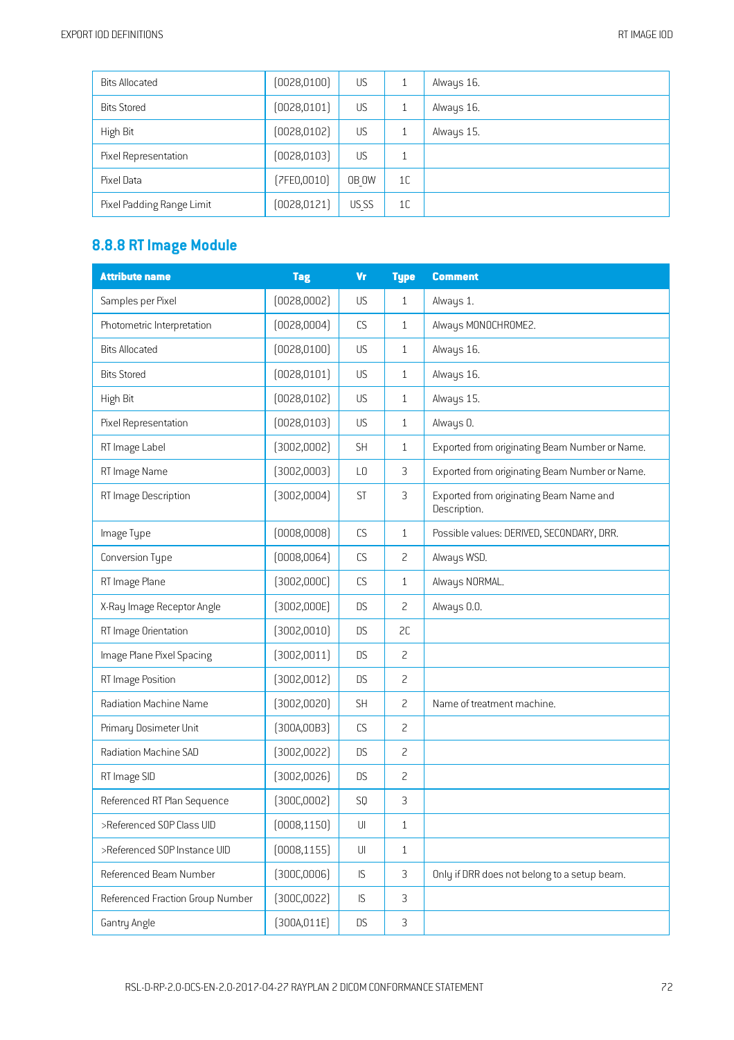| Bits Allocated | (0028,0100) | US | 1 | Always 16. |
|---|---|---|---|---|
| Bits Stored | (0028,0101) | US | 1 | Always 16. |
| High Bit | (0028,0102) | US | 1 | Always 15. |
| Pixel Representation | (0028,0103) | US | 1 | |
| Pixel Data | (7FE0,0010) | OB OW | 1C | |
| Pixel Padding Range Limit | (0028,0121) | US SS | 1C | |

### 8.8.8 RT Image Module

| Attribute name | Tag | Vr | Type | Comment |
|---|---|---|---|---|
| Samples per Pixel | (0028,0002) | US | 1 | Always 1. |
| Photometric Interpretation | (0028,0004) | CS | 1 | Always MONOCHROME2. |
| Bits Allocated | (0028,0100) | US | 1 | Always 16. |
| Bits Stored | (0028,0101) | US | 1 | Always 16. |
| High Bit | (0028,0102) | US | 1 | Always 15. |
| Pixel Representation | (0028,0103) | US | 1 | Always 0. |
| RT Image Label | (3002,0002) | SH | 1 | Exported from originating Beam Number or Name. |
| RT Image Name | (3002,0003) | LO | 3 | Exported from originating Beam Number or Name. |
| RT Image Description | (3002,0004) | ST | 3 | Exported from originating Beam Name and Description. |
| Image Type | (0008,0008) | CS | 1 | Possible values: DERIVED, SECONDARY, DRR. |
| Conversion Type | (0008,0064) | CS | 2 | Always WSD. |
| RT Image Plane | (3002,000C) | CS | 1 | Always NORMAL. |
| X-Ray Image Receptor Angle | (3002,000E) | DS | 2 | Always 0.0. |
| RT Image Orientation | (3002,0010) | DS | 2C | |
| Image Plane Pixel Spacing | (3002,0011) | DS | 2 | |
| RT Image Position | (3002,0012) | DS | 2 | |
| Radiation Machine Name | (3002,0020) | SH | 2 | Name of treatment machine. |
| Primary Dosimeter Unit | (300A,00B3) | CS | 2 | |
| Radiation Machine SAD | (3002,0022) | DS | 2 | |
| RT Image SID | (3002,0026) | DS | 2 | |
| Referenced RT Plan Sequence | (300C,0002) | SQ | 3 | |
| >Referenced SOP Class UID | (0008,1150) | UI | 1 | |
| >Referenced SOP Instance UID | (0008,1155) | UI | 1 | |
| Referenced Beam Number | (300C,0006) | IS | 3 | Only if DRR does not belong to a setup beam. |
| Referenced Fraction Group Number | (300C,0022) | IS | 3 | |
| Gantry Angle | (300A,011E) | DS | 3 | |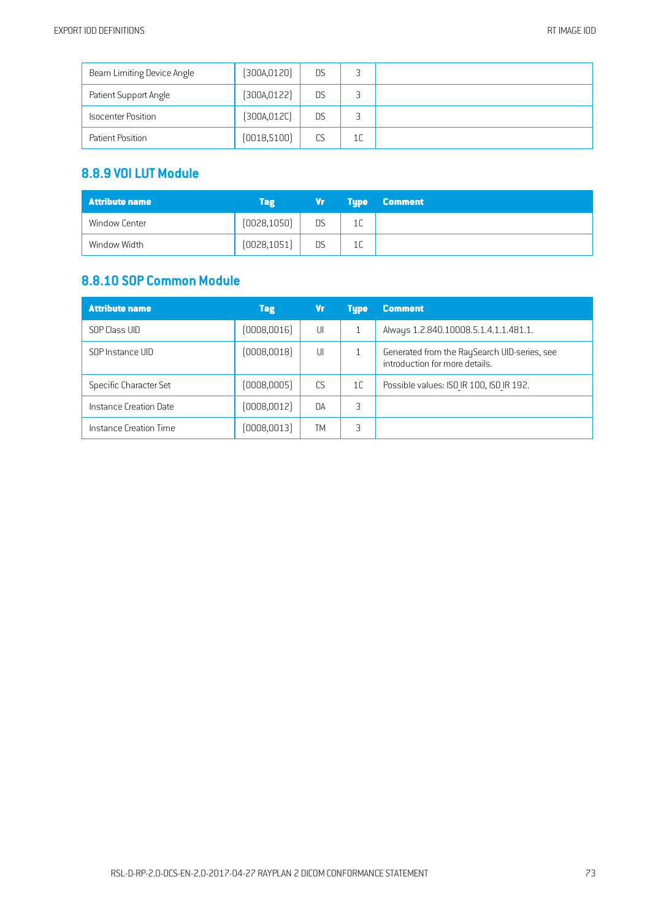| Beam Limiting Device Angle | (300A,0120) | DS | 3 | |
|---|---|---|---|---|
| Patient Support Angle | (300A,0122) | DS | 3 | |
| Isocenter Position | (300A,012C) | DS | 3 | |
| Patient Position | (0018,5100) | CS | 1C | |

## 8.8.9 VOI LUT Module

| Attribute name | Tag | Vr | Type | Comment |
|---|---|---|---|---|
| Window Center | (0028,1050) | DS | 1C | |
| Window Width | (0028,1051) | DS | 1C | |

## 8.8.10 SOP Common Module

| Attribute name | Tag | Vr | Type | Comment |
|---|---|---|---|---|
| SOP Class UID | (0008,0016) | UI | 1 | Always 1.2.840.10008.5.1.4.1.1.481.1. |
| SOP Instance UID | (0008,0018) | UI | 1 | Generated from the RaySearch UID-series, see introduction for more details. |
| Specific Character Set | (0008,0005) | CS | 1C | Possible values: ISO_IR 100, ISO_IR 192. |
| Instance Creation Date | (0008,0012) | DA | 3 | |
| Instance Creation Time | (0008,0013) | TM | 3 | |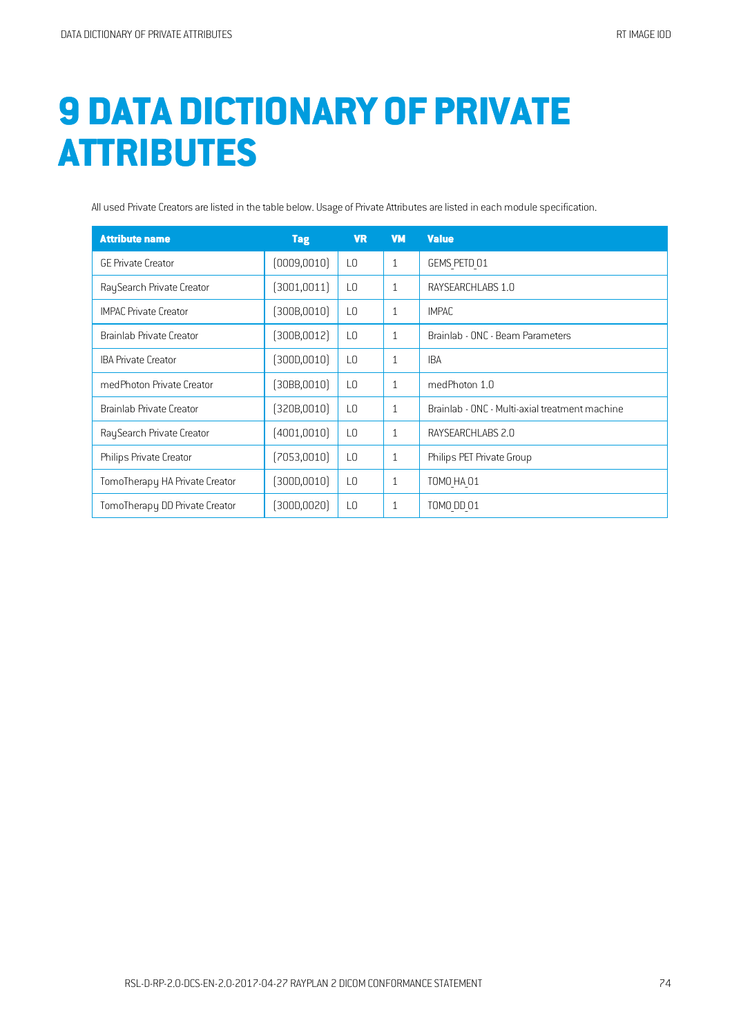# 9 DATA DICTIONARY OF PRIVATE ATTRIBUTES

All used Private Creators are listed in the table below. Usage of Private Attributes are listed in each module specification.

| Attribute name | Tag | VR | VM | Value |
|---|---|---|---|---|
| GE Private Creator | (0009,0010) | LO | 1 | GEMS_PETD_01 |
| RaySearch Private Creator | (3001,0011) | LO | 1 | RAYSEARCHLABS 1.0 |
| IMPAC Private Creator | (300B,0010) | LO | 1 | IMPAC |
| Brainlab Private Creator | (300B,0012) | LO | 1 | Brainlab - ONC - Beam Parameters |
| IBA Private Creator | (300D,0010) | LO | 1 | IBA |
| medPhoton Private Creator | (30BB,0010) | LO | 1 | medPhoton 1.0 |
| Brainlab Private Creator | (320B,0010) | LO | 1 | Brainlab - ONC - Multi-axial treatment machine |
| RaySearch Private Creator | (4001,0010) | LO | 1 | RAYSEARCHLABS 2.0 |
| Philips Private Creator | (7053,0010) | LO | 1 | Philips PET Private Group |
| TomoTherapy HA Private Creator | (300D,0010) | LO | 1 | TOMO_HA_01 |
| TomoTherapy DD Private Creator | (300D,0020) | LO | 1 | TOMO_DD_01 |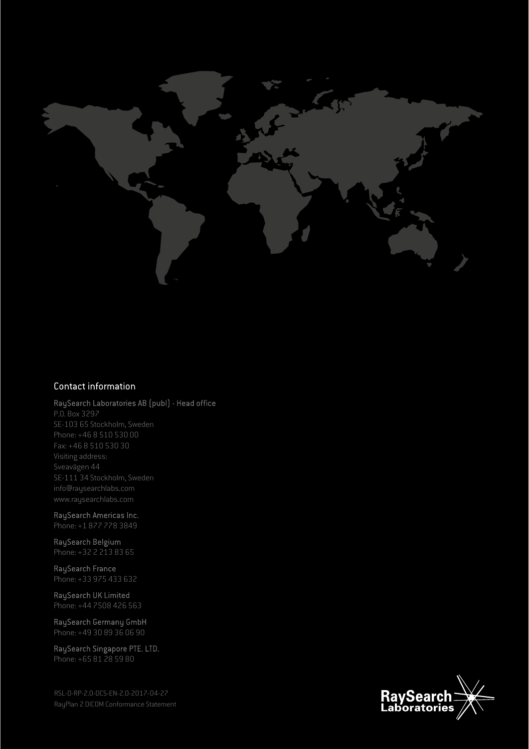## Contact information

RaySearch Laboratories AB (publ) - Head office
P.O. Box 3297
SE-103 65 Stockholm, Sweden
Phone: +46 8 510 530 00
Fax: +46 8 510 530 30
Visiting address:
Sveavägen 44
SE-111 34 Stockholm, Sweden
info@raysearchlabs.com
www.raysearchlabs.com

RaySearch Americas Inc.
Phone: +1 877 778 3849

RaySearch Belgium
Phone: +32 2 213 83 65

RaySearch France
Phone: +33 975 433 632

RaySearch UK Limited
Phone: +44 7508 426 563

RaySearch Germany GmbH
Phone: +49 30 89 36 06 90

RaySearch Singapore PTE. LTD.
Phone: +65 81 28 59 80

RSL-D-RP-2.0-DCS-EN-2.0-2017-04-27
RayPlan 2 DICOM Conformance Statement

RaySearch Laboratories